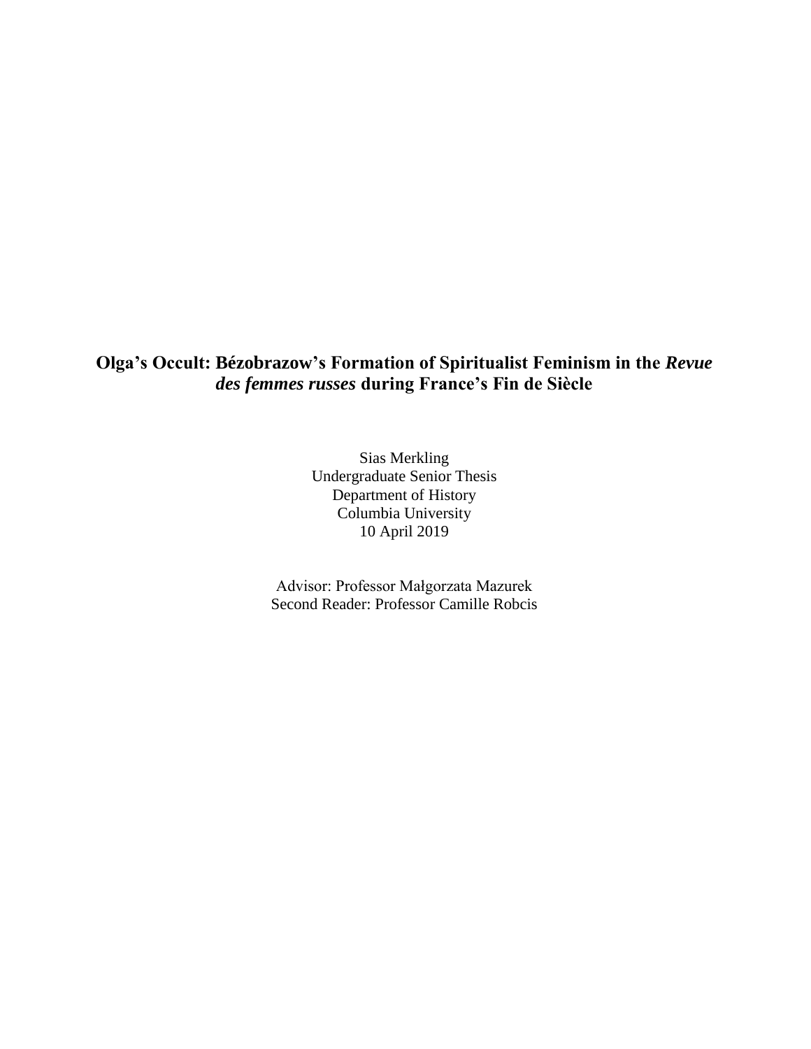# Olga's Occult: Bézobrazow's Formation of Spiritualist Feminism in the *Revue des femmes russes* during France's Fin de Siècle

Sias Merkling
Undergraduate Senior Thesis
Department of History
Columbia University
10 April 2019

Advisor: Professor Małgorzata Mazurek
Second Reader: Professor Camille Robcis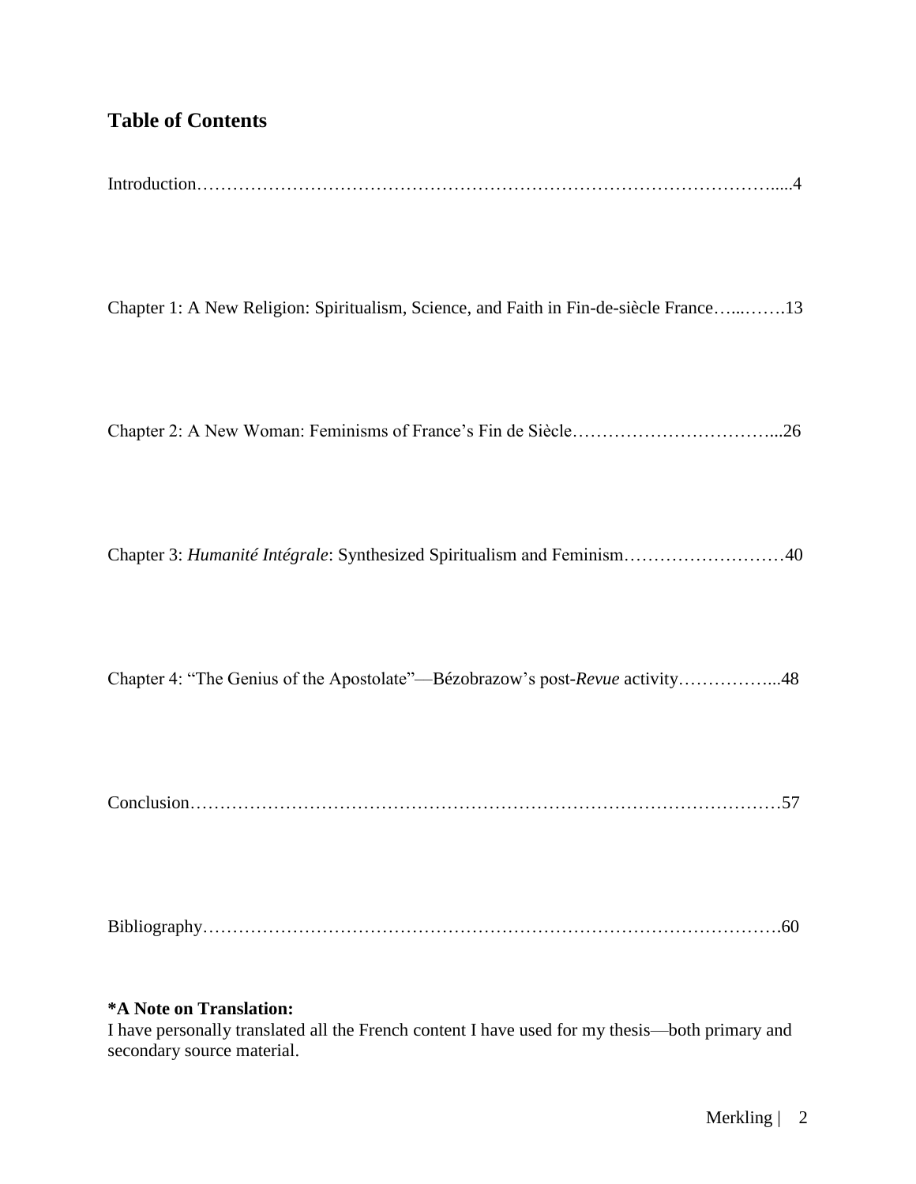## Table of Contents

Introduction……………………………………………………………………………………....4

Chapter 1: A New Religion: Spiritualism, Science, and Faith in Fin-de-siècle France…...…….13

Chapter 2: A New Woman: Feminisms of France's Fin de Siècle……………………………...26

Chapter 3: *Humanité Intégrale*: Synthesized Spiritualism and Feminism………………………40

Chapter 4: "The Genius of the Apostolate"—Bézobrazow's post-*Revue* activity……………...48

Conclusion………………………………………………………………………………………57

Bibliography…………………………………………………………………………………….60

**\*A Note on Translation:**
I have personally translated all the French content I have used for my thesis—both primary and secondary source material.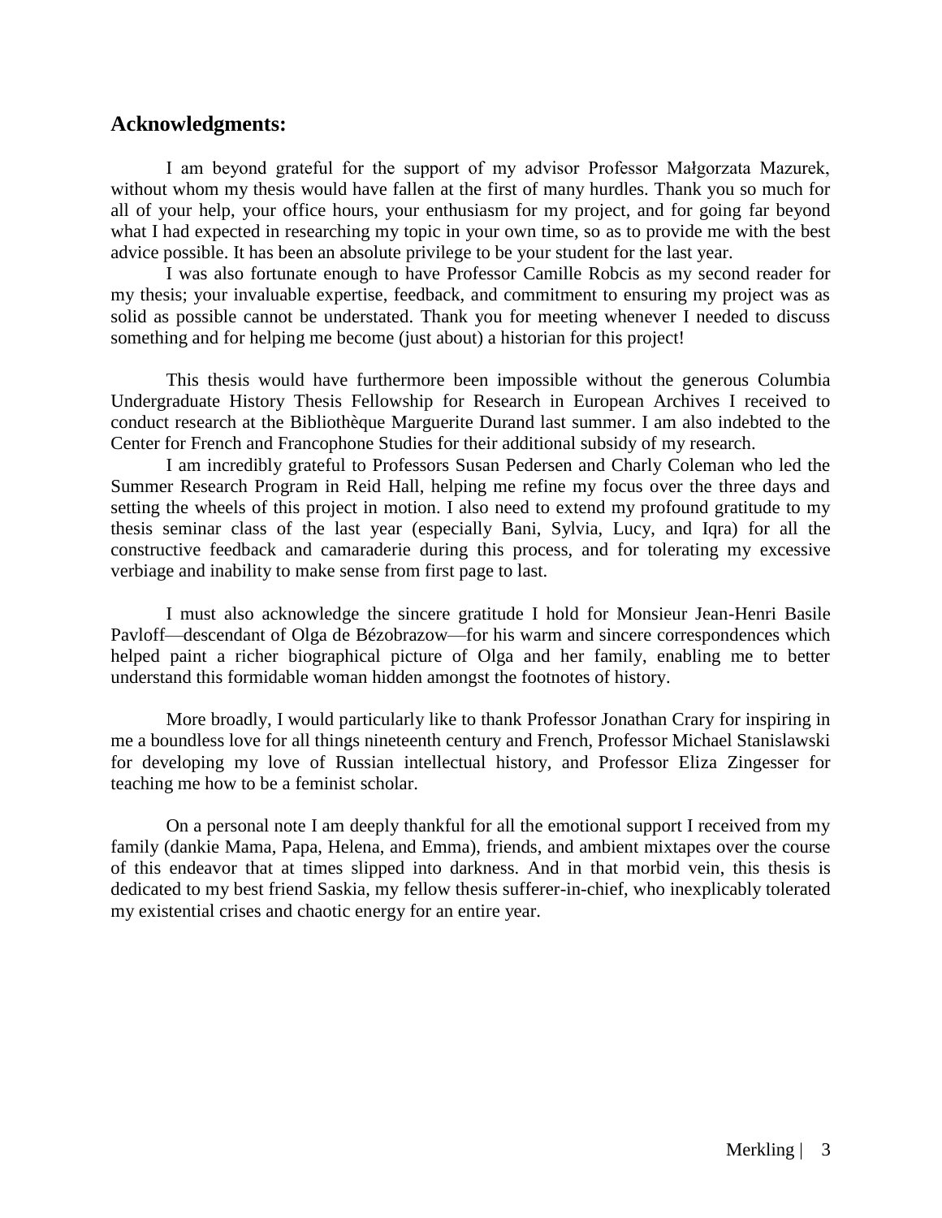## Acknowledgments:

I am beyond grateful for the support of my advisor Professor Małgorzata Mazurek, without whom my thesis would have fallen at the first of many hurdles. Thank you so much for all of your help, your office hours, your enthusiasm for my project, and for going far beyond what I had expected in researching my topic in your own time, so as to provide me with the best advice possible. It has been an absolute privilege to be your student for the last year.

I was also fortunate enough to have Professor Camille Robcis as my second reader for my thesis; your invaluable expertise, feedback, and commitment to ensuring my project was as solid as possible cannot be understated. Thank you for meeting whenever I needed to discuss something and for helping me become (just about) a historian for this project!

This thesis would have furthermore been impossible without the generous Columbia Undergraduate History Thesis Fellowship for Research in European Archives I received to conduct research at the Bibliothèque Marguerite Durand last summer. I am also indebted to the Center for French and Francophone Studies for their additional subsidy of my research.

I am incredibly grateful to Professors Susan Pedersen and Charly Coleman who led the Summer Research Program in Reid Hall, helping me refine my focus over the three days and setting the wheels of this project in motion. I also need to extend my profound gratitude to my thesis seminar class of the last year (especially Bani, Sylvia, Lucy, and Iqra) for all the constructive feedback and camaraderie during this process, and for tolerating my excessive verbiage and inability to make sense from first page to last.

I must also acknowledge the sincere gratitude I hold for Monsieur Jean-Henri Basile Pavloff—descendant of Olga de Bézobrazow—for his warm and sincere correspondences which helped paint a richer biographical picture of Olga and her family, enabling me to better understand this formidable woman hidden amongst the footnotes of history.

More broadly, I would particularly like to thank Professor Jonathan Crary for inspiring in me a boundless love for all things nineteenth century and French, Professor Michael Stanislawski for developing my love of Russian intellectual history, and Professor Eliza Zingesser for teaching me how to be a feminist scholar.

On a personal note I am deeply thankful for all the emotional support I received from my family (dankie Mama, Papa, Helena, and Emma), friends, and ambient mixtapes over the course of this endeavor that at times slipped into darkness. And in that morbid vein, this thesis is dedicated to my best friend Saskia, my fellow thesis sufferer-in-chief, who inexplicably tolerated my existential crises and chaotic energy for an entire year.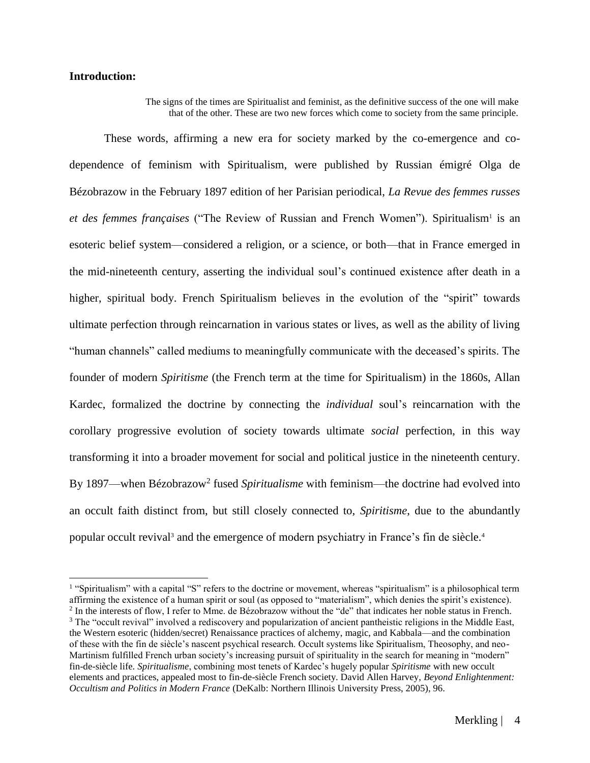**Introduction:**

> The signs of the times are Spiritualist and feminist, as the definitive success of the one will make that of the other. These are two new forces which come to society from the same principle.

These words, affirming a new era for society marked by the co-emergence and co-dependence of feminism with Spiritualism, were published by Russian émigré Olga de Bézobrazow in the February 1897 edition of her Parisian periodical, *La Revue des femmes russes et des femmes françaises* ("The Review of Russian and French Women"). Spiritualism[1] is an esoteric belief system—considered a religion, or a science, or both—that in France emerged in the mid-nineteenth century, asserting the individual soul's continued existence after death in a higher, spiritual body. French Spiritualism believes in the evolution of the "spirit" towards ultimate perfection through reincarnation in various states or lives, as well as the ability of living "human channels" called mediums to meaningfully communicate with the deceased's spirits. The founder of modern *Spiritisme* (the French term at the time for Spiritualism) in the 1860s, Allan Kardec, formalized the doctrine by connecting the *individual* soul's reincarnation with the corollary progressive evolution of society towards ultimate *social* perfection, in this way transforming it into a broader movement for social and political justice in the nineteenth century. By 1897—when Bézobrazow[2] fused *Spiritualisme* with feminism—the doctrine had evolved into an occult faith distinct from, but still closely connected to, *Spiritisme*, due to the abundantly popular occult revival[3] and the emergence of modern psychiatry in France's fin de siècle.[4]

---

[1] "Spiritualism" with a capital "S" refers to the doctrine or movement, whereas "spiritualism" is a philosophical term affirming the existence of a human spirit or soul (as opposed to "materialism", which denies the spirit's existence).

[2] In the interests of flow, I refer to Mme. de Bézobrazow without the "de" that indicates her noble status in French.

[3] The "occult revival" involved a rediscovery and popularization of ancient pantheistic religions in the Middle East, the Western esoteric (hidden/secret) Renaissance practices of alchemy, magic, and Kabbala—and the combination of these with the fin de siècle's nascent psychical research. Occult systems like Spiritualism, Theosophy, and neo-Martinism fulfilled French urban society's increasing pursuit of spirituality in the search for meaning in "modern" fin-de-siècle life. *Spiritualisme*, combining most tenets of Kardec's hugely popular *Spiritisme* with new occult elements and practices, appealed most to fin-de-siècle French society. David Allen Harvey, *Beyond Enlightenment: Occultism and Politics in Modern France* (DeKalb: Northern Illinois University Press, 2005), 96.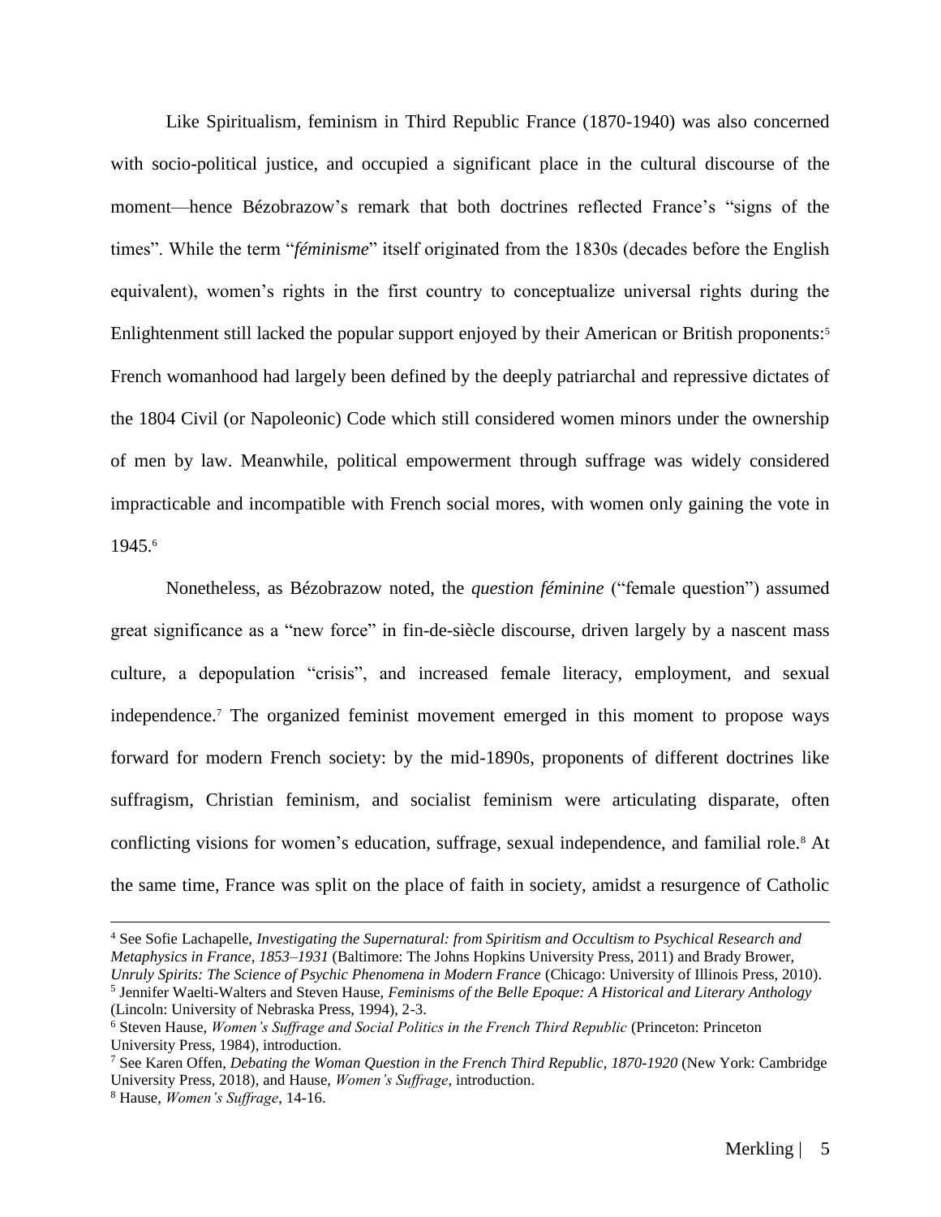Like Spiritualism, feminism in Third Republic France (1870-1940) was also concerned with socio-political justice, and occupied a significant place in the cultural discourse of the moment—hence Bézobrazow's remark that both doctrines reflected France's "signs of the times". While the term "*féminisme*" itself originated from the 1830s (decades before the English equivalent), women's rights in the first country to conceptualize universal rights during the Enlightenment still lacked the popular support enjoyed by their American or British proponents:[5] French womanhood had largely been defined by the deeply patriarchal and repressive dictates of the 1804 Civil (or Napoleonic) Code which still considered women minors under the ownership of men by law. Meanwhile, political empowerment through suffrage was widely considered impracticable and incompatible with French social mores, with women only gaining the vote in 1945.[6]

Nonetheless, as Bézobrazow noted, the *question féminine* ("female question") assumed great significance as a "new force" in fin-de-siècle discourse, driven largely by a nascent mass culture, a depopulation "crisis", and increased female literacy, employment, and sexual independence.[7] The organized feminist movement emerged in this moment to propose ways forward for modern French society: by the mid-1890s, proponents of different doctrines like suffragism, Christian feminism, and socialist feminism were articulating disparate, often conflicting visions for women's education, suffrage, sexual independence, and familial role.[8] At the same time, France was split on the place of faith in society, amidst a resurgence of Catholic

---

[4] See Sofie Lachapelle, *Investigating the Supernatural: from Spiritism and Occultism to Psychical Research and Metaphysics in France, 1853–1931* (Baltimore: The Johns Hopkins University Press, 2011) and Brady Brower, *Unruly Spirits: The Science of Psychic Phenomena in Modern France* (Chicago: University of Illinois Press, 2010).

[5] Jennifer Waelti-Walters and Steven Hause, *Feminisms of the Belle Epoque: A Historical and Literary Anthology* (Lincoln: University of Nebraska Press, 1994), 2-3.

[6] Steven Hause, *Women's Suffrage and Social Politics in the French Third Republic* (Princeton: Princeton University Press, 1984), introduction.

[7] See Karen Offen, *Debating the Woman Question in the French Third Republic, 1870-1920* (New York: Cambridge University Press, 2018), and Hause, *Women's Suffrage*, introduction.

[8] Hause, *Women's Suffrage*, 14-16.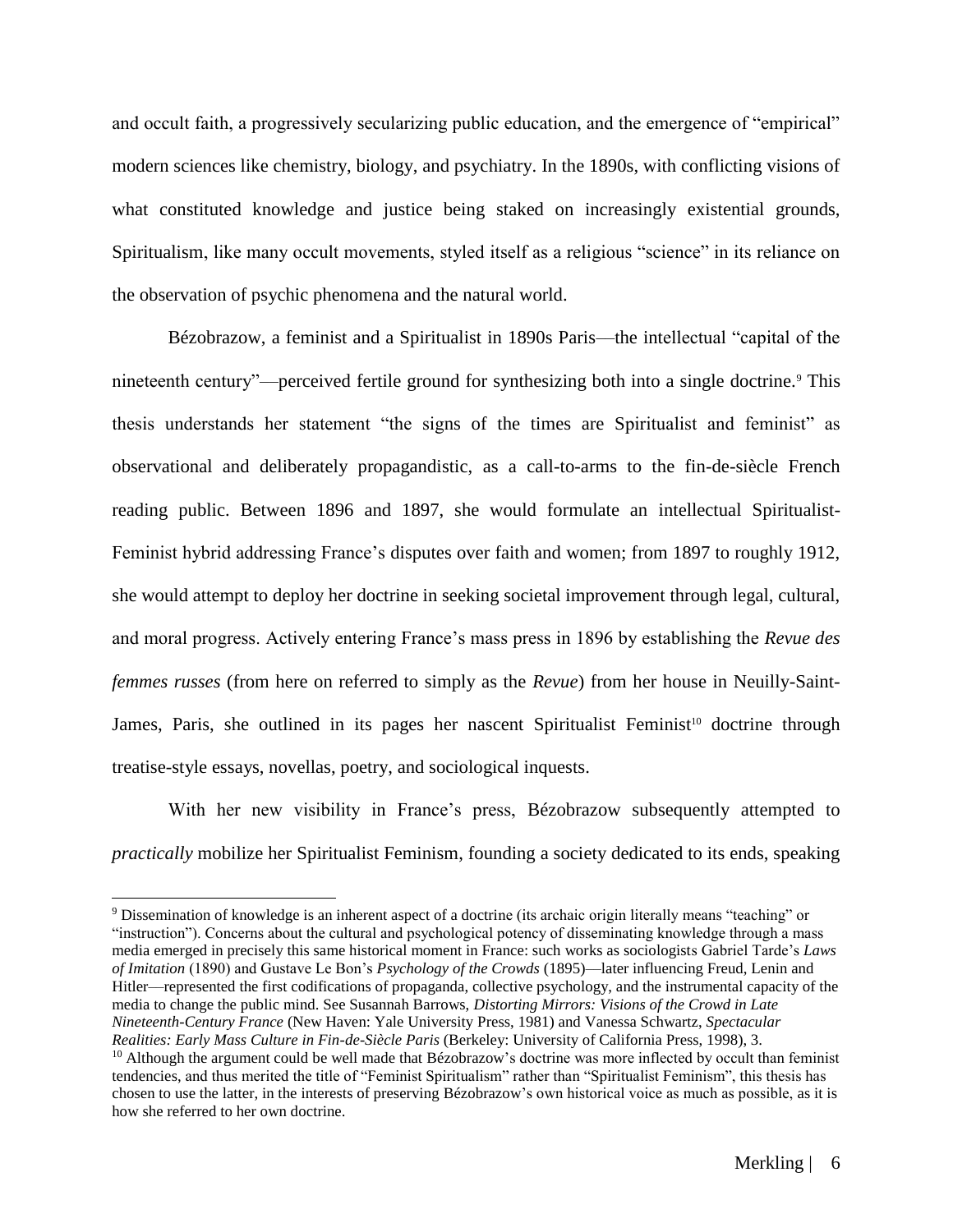and occult faith, a progressively secularizing public education, and the emergence of "empirical" modern sciences like chemistry, biology, and psychiatry. In the 1890s, with conflicting visions of what constituted knowledge and justice being staked on increasingly existential grounds, Spiritualism, like many occult movements, styled itself as a religious "science" in its reliance on the observation of psychic phenomena and the natural world.

Bézobrazow, a feminist and a Spiritualist in 1890s Paris—the intellectual "capital of the nineteenth century"—perceived fertile ground for synthesizing both into a single doctrine.[9] This thesis understands her statement "the signs of the times are Spiritualist and feminist" as observational and deliberately propagandistic, as a call-to-arms to the fin-de-siècle French reading public. Between 1896 and 1897, she would formulate an intellectual Spiritualist-Feminist hybrid addressing France's disputes over faith and women; from 1897 to roughly 1912, she would attempt to deploy her doctrine in seeking societal improvement through legal, cultural, and moral progress. Actively entering France's mass press in 1896 by establishing the *Revue des femmes russes* (from here on referred to simply as the *Revue*) from her house in Neuilly-Saint-James, Paris, she outlined in its pages her nascent Spiritualist Feminist[10] doctrine through treatise-style essays, novellas, poetry, and sociological inquests.

With her new visibility in France's press, Bézobrazow subsequently attempted to *practically* mobilize her Spiritualist Feminism, founding a society dedicated to its ends, speaking

---

[9] Dissemination of knowledge is an inherent aspect of a doctrine (its archaic origin literally means "teaching" or "instruction"). Concerns about the cultural and psychological potency of disseminating knowledge through a mass media emerged in precisely this same historical moment in France: such works as sociologists Gabriel Tarde's *Laws of Imitation* (1890) and Gustave Le Bon's *Psychology of the Crowds* (1895)—later influencing Freud, Lenin and Hitler—represented the first codifications of propaganda, collective psychology, and the instrumental capacity of the media to change the public mind. See Susannah Barrows, *Distorting Mirrors: Visions of the Crowd in Late Nineteenth-Century France* (New Haven: Yale University Press, 1981) and Vanessa Schwartz, *Spectacular Realities: Early Mass Culture in Fin-de-Siècle Paris* (Berkeley: University of California Press, 1998), 3.

[10] Although the argument could be well made that Bézobrazow's doctrine was more inflected by occult than feminist tendencies, and thus merited the title of "Feminist Spiritualism" rather than "Spiritualist Feminism", this thesis has chosen to use the latter, in the interests of preserving Bézobrazow's own historical voice as much as possible, as it is how she referred to her own doctrine.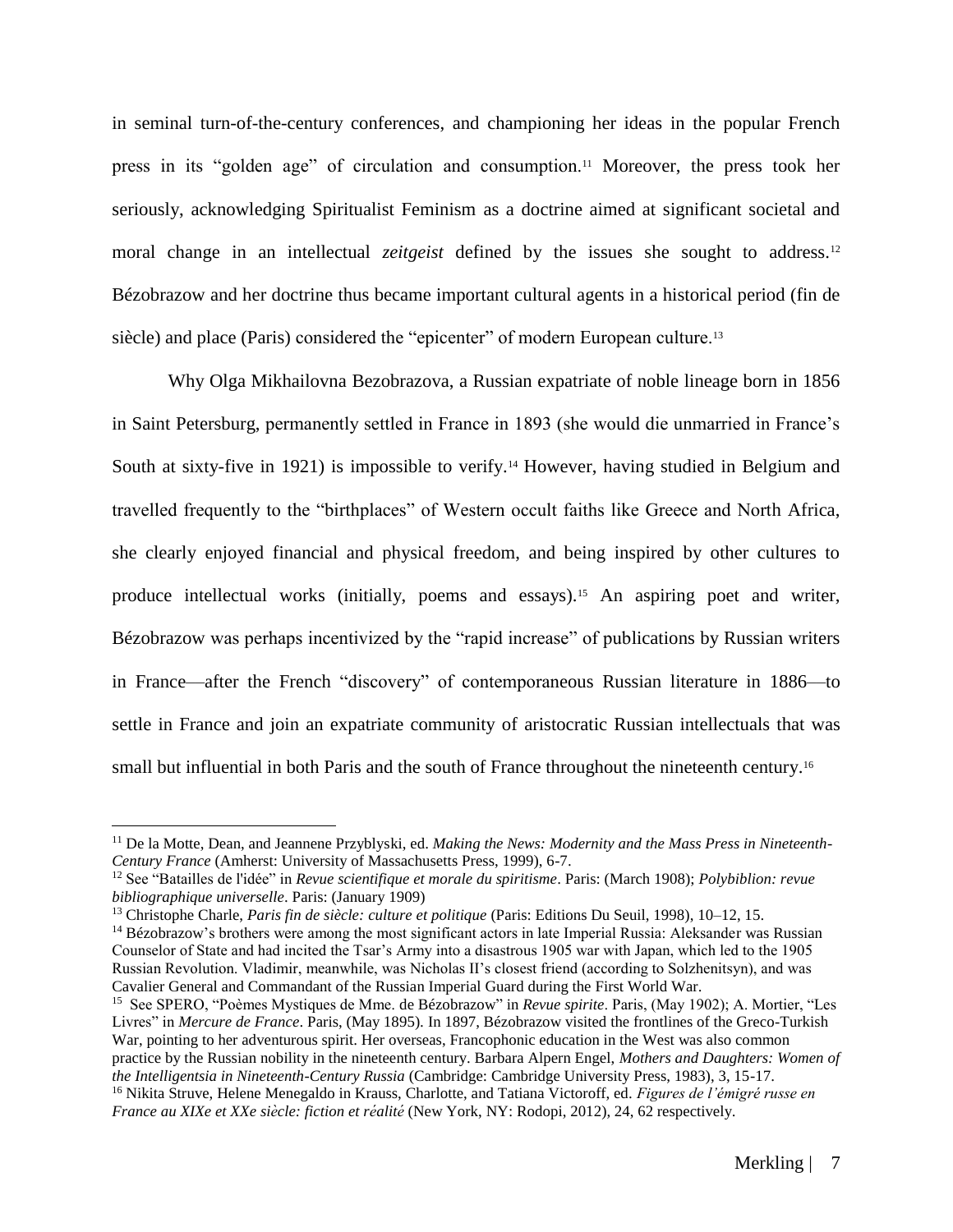in seminal turn-of-the-century conferences, and championing her ideas in the popular French press in its "golden age" of circulation and consumption.[11] Moreover, the press took her seriously, acknowledging Spiritualist Feminism as a doctrine aimed at significant societal and moral change in an intellectual *zeitgeist* defined by the issues she sought to address.[12] Bézobrazow and her doctrine thus became important cultural agents in a historical period (fin de siècle) and place (Paris) considered the "epicenter" of modern European culture.[13]

Why Olga Mikhailovna Bezobrazova, a Russian expatriate of noble lineage born in 1856 in Saint Petersburg, permanently settled in France in 1893 (she would die unmarried in France's South at sixty-five in 1921) is impossible to verify.[14] However, having studied in Belgium and travelled frequently to the "birthplaces" of Western occult faiths like Greece and North Africa, she clearly enjoyed financial and physical freedom, and being inspired by other cultures to produce intellectual works (initially, poems and essays).[15] An aspiring poet and writer, Bézobrazow was perhaps incentivized by the "rapid increase" of publications by Russian writers in France—after the French "discovery" of contemporaneous Russian literature in 1886—to settle in France and join an expatriate community of aristocratic Russian intellectuals that was small but influential in both Paris and the south of France throughout the nineteenth century.[16]

---

[11] De la Motte, Dean, and Jeannene Przyblyski, ed. *Making the News: Modernity and the Mass Press in Nineteenth-Century France* (Amherst: University of Massachusetts Press, 1999), 6-7.

[12] See "Batailles de l'idée" in *Revue scientifique et morale du spiritisme*. Paris: (March 1908); *Polybiblion: revue bibliographique universelle*. Paris: (January 1909)

[13] Christophe Charle, *Paris fin de siècle: culture et politique* (Paris: Editions Du Seuil, 1998), 10–12, 15.

[14] Bézobrazow's brothers were among the most significant actors in late Imperial Russia: Aleksander was Russian Counselor of State and had incited the Tsar's Army into a disastrous 1905 war with Japan, which led to the 1905 Russian Revolution. Vladimir, meanwhile, was Nicholas II's closest friend (according to Solzhenitsyn), and was Cavalier General and Commandant of the Russian Imperial Guard during the First World War.

[15] See SPERO, "Poèmes Mystiques de Mme. de Bézobrazow" in *Revue spirite*. Paris, (May 1902); A. Mortier, "Les Livres" in *Mercure de France*. Paris, (May 1895). In 1897, Bézobrazow visited the frontlines of the Greco-Turkish War, pointing to her adventurous spirit. Her overseas, Francophonic education in the West was also common practice by the Russian nobility in the nineteenth century. Barbara Alpern Engel, *Mothers and Daughters: Women of the Intelligentsia in Nineteenth-Century Russia* (Cambridge: Cambridge University Press, 1983), 3, 15-17.

[16] Nikita Struve, Helene Menegaldo in Krauss, Charlotte, and Tatiana Victoroff, ed. *Figures de l'émigré russe en France au XIXe et XXe siècle: fiction et réalité* (New York, NY: Rodopi, 2012), 24, 62 respectively.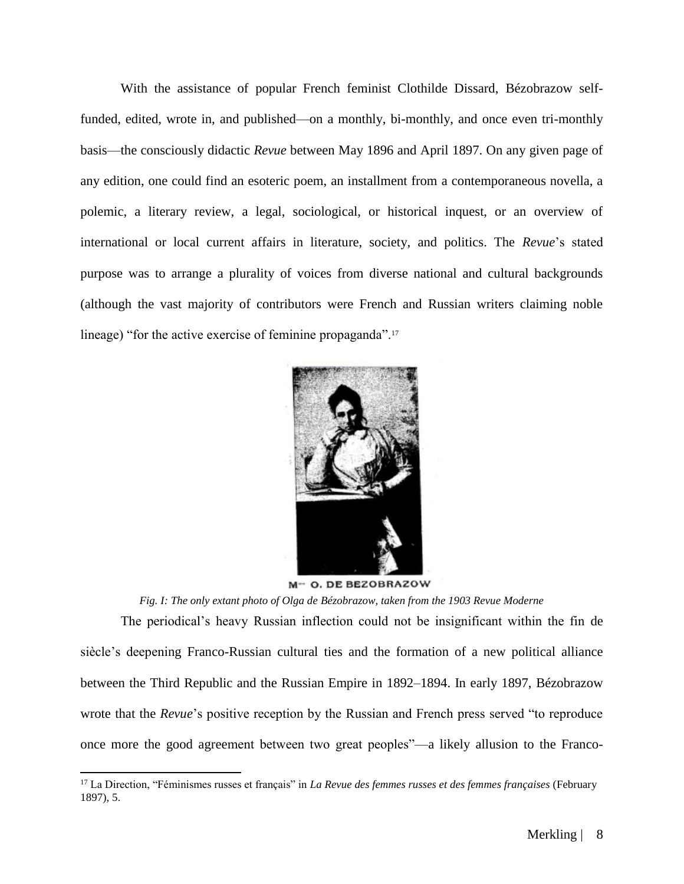With the assistance of popular French feminist Clothilde Dissard, Bézobrazow self-funded, edited, wrote in, and published—on a monthly, bi-monthly, and once even tri-monthly basis—the consciously didactic *Revue* between May 1896 and April 1897. On any given page of any edition, one could find an esoteric poem, an installment from a contemporaneous novella, a polemic, a literary review, a legal, sociological, or historical inquest, or an overview of international or local current affairs in literature, society, and politics. The *Revue*'s stated purpose was to arrange a plurality of voices from diverse national and cultural backgrounds (although the vast majority of contributors were French and Russian writers claiming noble lineage) "for the active exercise of feminine propaganda".[17]

M<sup>me</sup> O. DE BEZOBRAZOW

*Fig. I: The only extant photo of Olga de Bézobrazow, taken from the 1903 Revue Moderne*

The periodical's heavy Russian inflection could not be insignificant within the fin de siècle's deepening Franco-Russian cultural ties and the formation of a new political alliance between the Third Republic and the Russian Empire in 1892–1894. In early 1897, Bézobrazow wrote that the *Revue*'s positive reception by the Russian and French press served "to reproduce once more the good agreement between two great peoples"—a likely allusion to the Franco-

[17] La Direction, "Féminismes russes et français" in *La Revue des femmes russes et des femmes françaises* (February 1897), 5.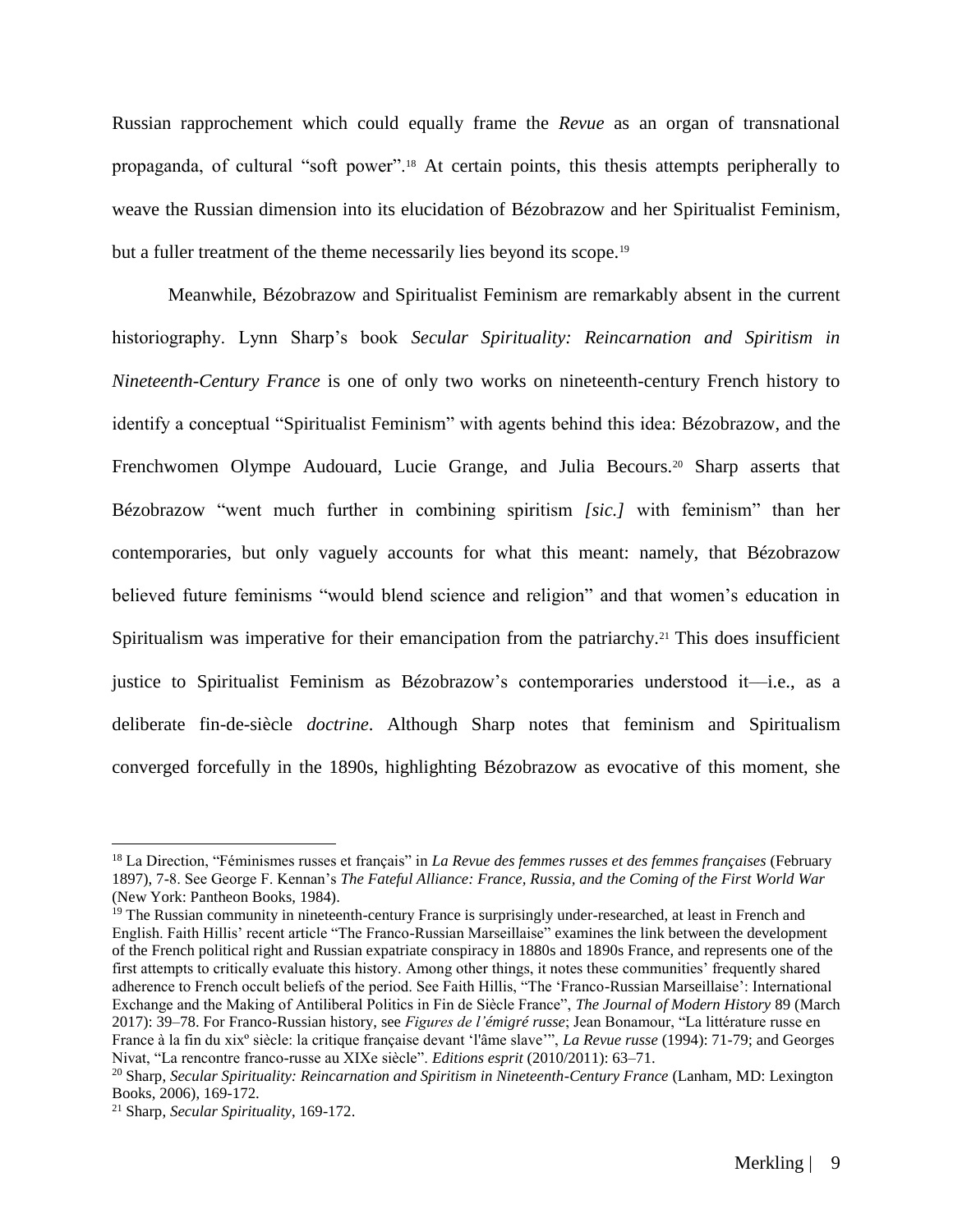Russian rapprochement which could equally frame the *Revue* as an organ of transnational propaganda, of cultural "soft power".[18] At certain points, this thesis attempts peripherally to weave the Russian dimension into its elucidation of Bézobrazow and her Spiritualist Feminism, but a fuller treatment of the theme necessarily lies beyond its scope.[19]

Meanwhile, Bézobrazow and Spiritualist Feminism are remarkably absent in the current historiography. Lynn Sharp's book *Secular Spirituality: Reincarnation and Spiritism in Nineteenth-Century France* is one of only two works on nineteenth-century French history to identify a conceptual "Spiritualist Feminism" with agents behind this idea: Bézobrazow, and the Frenchwomen Olympe Audouard, Lucie Grange, and Julia Becours.[20] Sharp asserts that Bézobrazow "went much further in combining spiritism *[sic.]* with feminism" than her contemporaries, but only vaguely accounts for what this meant: namely, that Bézobrazow believed future feminisms "would blend science and religion" and that women's education in Spiritualism was imperative for their emancipation from the patriarchy.[21] This does insufficient justice to Spiritualist Feminism as Bézobrazow's contemporaries understood it—i.e., as a deliberate fin-de-siècle *doctrine*. Although Sharp notes that feminism and Spiritualism converged forcefully in the 1890s, highlighting Bézobrazow as evocative of this moment, she

---

[18] La Direction, "Féminismes russes et français" in *La Revue des femmes russes et des femmes françaises* (February 1897), 7-8. See George F. Kennan's *The Fateful Alliance: France, Russia, and the Coming of the First World War* (New York: Pantheon Books, 1984).

[19] The Russian community in nineteenth-century France is surprisingly under-researched, at least in French and English. Faith Hillis' recent article "The Franco-Russian Marseillaise" examines the link between the development of the French political right and Russian expatriate conspiracy in 1880s and 1890s France, and represents one of the first attempts to critically evaluate this history. Among other things, it notes these communities' frequently shared adherence to French occult beliefs of the period. See Faith Hillis, "The 'Franco-Russian Marseillaise': International Exchange and the Making of Antiliberal Politics in Fin de Siècle France", *The Journal of Modern History* 89 (March 2017): 39–78. For Franco-Russian history, see *Figures de l'émigré russe*; Jean Bonamour, "La littérature russe en France à la fin du xixº siècle: la critique française devant 'l'âme slave'", *La Revue russe* (1994): 71-79; and Georges Nivat, "La rencontre franco-russe au XIXe siècle". *Editions esprit* (2010/2011): 63–71.

[20] Sharp, *Secular Spirituality: Reincarnation and Spiritism in Nineteenth-Century France* (Lanham, MD: Lexington Books, 2006), 169-172.

[21] Sharp, *Secular Spirituality*, 169-172.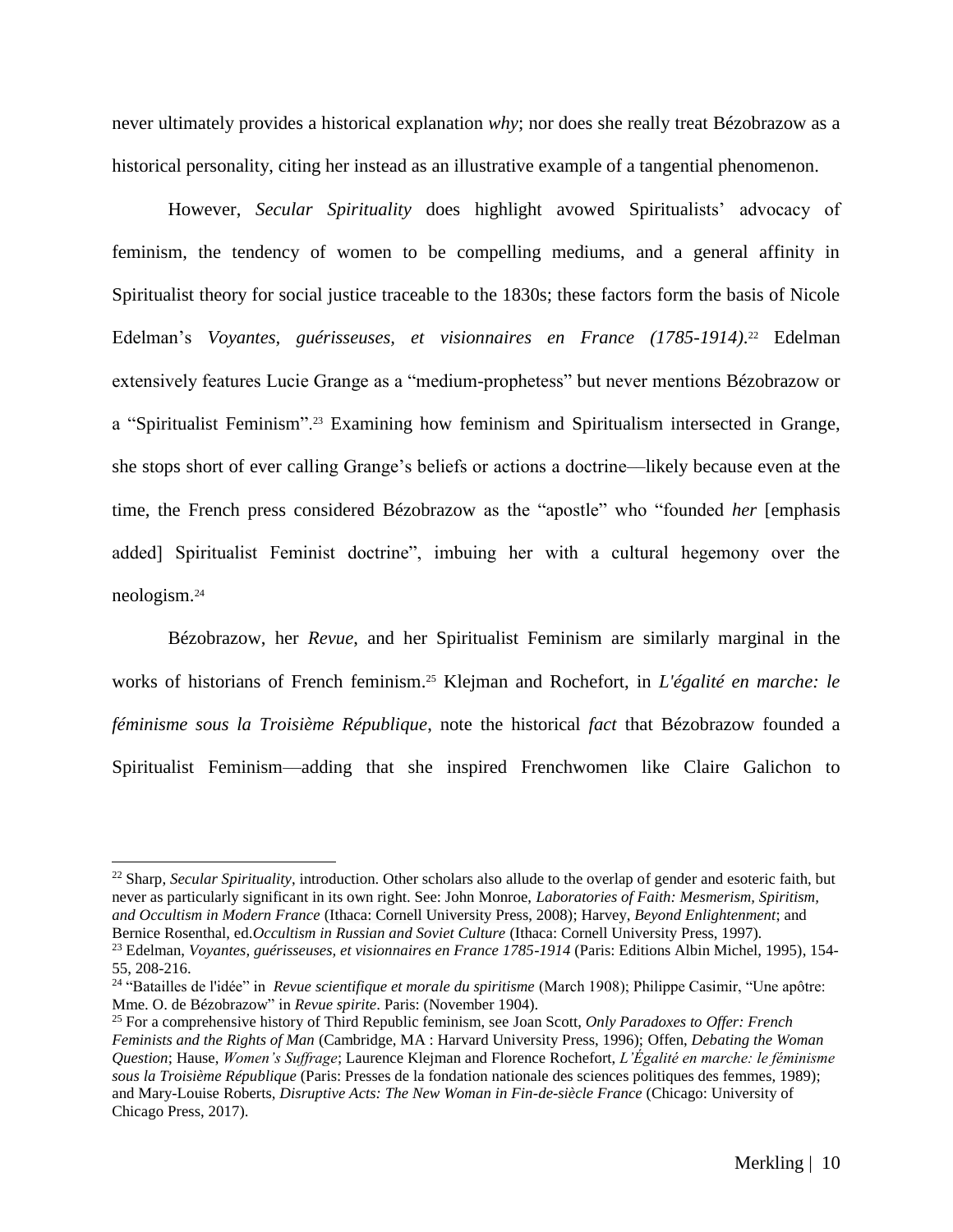never ultimately provides a historical explanation *why*; nor does she really treat Bézobrazow as a historical personality, citing her instead as an illustrative example of a tangential phenomenon.

However, *Secular Spirituality* does highlight avowed Spiritualists' advocacy of feminism, the tendency of women to be compelling mediums, and a general affinity in Spiritualist theory for social justice traceable to the 1830s; these factors form the basis of Nicole Edelman's *Voyantes, guérisseuses, et visionnaires en France (1785-1914)*.[22] Edelman extensively features Lucie Grange as a "medium-prophetess" but never mentions Bézobrazow or a "Spiritualist Feminism".[23] Examining how feminism and Spiritualism intersected in Grange, she stops short of ever calling Grange's beliefs or actions a doctrine—likely because even at the time, the French press considered Bézobrazow as the "apostle" who "founded *her* [emphasis added] Spiritualist Feminist doctrine", imbuing her with a cultural hegemony over the neologism.[24]

Bézobrazow, her *Revue*, and her Spiritualist Feminism are similarly marginal in the works of historians of French feminism.[25] Klejman and Rochefort, in *L'égalité en marche: le féminisme sous la Troisième République*, note the historical *fact* that Bézobrazow founded a Spiritualist Feminism—adding that she inspired Frenchwomen like Claire Galichon to

---

[22] Sharp, *Secular Spirituality*, introduction. Other scholars also allude to the overlap of gender and esoteric faith, but never as particularly significant in its own right. See: John Monroe, *Laboratories of Faith: Mesmerism, Spiritism, and Occultism in Modern France* (Ithaca: Cornell University Press, 2008); Harvey, *Beyond Enlightenment*; and Bernice Rosenthal, ed.*Occultism in Russian and Soviet Culture* (Ithaca: Cornell University Press, 1997).

[23] Edelman, *Voyantes, guérisseuses, et visionnaires en France 1785-1914* (Paris: Editions Albin Michel, 1995), 154-55, 208-216.

[24] "Batailles de l'idée" in *Revue scientifique et morale du spiritisme* (March 1908); Philippe Casimir, "Une apôtre: Mme. O. de Bézobrazow" in *Revue spirite*. Paris: (November 1904).

[25] For a comprehensive history of Third Republic feminism, see Joan Scott, *Only Paradoxes to Offer: French Feminists and the Rights of Man* (Cambridge, MA : Harvard University Press, 1996); Offen, *Debating the Woman Question*; Hause, *Women's Suffrage*; Laurence Klejman and Florence Rochefort, *L'Égalité en marche: le féminisme sous la Troisième République* (Paris: Presses de la fondation nationale des sciences politiques des femmes, 1989); and Mary-Louise Roberts, *Disruptive Acts: The New Woman in Fin-de-siècle France* (Chicago: University of Chicago Press, 2017).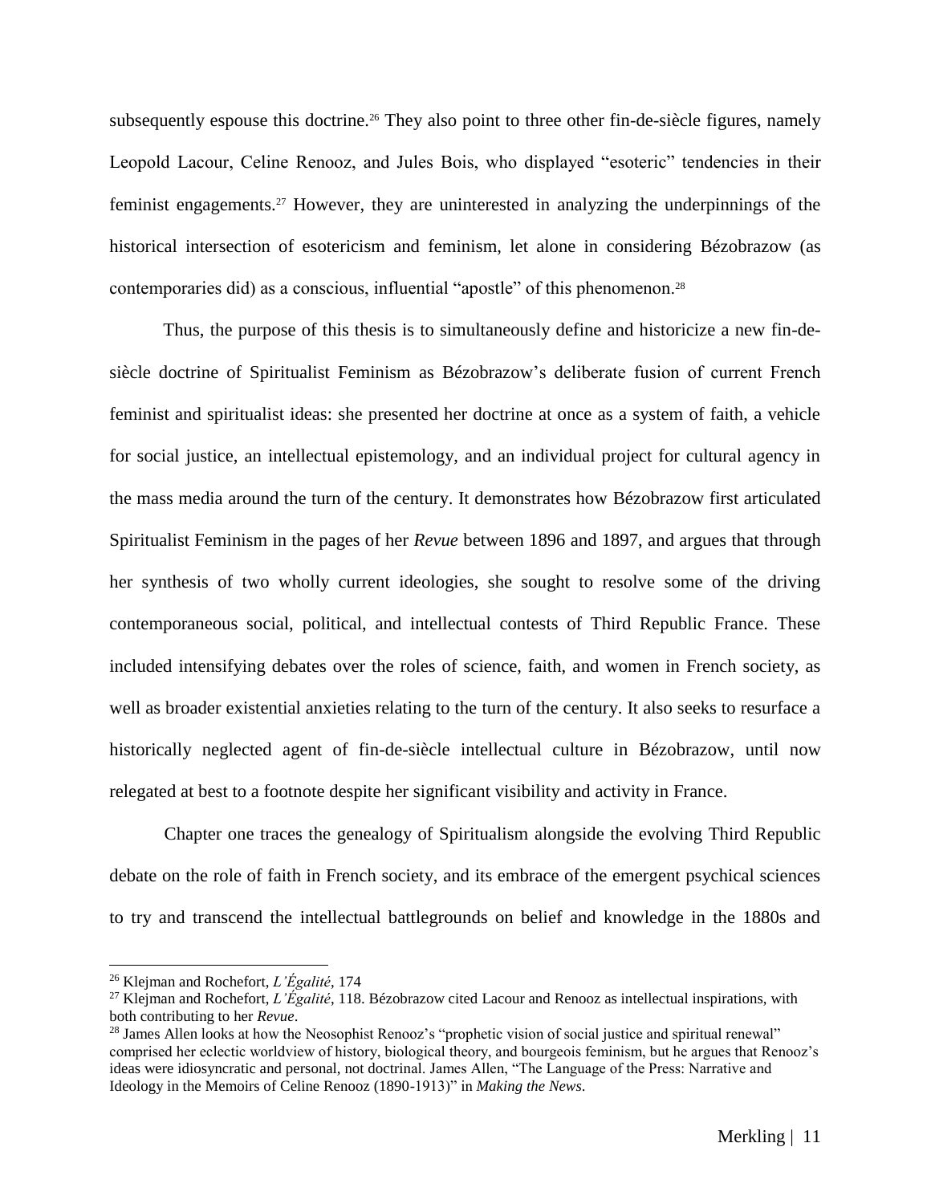subsequently espouse this doctrine.[26] They also point to three other fin-de-siècle figures, namely Leopold Lacour, Celine Renooz, and Jules Bois, who displayed "esoteric" tendencies in their feminist engagements.[27] However, they are uninterested in analyzing the underpinnings of the historical intersection of esotericism and feminism, let alone in considering Bézobrazow (as contemporaries did) as a conscious, influential "apostle" of this phenomenon.[28]

Thus, the purpose of this thesis is to simultaneously define and historicize a new fin-de-siècle doctrine of Spiritualist Feminism as Bézobrazow's deliberate fusion of current French feminist and spiritualist ideas: she presented her doctrine at once as a system of faith, a vehicle for social justice, an intellectual epistemology, and an individual project for cultural agency in the mass media around the turn of the century. It demonstrates how Bézobrazow first articulated Spiritualist Feminism in the pages of her *Revue* between 1896 and 1897, and argues that through her synthesis of two wholly current ideologies, she sought to resolve some of the driving contemporaneous social, political, and intellectual contests of Third Republic France. These included intensifying debates over the roles of science, faith, and women in French society, as well as broader existential anxieties relating to the turn of the century. It also seeks to resurface a historically neglected agent of fin-de-siècle intellectual culture in Bézobrazow, until now relegated at best to a footnote despite her significant visibility and activity in France.

Chapter one traces the genealogy of Spiritualism alongside the evolving Third Republic debate on the role of faith in French society, and its embrace of the emergent psychical sciences to try and transcend the intellectual battlegrounds on belief and knowledge in the 1880s and

---

[26] Klejman and Rochefort, *L'Égalité*, 174

[27] Klejman and Rochefort, *L'Égalité*, 118. Bézobrazow cited Lacour and Renooz as intellectual inspirations, with both contributing to her *Revue*.

[28] James Allen looks at how the Neosophist Renooz's "prophetic vision of social justice and spiritual renewal" comprised her eclectic worldview of history, biological theory, and bourgeois feminism, but he argues that Renooz's ideas were idiosyncratic and personal, not doctrinal. James Allen, "The Language of the Press: Narrative and Ideology in the Memoirs of Celine Renooz (1890-1913)" in *Making the News*.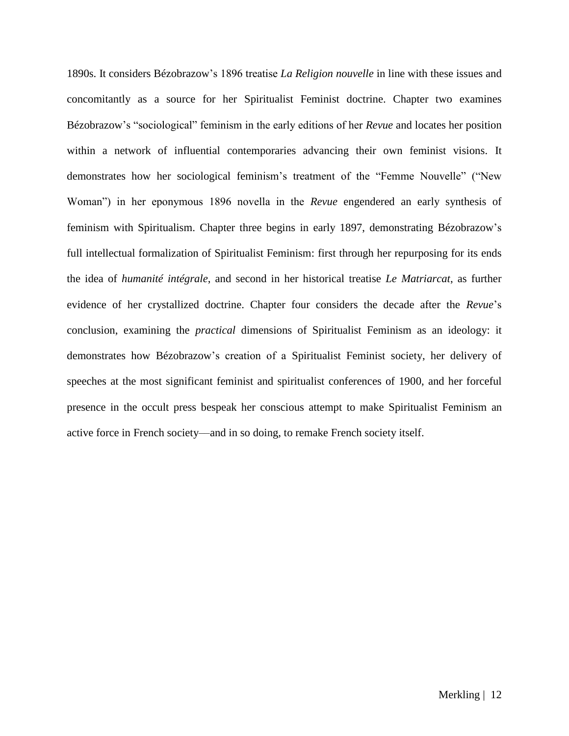1890s. It considers Bézobrazow's 1896 treatise *La Religion nouvelle* in line with these issues and concomitantly as a source for her Spiritualist Feminist doctrine. Chapter two examines Bézobrazow's "sociological" feminism in the early editions of her *Revue* and locates her position within a network of influential contemporaries advancing their own feminist visions. It demonstrates how her sociological feminism's treatment of the "Femme Nouvelle" ("New Woman") in her eponymous 1896 novella in the *Revue* engendered an early synthesis of feminism with Spiritualism. Chapter three begins in early 1897, demonstrating Bézobrazow's full intellectual formalization of Spiritualist Feminism: first through her repurposing for its ends the idea of *humanité intégrale*, and second in her historical treatise *Le Matriarcat*, as further evidence of her crystallized doctrine. Chapter four considers the decade after the *Revue*'s conclusion, examining the *practical* dimensions of Spiritualist Feminism as an ideology: it demonstrates how Bézobrazow's creation of a Spiritualist Feminist society, her delivery of speeches at the most significant feminist and spiritualist conferences of 1900, and her forceful presence in the occult press bespeak her conscious attempt to make Spiritualist Feminism an active force in French society—and in so doing, to remake French society itself.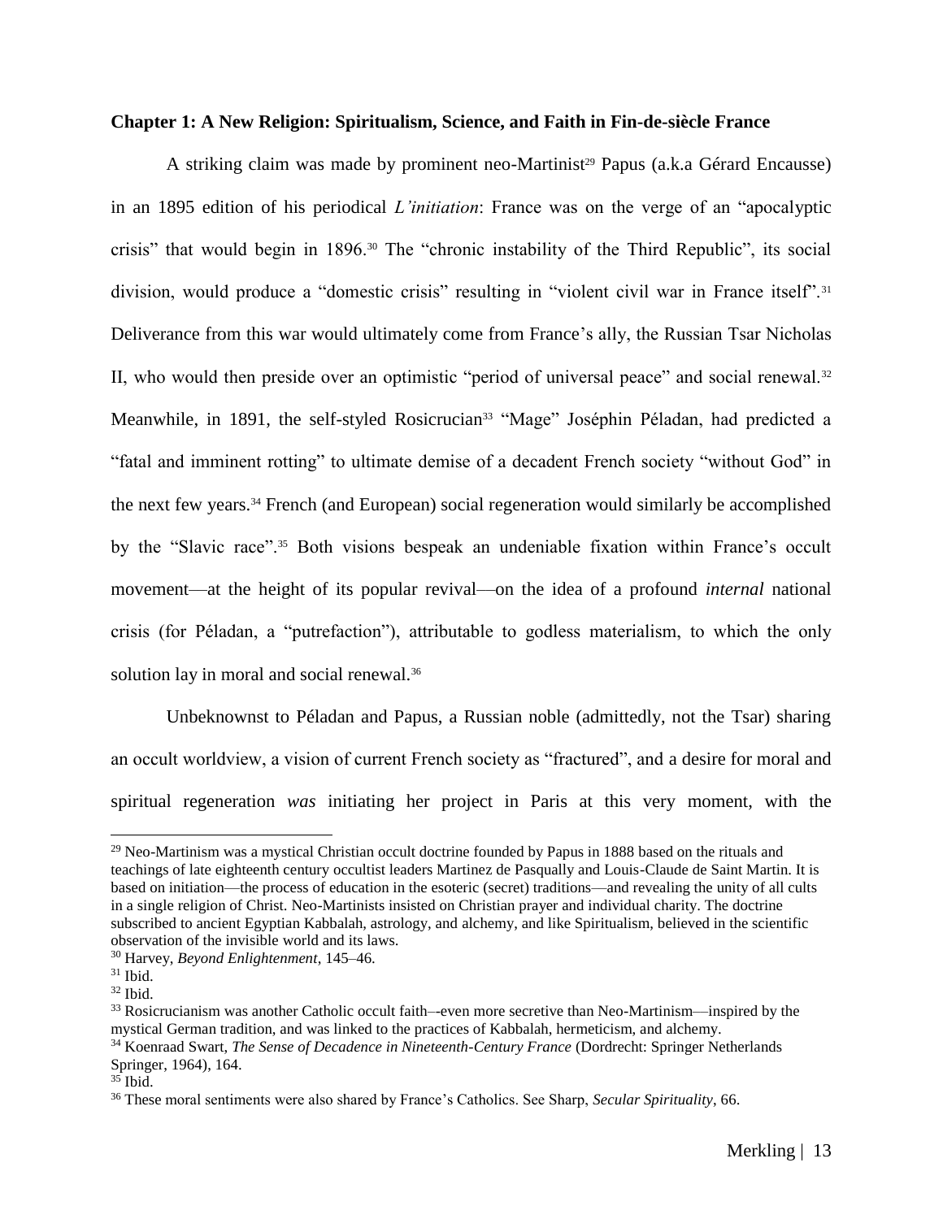**Chapter 1: A New Religion: Spiritualism, Science, and Faith in Fin-de-siècle France**

A striking claim was made by prominent neo-Martinist[29] Papus (a.k.a Gérard Encausse) in an 1895 edition of his periodical *L'initiation*: France was on the verge of an "apocalyptic crisis" that would begin in 1896.[30] The "chronic instability of the Third Republic", its social division, would produce a "domestic crisis" resulting in "violent civil war in France itself".[31] Deliverance from this war would ultimately come from France's ally, the Russian Tsar Nicholas II, who would then preside over an optimistic "period of universal peace" and social renewal.[32] Meanwhile, in 1891, the self-styled Rosicrucian[33] "Mage" Joséphin Péladan, had predicted a "fatal and imminent rotting" to ultimate demise of a decadent French society "without God" in the next few years.[34] French (and European) social regeneration would similarly be accomplished by the "Slavic race".[35] Both visions bespeak an undeniable fixation within France's occult movement—at the height of its popular revival—on the idea of a profound *internal* national crisis (for Péladan, a "putrefaction"), attributable to godless materialism, to which the only solution lay in moral and social renewal.[36]

Unbeknownst to Péladan and Papus, a Russian noble (admittedly, not the Tsar) sharing an occult worldview, a vision of current French society as "fractured", and a desire for moral and spiritual regeneration *was* initiating her project in Paris at this very moment, with the

---

[29] Neo-Martinism was a mystical Christian occult doctrine founded by Papus in 1888 based on the rituals and teachings of late eighteenth century occultist leaders Martinez de Pasqually and Louis-Claude de Saint Martin. It is based on initiation—the process of education in the esoteric (secret) traditions—and revealing the unity of all cults in a single religion of Christ. Neo-Martinists insisted on Christian prayer and individual charity. The doctrine subscribed to ancient Egyptian Kabbalah, astrology, and alchemy, and like Spiritualism, believed in the scientific observation of the invisible world and its laws.

[30] Harvey, *Beyond Enlightenment*, 145–46.

[31] Ibid.

[32] Ibid.

[33] Rosicrucianism was another Catholic occult faith–-even more secretive than Neo-Martinism—inspired by the mystical German tradition, and was linked to the practices of Kabbalah, hermeticism, and alchemy.

[34] Koenraad Swart, *The Sense of Decadence in Nineteenth-Century France* (Dordrecht: Springer Netherlands Springer, 1964), 164.

[35] Ibid.

[36] These moral sentiments were also shared by France's Catholics. See Sharp, *Secular Spirituality*, 66.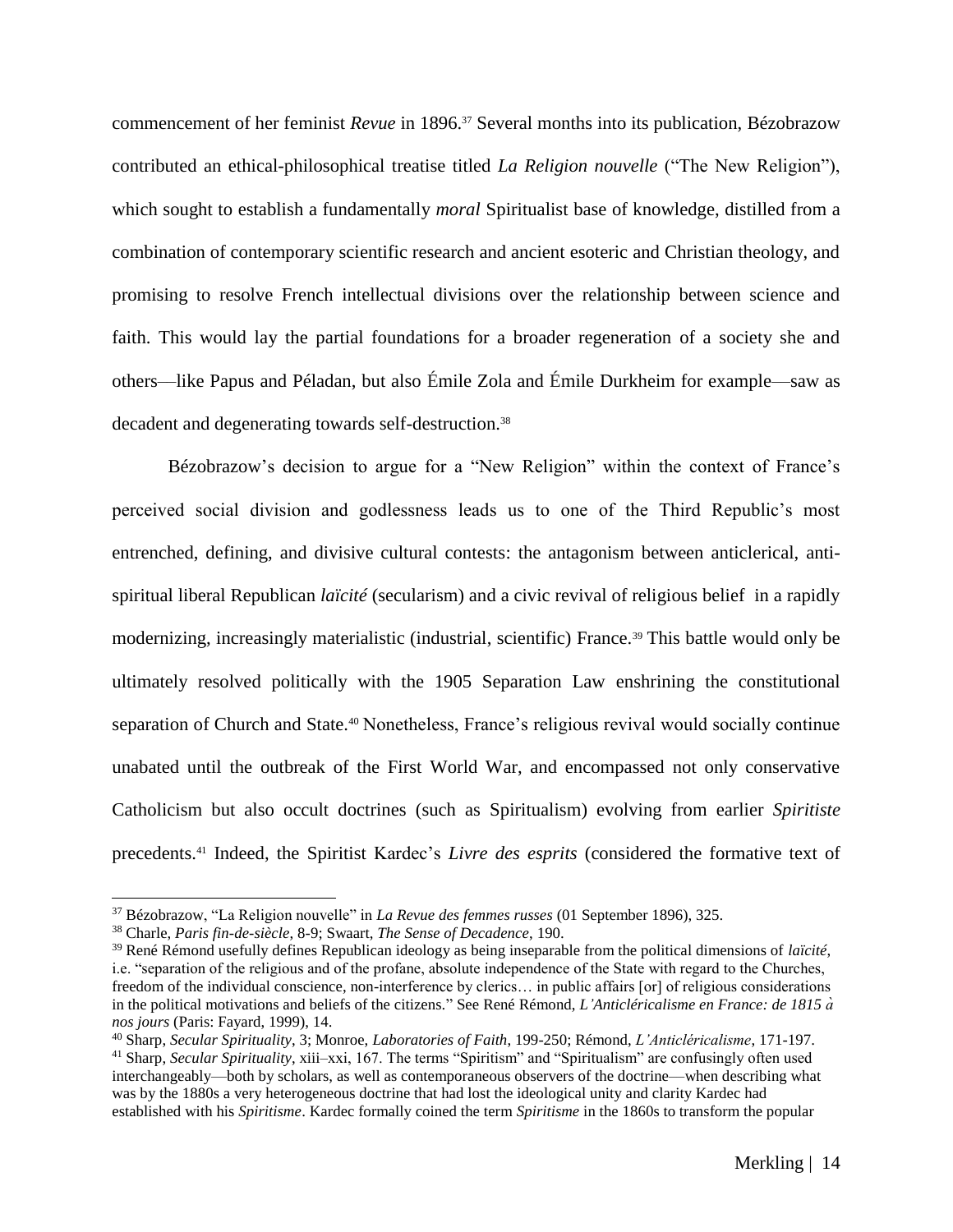commencement of her feminist *Revue* in 1896.[37] Several months into its publication, Bézobrazow contributed an ethical-philosophical treatise titled *La Religion nouvelle* ("The New Religion"), which sought to establish a fundamentally *moral* Spiritualist base of knowledge, distilled from a combination of contemporary scientific research and ancient esoteric and Christian theology, and promising to resolve French intellectual divisions over the relationship between science and faith. This would lay the partial foundations for a broader regeneration of a society she and others—like Papus and Péladan, but also Émile Zola and Émile Durkheim for example—saw as decadent and degenerating towards self-destruction.[38]

Bézobrazow's decision to argue for a "New Religion" within the context of France's perceived social division and godlessness leads us to one of the Third Republic's most entrenched, defining, and divisive cultural contests: the antagonism between anticlerical, anti-spiritual liberal Republican *laïcité* (secularism) and a civic revival of religious belief in a rapidly modernizing, increasingly materialistic (industrial, scientific) France.[39] This battle would only be ultimately resolved politically with the 1905 Separation Law enshrining the constitutional separation of Church and State.[40] Nonetheless, France's religious revival would socially continue unabated until the outbreak of the First World War, and encompassed not only conservative Catholicism but also occult doctrines (such as Spiritualism) evolving from earlier *Spiritiste* precedents.[41] Indeed, the Spiritist Kardec's *Livre des esprits* (considered the formative text of

[37] Bézobrazow, "La Religion nouvelle" in *La Revue des femmes russes* (01 September 1896), 325.

[38] Charle, *Paris fin-de-siècle*, 8-9; Swaart, *The Sense of Decadence*, 190.

[39] René Rémond usefully defines Republican ideology as being inseparable from the political dimensions of *laïcité*, i.e. "separation of the religious and of the profane, absolute independence of the State with regard to the Churches, freedom of the individual conscience, non-interference by clerics… in public affairs [or] of religious considerations in the political motivations and beliefs of the citizens." See René Rémond, *L'Anticléricalisme en France: de 1815 à nos jours* (Paris: Fayard, 1999), 14.

[40] Sharp, *Secular Spirituality*, 3; Monroe, *Laboratories of Faith*, 199-250; Rémond, *L'Anticléricalisme*, 171-197.

[41] Sharp, *Secular Spirituality*, xiii–xxi, 167. The terms "Spiritism" and "Spiritualism" are confusingly often used interchangeably—both by scholars, as well as contemporaneous observers of the doctrine—when describing what was by the 1880s a very heterogeneous doctrine that had lost the ideological unity and clarity Kardec had established with his *Spiritisme*. Kardec formally coined the term *Spiritisme* in the 1860s to transform the popular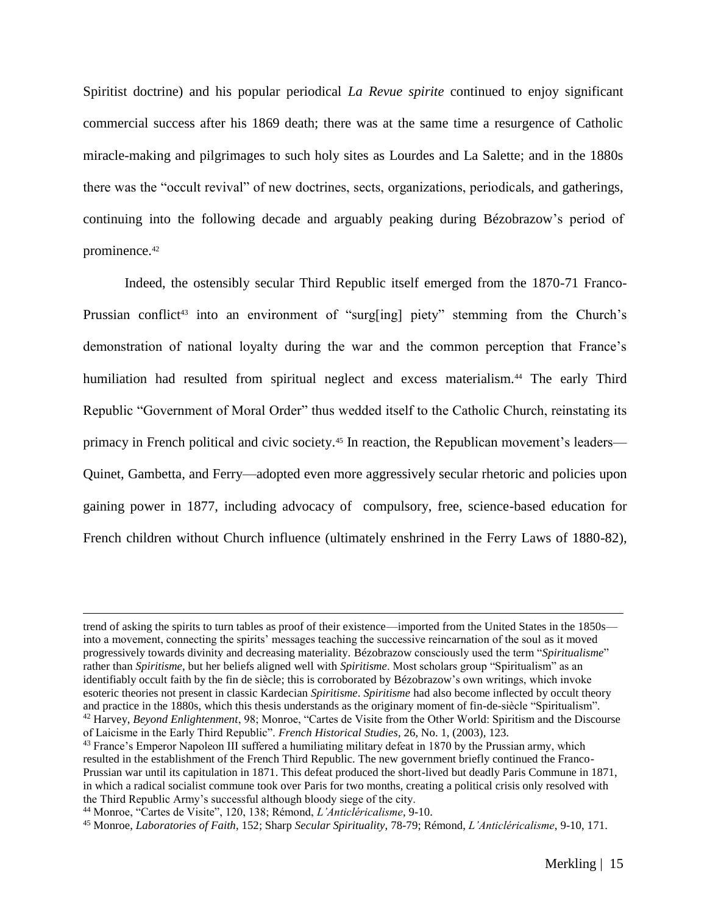Spiritist doctrine) and his popular periodical *La Revue spirite* continued to enjoy significant commercial success after his 1869 death; there was at the same time a resurgence of Catholic miracle-making and pilgrimages to such holy sites as Lourdes and La Salette; and in the 1880s there was the "occult revival" of new doctrines, sects, organizations, periodicals, and gatherings, continuing into the following decade and arguably peaking during Bézobrazow's period of prominence.[42]

Indeed, the ostensibly secular Third Republic itself emerged from the 1870-71 Franco-Prussian conflict[43] into an environment of "surg[ing] piety" stemming from the Church's demonstration of national loyalty during the war and the common perception that France's humiliation had resulted from spiritual neglect and excess materialism.[44] The early Third Republic "Government of Moral Order" thus wedded itself to the Catholic Church, reinstating its primacy in French political and civic society.[45] In reaction, the Republican movement's leaders—Quinet, Gambetta, and Ferry—adopted even more aggressively secular rhetoric and policies upon gaining power in 1877, including advocacy of compulsory, free, science-based education for French children without Church influence (ultimately enshrined in the Ferry Laws of 1880-82),

---

trend of asking the spirits to turn tables as proof of their existence—imported from the United States in the 1850s—into a movement, connecting the spirits' messages teaching the successive reincarnation of the soul as it moved progressively towards divinity and decreasing materiality. Bézobrazow consciously used the term "*Spiritualisme*" rather than *Spiritisme*, but her beliefs aligned well with *Spiritisme*. Most scholars group "Spiritualism" as an identifiably occult faith by the fin de siècle; this is corroborated by Bézobrazow's own writings, which invoke esoteric theories not present in classic Kardecian *Spiritisme*. *Spiritisme* had also become inflected by occult theory and practice in the 1880s, which this thesis understands as the originary moment of fin-de-siècle "Spiritualism".

[42] Harvey, *Beyond Enlightenment*, 98; Monroe, "Cartes de Visite from the Other World: Spiritism and the Discourse of Laicisme in the Early Third Republic". *French Historical Studies*, 26, No. 1, (2003), 123.

[43] France's Emperor Napoleon III suffered a humiliating military defeat in 1870 by the Prussian army, which resulted in the establishment of the French Third Republic. The new government briefly continued the Franco-Prussian war until its capitulation in 1871. This defeat produced the short-lived but deadly Paris Commune in 1871, in which a radical socialist commune took over Paris for two months, creating a political crisis only resolved with the Third Republic Army's successful although bloody siege of the city.

[44] Monroe, "Cartes de Visite", 120, 138; Rémond, *L'Anticléricalisme*, 9-10.

[45] Monroe, *Laboratories of Faith*, 152; Sharp *Secular Spirituality*, 78-79; Rémond, *L'Anticléricalisme*, 9-10, 171.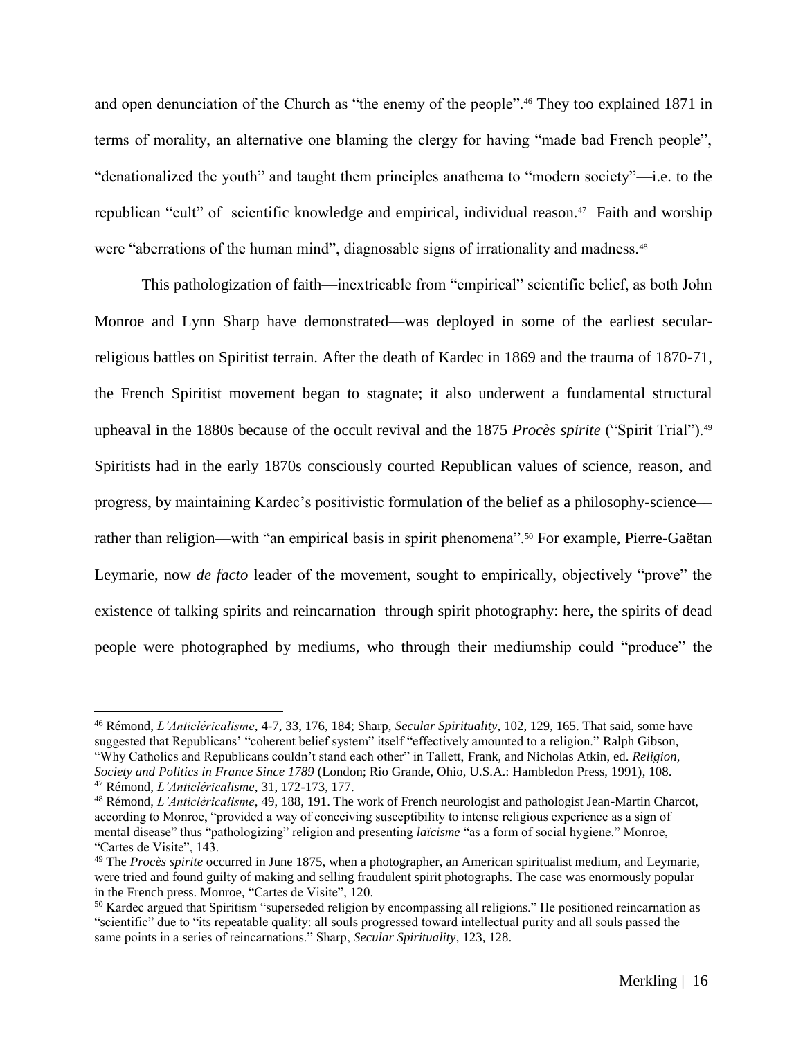and open denunciation of the Church as "the enemy of the people".[46] They too explained 1871 in terms of morality, an alternative one blaming the clergy for having "made bad French people", "denationalized the youth" and taught them principles anathema to "modern society"—i.e. to the republican "cult" of scientific knowledge and empirical, individual reason.[47] Faith and worship were "aberrations of the human mind", diagnosable signs of irrationality and madness.[48]

This pathologization of faith—inextricable from "empirical" scientific belief, as both John Monroe and Lynn Sharp have demonstrated—was deployed in some of the earliest secular-religious battles on Spiritist terrain. After the death of Kardec in 1869 and the trauma of 1870-71, the French Spiritist movement began to stagnate; it also underwent a fundamental structural upheaval in the 1880s because of the occult revival and the 1875 *Procès spirite* ("Spirit Trial").[49] Spiritists had in the early 1870s consciously courted Republican values of science, reason, and progress, by maintaining Kardec's positivistic formulation of the belief as a philosophy-science—rather than religion—with "an empirical basis in spirit phenomena".[50] For example, Pierre-Gaëtan Leymarie, now *de facto* leader of the movement, sought to empirically, objectively "prove" the existence of talking spirits and reincarnation through spirit photography: here, the spirits of dead people were photographed by mediums, who through their mediumship could "produce" the

---

[46] Rémond, *L'Anticléricalisme*, 4-7, 33, 176, 184; Sharp, *Secular Spirituality*, 102, 129, 165. That said, some have suggested that Republicans' "coherent belief system" itself "effectively amounted to a religion." Ralph Gibson, "Why Catholics and Republicans couldn't stand each other" in Tallett, Frank, and Nicholas Atkin, ed. *Religion, Society and Politics in France Since 1789* (London; Rio Grande, Ohio, U.S.A.: Hambledon Press, 1991), 108.

[47] Rémond, *L'Anticléricalisme*, 31, 172-173, 177.

[48] Rémond, *L'Anticléricalisme*, 49, 188, 191. The work of French neurologist and pathologist Jean-Martin Charcot, according to Monroe, "provided a way of conceiving susceptibility to intense religious experience as a sign of mental disease" thus "pathologizing" religion and presenting *laïcisme* "as a form of social hygiene." Monroe, "Cartes de Visite", 143.

[49] The *Procès spirite* occurred in June 1875, when a photographer, an American spiritualist medium, and Leymarie, were tried and found guilty of making and selling fraudulent spirit photographs. The case was enormously popular in the French press. Monroe, "Cartes de Visite", 120.

[50] Kardec argued that Spiritism "superseded religion by encompassing all religions." He positioned reincarnation as "scientific" due to "its repeatable quality: all souls progressed toward intellectual purity and all souls passed the same points in a series of reincarnations." Sharp, *Secular Spirituality*, 123, 128.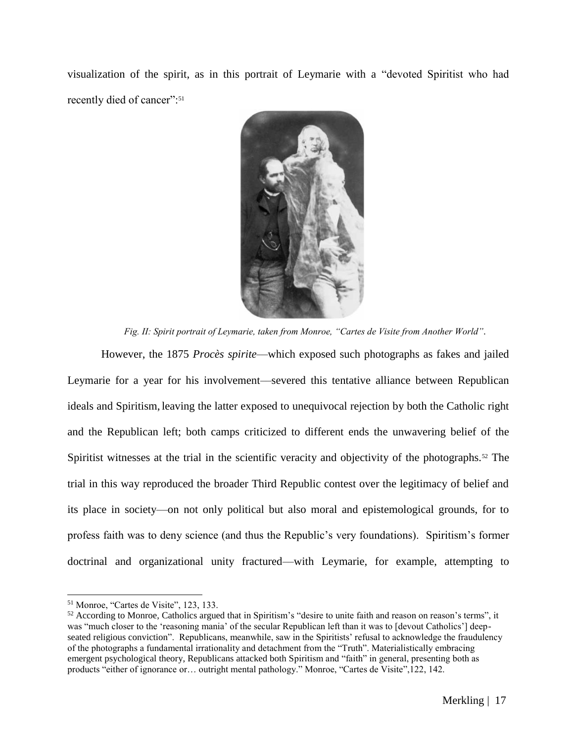visualization of the spirit, as in this portrait of Leymarie with a "devoted Spiritist who had recently died of cancer":[51]

*Fig. II: Spirit portrait of Leymarie, taken from Monroe, "Cartes de Visite from Another World".*

However, the 1875 *Procès spirite*—which exposed such photographs as fakes and jailed Leymarie for a year for his involvement—severed this tentative alliance between Republican ideals and Spiritism, leaving the latter exposed to unequivocal rejection by both the Catholic right and the Republican left; both camps criticized to different ends the unwavering belief of the Spiritist witnesses at the trial in the scientific veracity and objectivity of the photographs.[52] The trial in this way reproduced the broader Third Republic contest over the legitimacy of belief and its place in society—on not only political but also moral and epistemological grounds, for to profess faith was to deny science (and thus the Republic's very foundations). Spiritism's former doctrinal and organizational unity fractured—with Leymarie, for example, attempting to

---

[51] Monroe, "Cartes de Visite", 123, 133.

[52] According to Monroe, Catholics argued that in Spiritism's "desire to unite faith and reason on reason's terms", it was "much closer to the 'reasoning mania' of the secular Republican left than it was to [devout Catholics'] deep-seated religious conviction". Republicans, meanwhile, saw in the Spiritists' refusal to acknowledge the fraudulency of the photographs a fundamental irrationality and detachment from the "Truth". Materialistically embracing emergent psychological theory, Republicans attacked both Spiritism and "faith" in general, presenting both as products "either of ignorance or… outright mental pathology." Monroe, "Cartes de Visite",122, 142.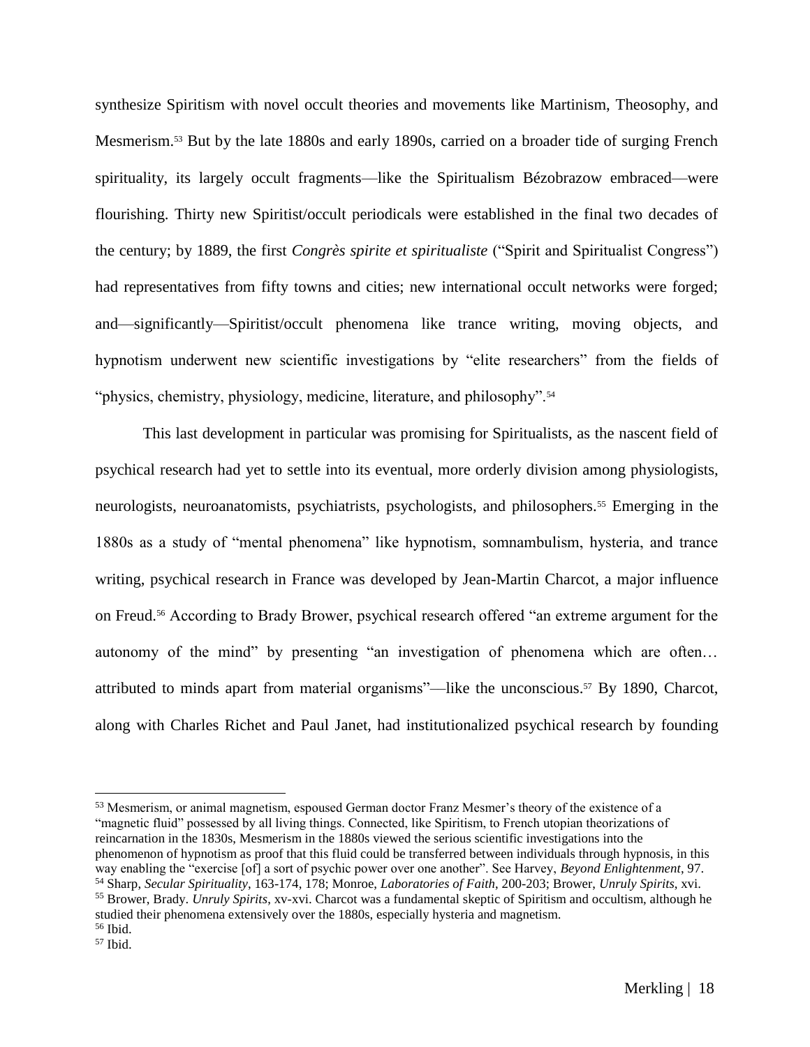synthesize Spiritism with novel occult theories and movements like Martinism, Theosophy, and Mesmerism.[53] But by the late 1880s and early 1890s, carried on a broader tide of surging French spirituality, its largely occult fragments—like the Spiritualism Bézobrazow embraced—were flourishing. Thirty new Spiritist/occult periodicals were established in the final two decades of the century; by 1889, the first *Congrès spirite et spiritualiste* ("Spirit and Spiritualist Congress") had representatives from fifty towns and cities; new international occult networks were forged; and—significantly—Spiritist/occult phenomena like trance writing, moving objects, and hypnotism underwent new scientific investigations by "elite researchers" from the fields of "physics, chemistry, physiology, medicine, literature, and philosophy".[54]

This last development in particular was promising for Spiritualists, as the nascent field of psychical research had yet to settle into its eventual, more orderly division among physiologists, neurologists, neuroanatomists, psychiatrists, psychologists, and philosophers.[55] Emerging in the 1880s as a study of "mental phenomena" like hypnotism, somnambulism, hysteria, and trance writing, psychical research in France was developed by Jean-Martin Charcot, a major influence on Freud.[56] According to Brady Brower, psychical research offered "an extreme argument for the autonomy of the mind" by presenting "an investigation of phenomena which are often… attributed to minds apart from material organisms"—like the unconscious.[57] By 1890, Charcot, along with Charles Richet and Paul Janet, had institutionalized psychical research by founding

---

[53] Mesmerism, or animal magnetism, espoused German doctor Franz Mesmer's theory of the existence of a "magnetic fluid" possessed by all living things. Connected, like Spiritism, to French utopian theorizations of reincarnation in the 1830s, Mesmerism in the 1880s viewed the serious scientific investigations into the phenomenon of hypnotism as proof that this fluid could be transferred between individuals through hypnosis, in this way enabling the "exercise [of] a sort of psychic power over one another". See Harvey, *Beyond Enlightenment*, 97.

[54] Sharp, *Secular Spirituality*, 163-174, 178; Monroe, *Laboratories of Faith*, 200-203; Brower, *Unruly Spirits*, xvi.

[55] Brower, Brady. *Unruly Spirits*, xv-xvi. Charcot was a fundamental skeptic of Spiritism and occultism, although he studied their phenomena extensively over the 1880s, especially hysteria and magnetism.

[56] Ibid.

[57] Ibid.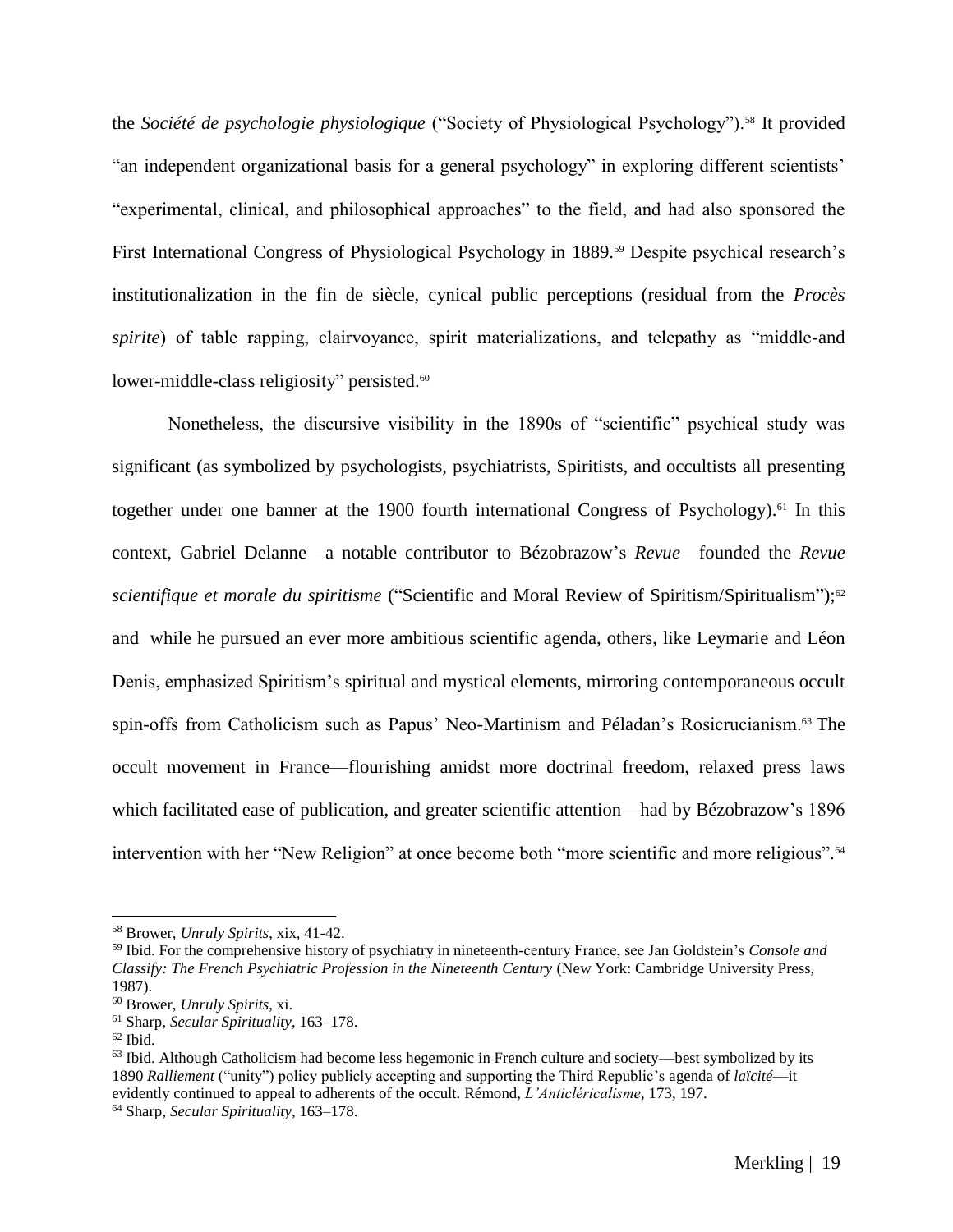the *Société de psychologie physiologique* ("Society of Physiological Psychology").[58] It provided "an independent organizational basis for a general psychology" in exploring different scientists' "experimental, clinical, and philosophical approaches" to the field, and had also sponsored the First International Congress of Physiological Psychology in 1889.[59] Despite psychical research's institutionalization in the fin de siècle, cynical public perceptions (residual from the *Procès spirite*) of table rapping, clairvoyance, spirit materializations, and telepathy as "middle-and lower-middle-class religiosity" persisted.[60]

Nonetheless, the discursive visibility in the 1890s of "scientific" psychical study was significant (as symbolized by psychologists, psychiatrists, Spiritists, and occultists all presenting together under one banner at the 1900 fourth international Congress of Psychology).[61] In this context, Gabriel Delanne—a notable contributor to Bézobrazow's *Revue*—founded the *Revue scientifique et morale du spiritisme* ("Scientific and Moral Review of Spiritism/Spiritualism");[62] and while he pursued an ever more ambitious scientific agenda, others, like Leymarie and Léon Denis, emphasized Spiritism's spiritual and mystical elements, mirroring contemporaneous occult spin-offs from Catholicism such as Papus' Neo-Martinism and Péladan's Rosicrucianism.[63] The occult movement in France—flourishing amidst more doctrinal freedom, relaxed press laws which facilitated ease of publication, and greater scientific attention—had by Bézobrazow's 1896 intervention with her "New Religion" at once become both "more scientific and more religious".[64]

---

[58] Brower, *Unruly Spirits*, xix, 41-42.

[59] Ibid. For the comprehensive history of psychiatry in nineteenth-century France, see Jan Goldstein's *Console and Classify: The French Psychiatric Profession in the Nineteenth Century* (New York: Cambridge University Press, 1987).

[60] Brower, *Unruly Spirits*, xi.

[61] Sharp, *Secular Spirituality*, 163–178.

[62] Ibid.

[63] Ibid. Although Catholicism had become less hegemonic in French culture and society—best symbolized by its 1890 *Ralliement* ("unity") policy publicly accepting and supporting the Third Republic's agenda of *laïcité*—it evidently continued to appeal to adherents of the occult. Rémond, *L'Anticléricalisme*, 173, 197.

[64] Sharp, *Secular Spirituality*, 163–178.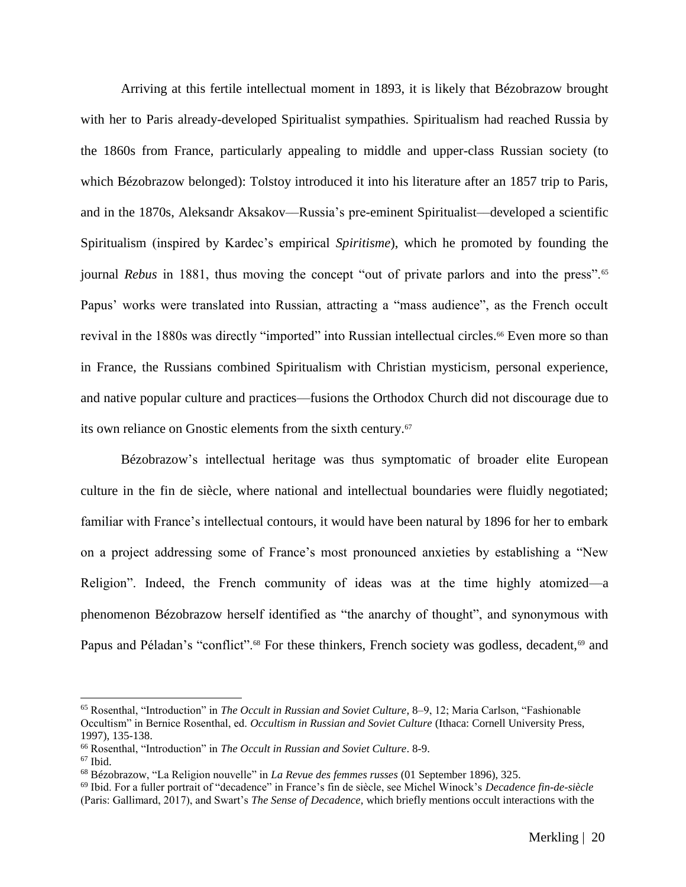Arriving at this fertile intellectual moment in 1893, it is likely that Bézobrazow brought with her to Paris already-developed Spiritualist sympathies. Spiritualism had reached Russia by the 1860s from France, particularly appealing to middle and upper-class Russian society (to which Bézobrazow belonged): Tolstoy introduced it into his literature after an 1857 trip to Paris, and in the 1870s, Aleksandr Aksakov—Russia's pre-eminent Spiritualist—developed a scientific Spiritualism (inspired by Kardec's empirical *Spiritisme*), which he promoted by founding the journal *Rebus* in 1881, thus moving the concept "out of private parlors and into the press".[65] Papus' works were translated into Russian, attracting a "mass audience", as the French occult revival in the 1880s was directly "imported" into Russian intellectual circles.[66] Even more so than in France, the Russians combined Spiritualism with Christian mysticism, personal experience, and native popular culture and practices—fusions the Orthodox Church did not discourage due to its own reliance on Gnostic elements from the sixth century.[67]

Bézobrazow's intellectual heritage was thus symptomatic of broader elite European culture in the fin de siècle, where national and intellectual boundaries were fluidly negotiated; familiar with France's intellectual contours, it would have been natural by 1896 for her to embark on a project addressing some of France's most pronounced anxieties by establishing a "New Religion". Indeed, the French community of ideas was at the time highly atomized—a phenomenon Bézobrazow herself identified as "the anarchy of thought", and synonymous with Papus and Péladan's "conflict".[68] For these thinkers, French society was godless, decadent,[69] and

---

[65] Rosenthal, "Introduction" in *The Occult in Russian and Soviet Culture*, 8–9, 12; Maria Carlson, "Fashionable Occultism" in Bernice Rosenthal, ed. *Occultism in Russian and Soviet Culture* (Ithaca: Cornell University Press, 1997), 135-138.

[66] Rosenthal, "Introduction" in *The Occult in Russian and Soviet Culture*. 8-9.

[67] Ibid.

[68] Bézobrazow, "La Religion nouvelle" in *La Revue des femmes russes* (01 September 1896), 325.

[69] Ibid. For a fuller portrait of "decadence" in France's fin de siècle, see Michel Winock's *Decadence fin-de-siècle* (Paris: Gallimard, 2017), and Swart's *The Sense of Decadence*, which briefly mentions occult interactions with the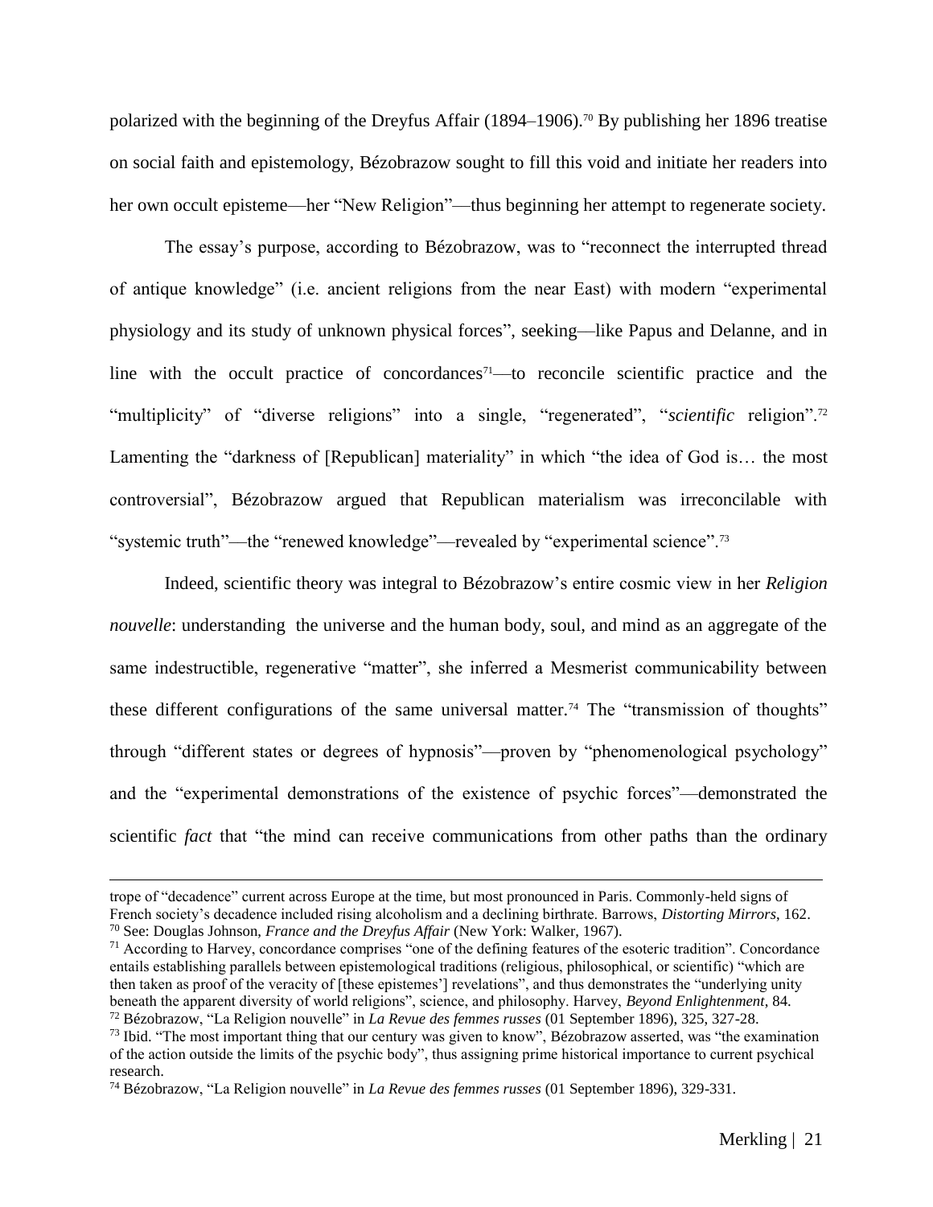polarized with the beginning of the Dreyfus Affair (1894–1906).[70] By publishing her 1896 treatise on social faith and epistemology, Bézobrazow sought to fill this void and initiate her readers into her own occult episteme—her "New Religion"—thus beginning her attempt to regenerate society.

The essay's purpose, according to Bézobrazow, was to "reconnect the interrupted thread of antique knowledge" (i.e. ancient religions from the near East) with modern "experimental physiology and its study of unknown physical forces", seeking—like Papus and Delanne, and in line with the occult practice of concordances[71]—to reconcile scientific practice and the "multiplicity" of "diverse religions" into a single, "regenerated", "*scientific* religion".[72] Lamenting the "darkness of [Republican] materiality" in which "the idea of God is… the most controversial", Bézobrazow argued that Republican materialism was irreconcilable with "systemic truth"—the "renewed knowledge"—revealed by "experimental science".[73]

Indeed, scientific theory was integral to Bézobrazow's entire cosmic view in her *Religion nouvelle*: understanding the universe and the human body, soul, and mind as an aggregate of the same indestructible, regenerative "matter", she inferred a Mesmerist communicability between these different configurations of the same universal matter.[74] The "transmission of thoughts" through "different states or degrees of hypnosis"—proven by "phenomenological psychology" and the "experimental demonstrations of the existence of psychic forces"—demonstrated the scientific *fact* that "the mind can receive communications from other paths than the ordinary

---

trope of "decadence" current across Europe at the time, but most pronounced in Paris. Commonly-held signs of French society's decadence included rising alcoholism and a declining birthrate. Barrows, *Distorting Mirrors*, 162.

[70] See: Douglas Johnson, *France and the Dreyfus Affair* (New York: Walker, 1967).

[71] According to Harvey, concordance comprises "one of the defining features of the esoteric tradition". Concordance entails establishing parallels between epistemological traditions (religious, philosophical, or scientific) "which are then taken as proof of the veracity of [these epistemes'] revelations", and thus demonstrates the "underlying unity beneath the apparent diversity of world religions", science, and philosophy. Harvey, *Beyond Enlightenment*, 84.

[72] Bézobrazow, "La Religion nouvelle" in *La Revue des femmes russes* (01 September 1896), 325, 327-28.

[73] Ibid. "The most important thing that our century was given to know", Bézobrazow asserted, was "the examination of the action outside the limits of the psychic body", thus assigning prime historical importance to current psychical research.

[74] Bézobrazow, "La Religion nouvelle" in *La Revue des femmes russes* (01 September 1896), 329-331.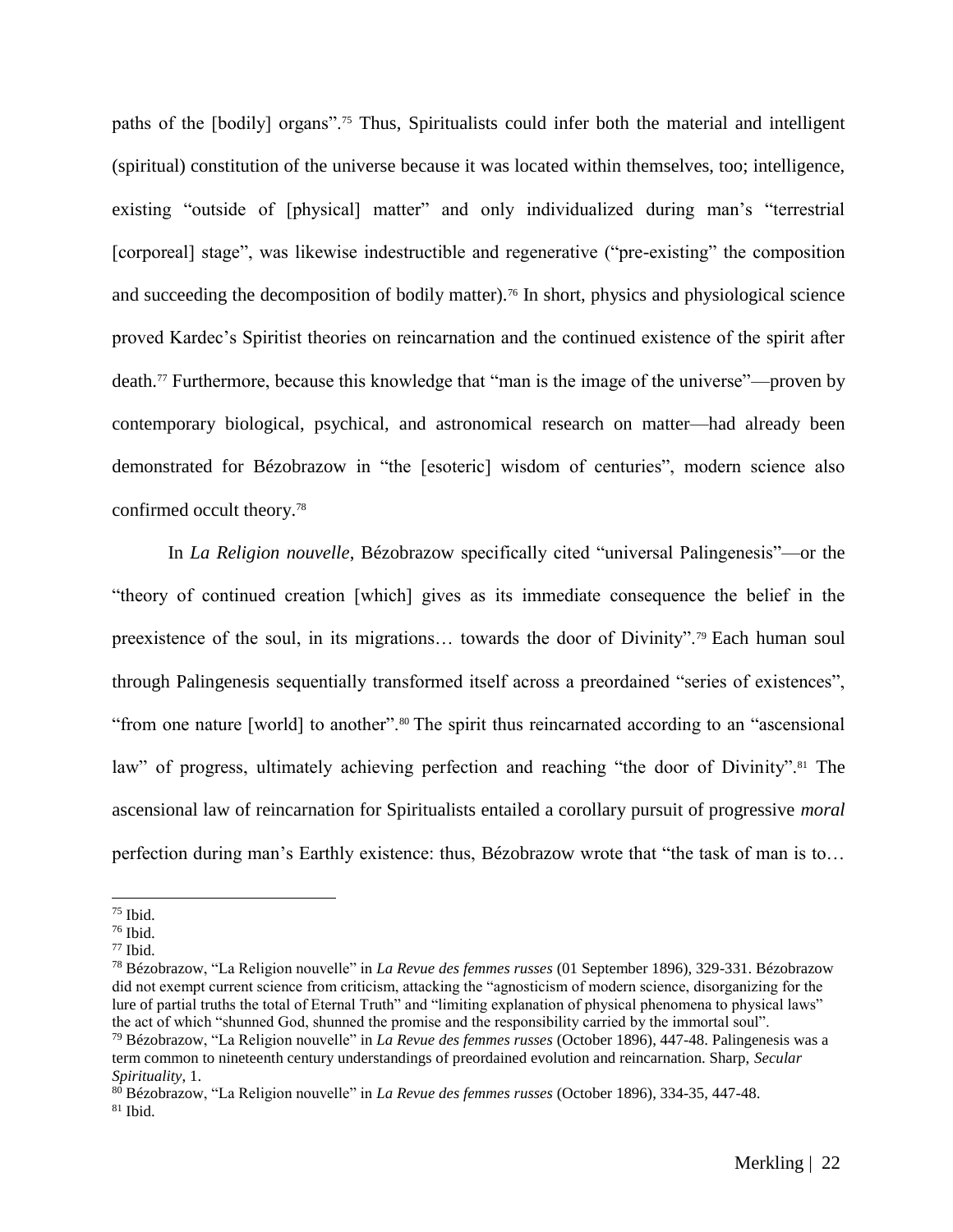paths of the [bodily] organs".[75] Thus, Spiritualists could infer both the material and intelligent (spiritual) constitution of the universe because it was located within themselves, too; intelligence, existing "outside of [physical] matter" and only individualized during man's "terrestrial [corporeal] stage", was likewise indestructible and regenerative ("pre-existing" the composition and succeeding the decomposition of bodily matter).[76] In short, physics and physiological science proved Kardec's Spiritist theories on reincarnation and the continued existence of the spirit after death.[77] Furthermore, because this knowledge that "man is the image of the universe"—proven by contemporary biological, psychical, and astronomical research on matter—had already been demonstrated for Bézobrazow in "the [esoteric] wisdom of centuries", modern science also confirmed occult theory.[78]

In *La Religion nouvelle*, Bézobrazow specifically cited "universal Palingenesis"—or the "theory of continued creation [which] gives as its immediate consequence the belief in the preexistence of the soul, in its migrations… towards the door of Divinity".[79] Each human soul through Palingenesis sequentially transformed itself across a preordained "series of existences", "from one nature [world] to another".[80] The spirit thus reincarnated according to an "ascensional law" of progress, ultimately achieving perfection and reaching "the door of Divinity".[81] The ascensional law of reincarnation for Spiritualists entailed a corollary pursuit of progressive *moral* perfection during man's Earthly existence: thus, Bézobrazow wrote that "the task of man is to…

---

[75] Ibid.

[76] Ibid.

[77] Ibid.

[78] Bézobrazow, "La Religion nouvelle" in *La Revue des femmes russes* (01 September 1896), 329-331. Bézobrazow did not exempt current science from criticism, attacking the "agnosticism of modern science, disorganizing for the lure of partial truths the total of Eternal Truth" and "limiting explanation of physical phenomena to physical laws" the act of which "shunned God, shunned the promise and the responsibility carried by the immortal soul".

[79] Bézobrazow, "La Religion nouvelle" in *La Revue des femmes russes* (October 1896), 447-48. Palingenesis was a term common to nineteenth century understandings of preordained evolution and reincarnation. Sharp, *Secular Spirituality*, 1.

[80] Bézobrazow, "La Religion nouvelle" in *La Revue des femmes russes* (October 1896), 334-35, 447-48.

[81] Ibid.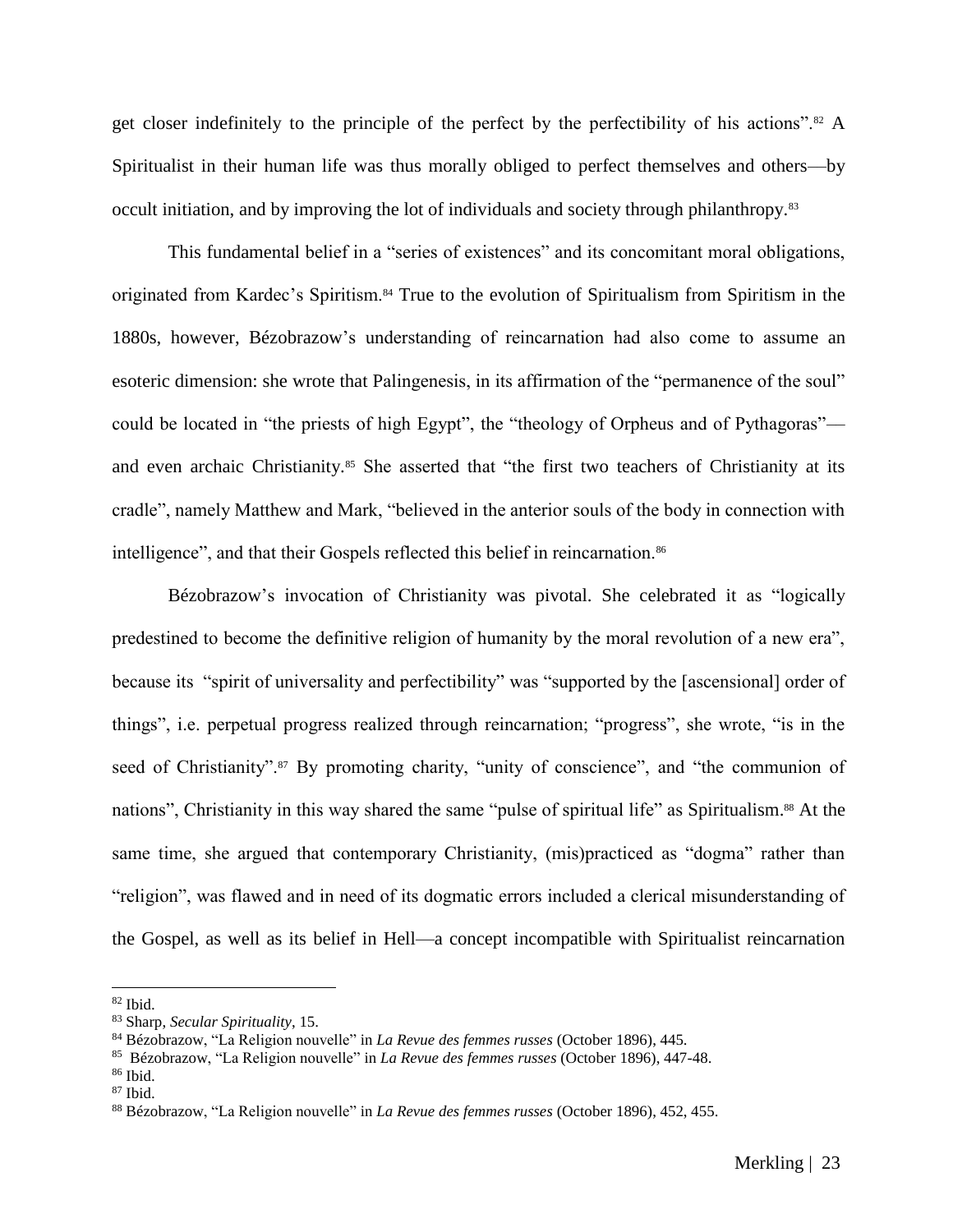get closer indefinitely to the principle of the perfect by the perfectibility of his actions".[82] A Spiritualist in their human life was thus morally obliged to perfect themselves and others—by occult initiation, and by improving the lot of individuals and society through philanthropy.[83]

This fundamental belief in a "series of existences" and its concomitant moral obligations, originated from Kardec's Spiritism.[84] True to the evolution of Spiritualism from Spiritism in the 1880s, however, Bézobrazow's understanding of reincarnation had also come to assume an esoteric dimension: she wrote that Palingenesis, in its affirmation of the "permanence of the soul" could be located in "the priests of high Egypt", the "theology of Orpheus and of Pythagoras"—and even archaic Christianity.[85] She asserted that "the first two teachers of Christianity at its cradle", namely Matthew and Mark, "believed in the anterior souls of the body in connection with intelligence", and that their Gospels reflected this belief in reincarnation.[86]

Bézobrazow's invocation of Christianity was pivotal. She celebrated it as "logically predestined to become the definitive religion of humanity by the moral revolution of a new era", because its "spirit of universality and perfectibility" was "supported by the [ascensional] order of things", i.e. perpetual progress realized through reincarnation; "progress", she wrote, "is in the seed of Christianity".[87] By promoting charity, "unity of conscience", and "the communion of nations", Christianity in this way shared the same "pulse of spiritual life" as Spiritualism.[88] At the same time, she argued that contemporary Christianity, (mis)practiced as "dogma" rather than "religion", was flawed and in need of its dogmatic errors included a clerical misunderstanding of the Gospel, as well as its belief in Hell—a concept incompatible with Spiritualist reincarnation

---

[82] Ibid.

[83] Sharp, *Secular Spirituality*, 15.

[84] Bézobrazow, "La Religion nouvelle" in *La Revue des femmes russes* (October 1896), 445.

[85] Bézobrazow, "La Religion nouvelle" in *La Revue des femmes russes* (October 1896), 447-48.

[86] Ibid.

[87] Ibid.

[88] Bézobrazow, "La Religion nouvelle" in *La Revue des femmes russes* (October 1896), 452, 455.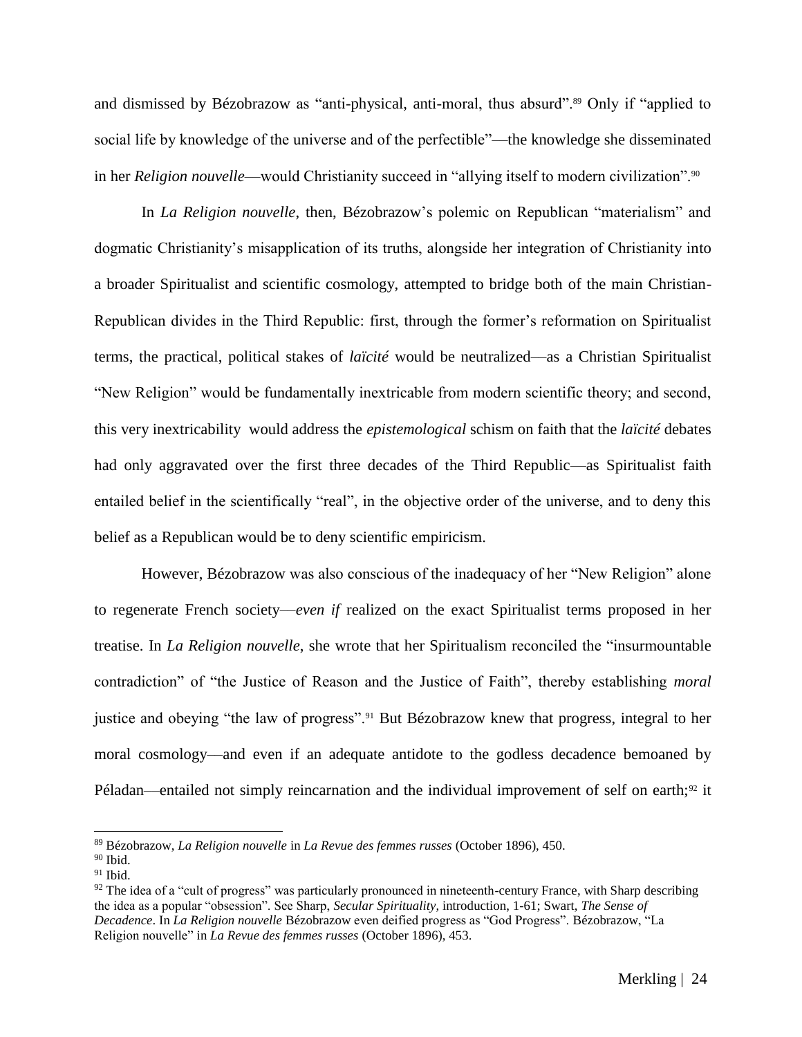and dismissed by Bézobrazow as "anti-physical, anti-moral, thus absurd".[89] Only if "applied to social life by knowledge of the universe and of the perfectible"—the knowledge she disseminated in her *Religion nouvelle*—would Christianity succeed in "allying itself to modern civilization".[90]

In *La Religion nouvelle*, then, Bézobrazow's polemic on Republican "materialism" and dogmatic Christianity's misapplication of its truths, alongside her integration of Christianity into a broader Spiritualist and scientific cosmology, attempted to bridge both of the main Christian-Republican divides in the Third Republic: first, through the former's reformation on Spiritualist terms, the practical, political stakes of *laïcité* would be neutralized—as a Christian Spiritualist "New Religion" would be fundamentally inextricable from modern scientific theory; and second, this very inextricability would address the *epistemological* schism on faith that the *laïcité* debates had only aggravated over the first three decades of the Third Republic—as Spiritualist faith entailed belief in the scientifically "real", in the objective order of the universe, and to deny this belief as a Republican would be to deny scientific empiricism.

However, Bézobrazow was also conscious of the inadequacy of her "New Religion" alone to regenerate French society—*even if* realized on the exact Spiritualist terms proposed in her treatise. In *La Religion nouvelle*, she wrote that her Spiritualism reconciled the "insurmountable contradiction" of "the Justice of Reason and the Justice of Faith", thereby establishing *moral* justice and obeying "the law of progress".[91] But Bézobrazow knew that progress, integral to her moral cosmology—and even if an adequate antidote to the godless decadence bemoaned by Péladan—entailed not simply reincarnation and the individual improvement of self on earth;[92] it

---

[89] Bézobrazow, *La Religion nouvelle* in *La Revue des femmes russes* (October 1896), 450.

[90] Ibid.

[91] Ibid.

[92] The idea of a "cult of progress" was particularly pronounced in nineteenth-century France, with Sharp describing the idea as a popular "obsession". See Sharp, *Secular Spirituality*, introduction, 1-61; Swart, *The Sense of Decadence*. In *La Religion nouvelle* Bézobrazow even deified progress as "God Progress". Bézobrazow, "La Religion nouvelle" in *La Revue des femmes russes* (October 1896), 453.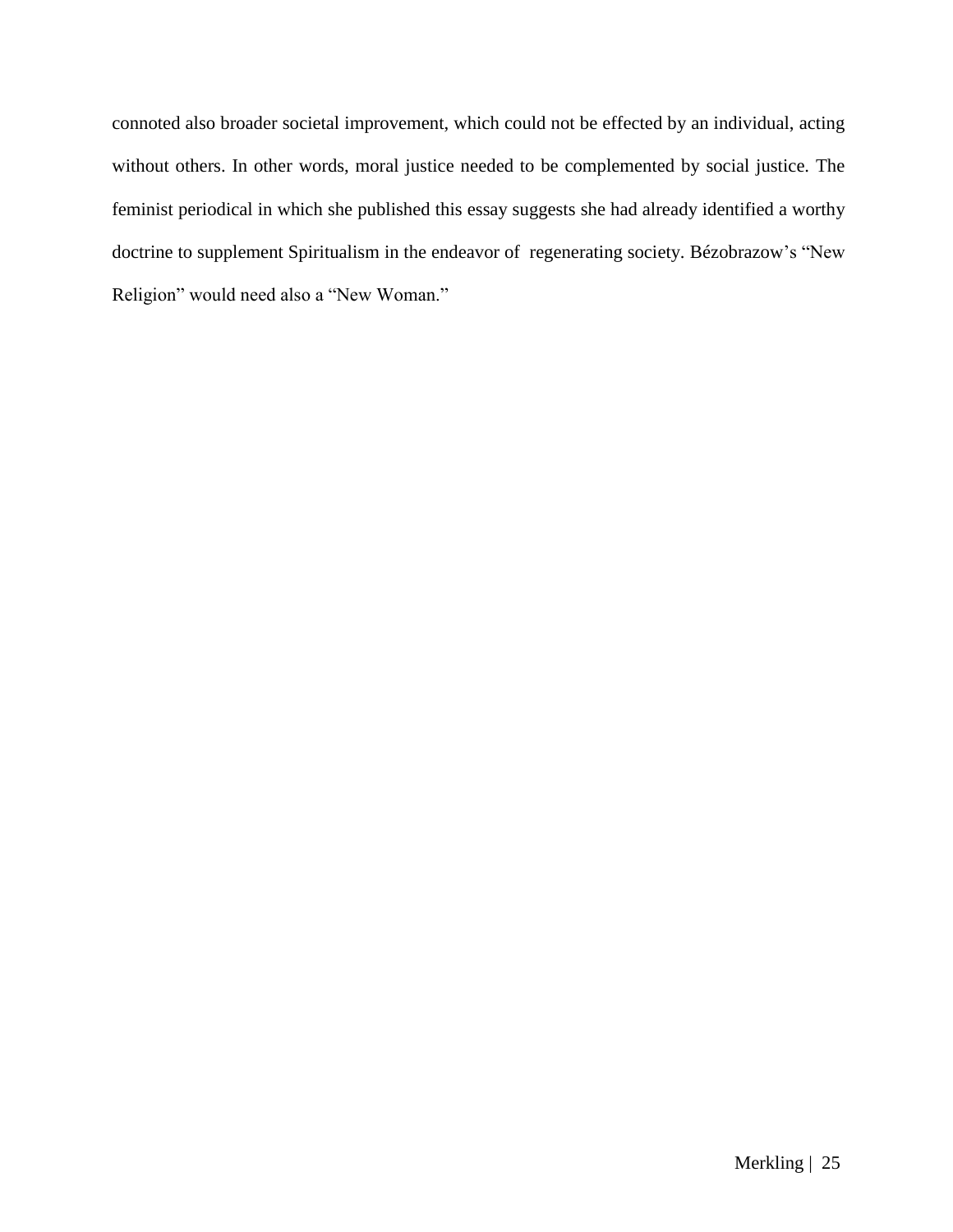connoted also broader societal improvement, which could not be effected by an individual, acting without others. In other words, moral justice needed to be complemented by social justice. The feminist periodical in which she published this essay suggests she had already identified a worthy doctrine to supplement Spiritualism in the endeavor of regenerating society. Bézobrazow's "New Religion" would need also a "New Woman."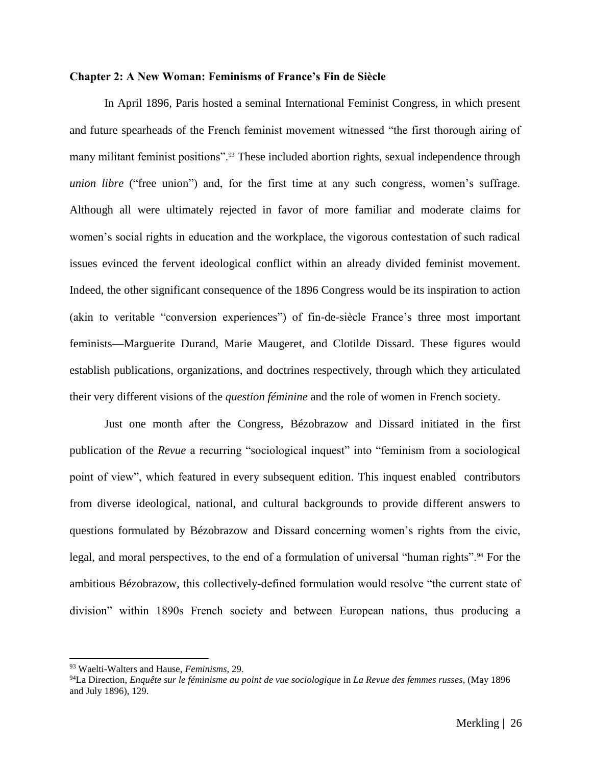**Chapter 2: A New Woman: Feminisms of France's Fin de Siècle**

In April 1896, Paris hosted a seminal International Feminist Congress, in which present and future spearheads of the French feminist movement witnessed "the first thorough airing of many militant feminist positions".[93] These included abortion rights, sexual independence through *union libre* ("free union") and, for the first time at any such congress, women's suffrage. Although all were ultimately rejected in favor of more familiar and moderate claims for women's social rights in education and the workplace, the vigorous contestation of such radical issues evinced the fervent ideological conflict within an already divided feminist movement. Indeed, the other significant consequence of the 1896 Congress would be its inspiration to action (akin to veritable "conversion experiences") of fin-de-siècle France's three most important feminists—Marguerite Durand, Marie Maugeret, and Clotilde Dissard. These figures would establish publications, organizations, and doctrines respectively, through which they articulated their very different visions of the *question féminine* and the role of women in French society.

Just one month after the Congress, Bézobrazow and Dissard initiated in the first publication of the *Revue* a recurring "sociological inquest" into "feminism from a sociological point of view", which featured in every subsequent edition. This inquest enabled contributors from diverse ideological, national, and cultural backgrounds to provide different answers to questions formulated by Bézobrazow and Dissard concerning women's rights from the civic, legal, and moral perspectives, to the end of a formulation of universal "human rights".[94] For the ambitious Bézobrazow, this collectively-defined formulation would resolve "the current state of division" within 1890s French society and between European nations, thus producing a

---

[93] Waelti-Walters and Hause, *Feminisms*, 29.

[94] La Direction, *Enquête sur le féminisme au point de vue sociologique* in *La Revue des femmes russes*, (May 1896 and July 1896), 129.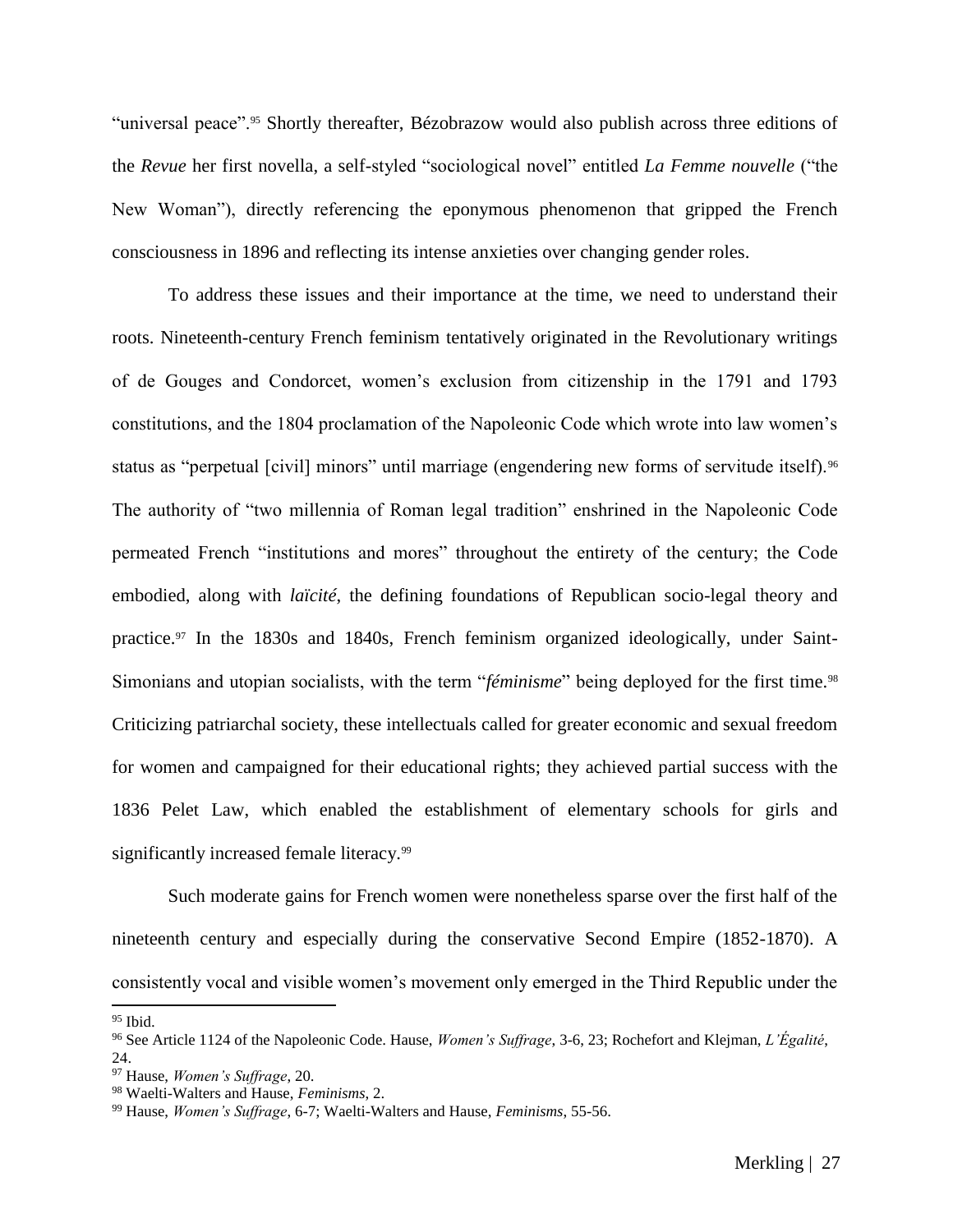"universal peace".[95] Shortly thereafter, Bézobrazow would also publish across three editions of the *Revue* her first novella, a self-styled "sociological novel" entitled *La Femme nouvelle* ("the New Woman"), directly referencing the eponymous phenomenon that gripped the French consciousness in 1896 and reflecting its intense anxieties over changing gender roles.

To address these issues and their importance at the time, we need to understand their roots. Nineteenth-century French feminism tentatively originated in the Revolutionary writings of de Gouges and Condorcet, women's exclusion from citizenship in the 1791 and 1793 constitutions, and the 1804 proclamation of the Napoleonic Code which wrote into law women's status as "perpetual [civil] minors" until marriage (engendering new forms of servitude itself).[96] The authority of "two millennia of Roman legal tradition" enshrined in the Napoleonic Code permeated French "institutions and mores" throughout the entirety of the century; the Code embodied, along with *laïcité*, the defining foundations of Republican socio-legal theory and practice.[97] In the 1830s and 1840s, French feminism organized ideologically, under Saint-Simonians and utopian socialists, with the term "*féminisme*" being deployed for the first time.[98] Criticizing patriarchal society, these intellectuals called for greater economic and sexual freedom for women and campaigned for their educational rights; they achieved partial success with the 1836 Pelet Law, which enabled the establishment of elementary schools for girls and significantly increased female literacy.[99]

Such moderate gains for French women were nonetheless sparse over the first half of the nineteenth century and especially during the conservative Second Empire (1852-1870). A consistently vocal and visible women's movement only emerged in the Third Republic under the

---

[95] Ibid.

[96] See Article 1124 of the Napoleonic Code. Hause, *Women's Suffrage*, 3-6, 23; Rochefort and Klejman, *L'Égalité*, 24.

[97] Hause, *Women's Suffrage*, 20.

[98] Waelti-Walters and Hause, *Feminisms*, 2.

[99] Hause, *Women's Suffrage*, 6-7; Waelti-Walters and Hause, *Feminisms*, 55-56.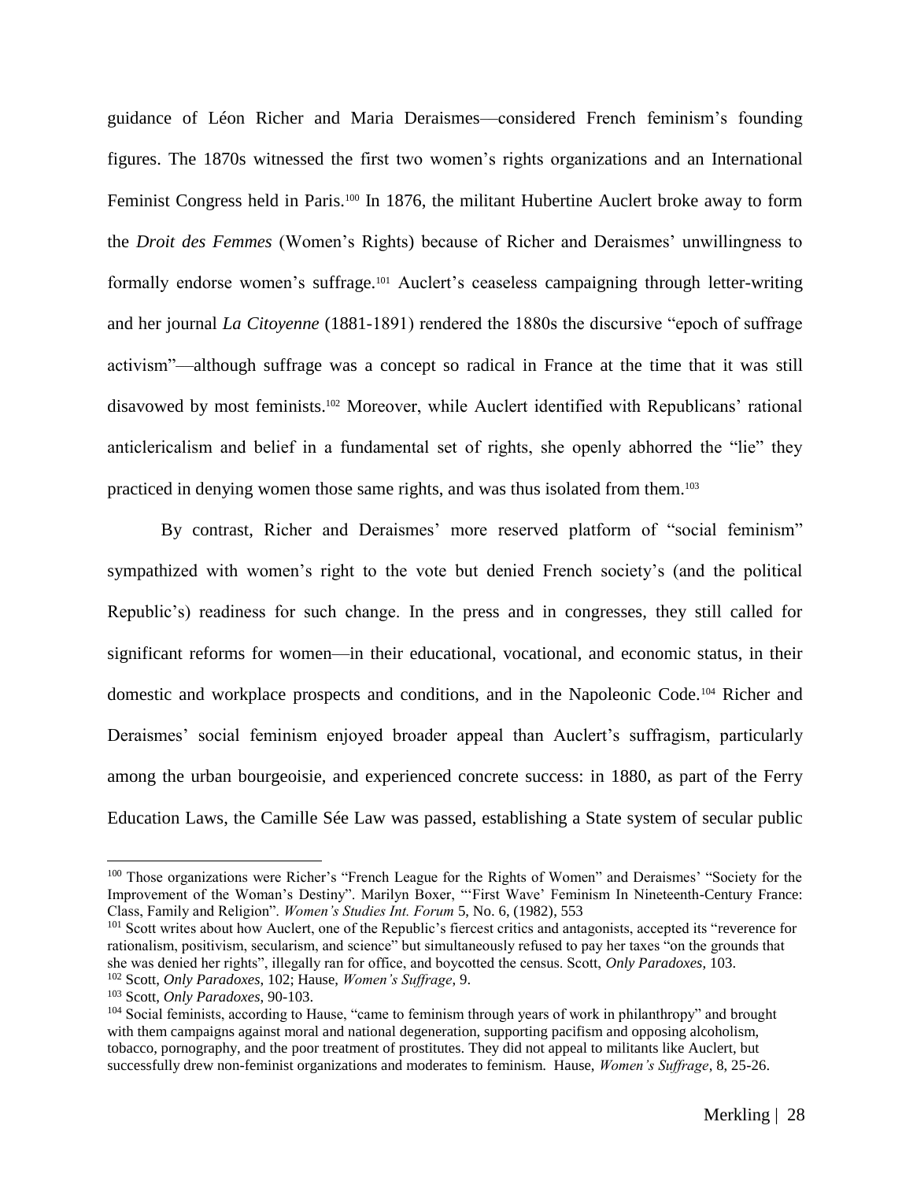guidance of Léon Richer and Maria Deraismes—considered French feminism's founding figures. The 1870s witnessed the first two women's rights organizations and an International Feminist Congress held in Paris.[100] In 1876, the militant Hubertine Auclert broke away to form the *Droit des Femmes* (Women's Rights) because of Richer and Deraismes' unwillingness to formally endorse women's suffrage.[101] Auclert's ceaseless campaigning through letter-writing and her journal *La Citoyenne* (1881-1891) rendered the 1880s the discursive "epoch of suffrage activism"—although suffrage was a concept so radical in France at the time that it was still disavowed by most feminists.[102] Moreover, while Auclert identified with Republicans' rational anticlericalism and belief in a fundamental set of rights, she openly abhorred the "lie" they practiced in denying women those same rights, and was thus isolated from them.[103]

By contrast, Richer and Deraismes' more reserved platform of "social feminism" sympathized with women's right to the vote but denied French society's (and the political Republic's) readiness for such change. In the press and in congresses, they still called for significant reforms for women—in their educational, vocational, and economic status, in their domestic and workplace prospects and conditions, and in the Napoleonic Code.[104] Richer and Deraismes' social feminism enjoyed broader appeal than Auclert's suffragism, particularly among the urban bourgeoisie, and experienced concrete success: in 1880, as part of the Ferry Education Laws, the Camille Sée Law was passed, establishing a State system of secular public

---

[100] Those organizations were Richer's "French League for the Rights of Women" and Deraismes' "Society for the Improvement of the Woman's Destiny". Marilyn Boxer, "'First Wave' Feminism In Nineteenth-Century France: Class, Family and Religion". *Women's Studies Int. Forum* 5, No. 6, (1982), 553

[101] Scott writes about how Auclert, one of the Republic's fiercest critics and antagonists, accepted its "reverence for rationalism, positivism, secularism, and science" but simultaneously refused to pay her taxes "on the grounds that she was denied her rights", illegally ran for office, and boycotted the census. Scott, *Only Paradoxes*, 103.

[102] Scott, *Only Paradoxes*, 102; Hause, *Women's Suffrage*, 9.

[103] Scott, *Only Paradoxes*, 90-103.

[104] Social feminists, according to Hause, "came to feminism through years of work in philanthropy" and brought with them campaigns against moral and national degeneration, supporting pacifism and opposing alcoholism, tobacco, pornography, and the poor treatment of prostitutes. They did not appeal to militants like Auclert, but successfully drew non-feminist organizations and moderates to feminism. Hause, *Women's Suffrage*, 8, 25-26.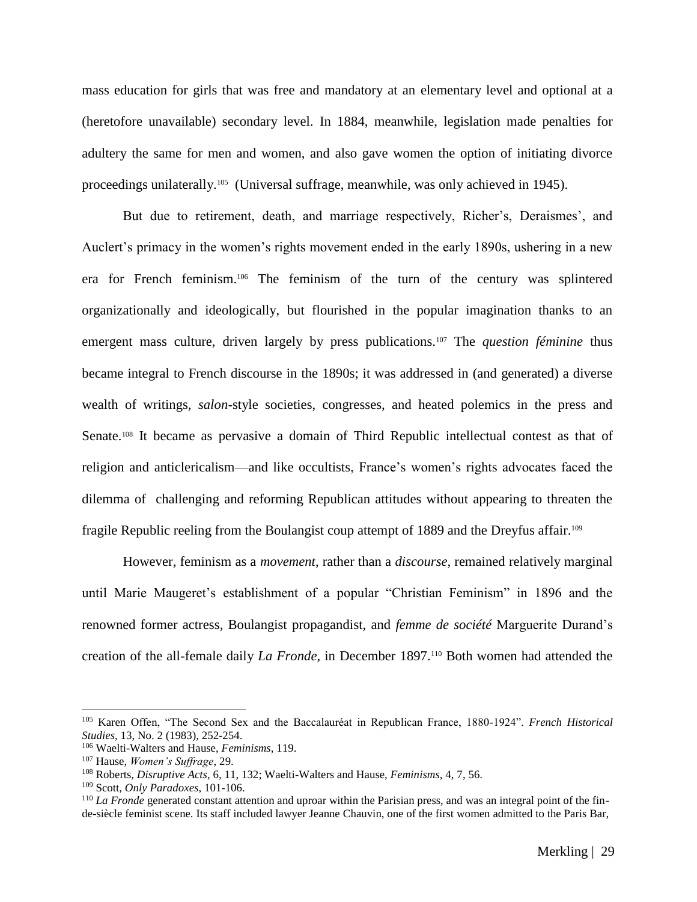mass education for girls that was free and mandatory at an elementary level and optional at a (heretofore unavailable) secondary level. In 1884, meanwhile, legislation made penalties for adultery the same for men and women, and also gave women the option of initiating divorce proceedings unilaterally.[105] (Universal suffrage, meanwhile, was only achieved in 1945).

But due to retirement, death, and marriage respectively, Richer's, Deraismes', and Auclert's primacy in the women's rights movement ended in the early 1890s, ushering in a new era for French feminism.[106] The feminism of the turn of the century was splintered organizationally and ideologically, but flourished in the popular imagination thanks to an emergent mass culture, driven largely by press publications.[107] The *question féminine* thus became integral to French discourse in the 1890s; it was addressed in (and generated) a diverse wealth of writings, *salon*-style societies, congresses, and heated polemics in the press and Senate.[108] It became as pervasive a domain of Third Republic intellectual contest as that of religion and anticlericalism—and like occultists, France's women's rights advocates faced the dilemma of challenging and reforming Republican attitudes without appearing to threaten the fragile Republic reeling from the Boulangist coup attempt of 1889 and the Dreyfus affair.[109]

However, feminism as a *movement*, rather than a *discourse*, remained relatively marginal until Marie Maugeret's establishment of a popular "Christian Feminism" in 1896 and the renowned former actress, Boulangist propagandist, and *femme de société* Marguerite Durand's creation of the all-female daily *La Fronde*, in December 1897.[110] Both women had attended the

---

[105] Karen Offen, "The Second Sex and the Baccalauréat in Republican France, 1880-1924". *French Historical Studies*, 13, No. 2 (1983), 252-254.

[106] Waelti-Walters and Hause, *Feminisms*, 119.

[107] Hause, *Women's Suffrage*, 29.

[108] Roberts, *Disruptive Acts*, 6, 11, 132; Waelti-Walters and Hause, *Feminisms*, 4, 7, 56.

[109] Scott, *Only Paradoxes*, 101-106.

[110] *La Fronde* generated constant attention and uproar within the Parisian press, and was an integral point of the fin-de-siècle feminist scene. Its staff included lawyer Jeanne Chauvin, one of the first women admitted to the Paris Bar,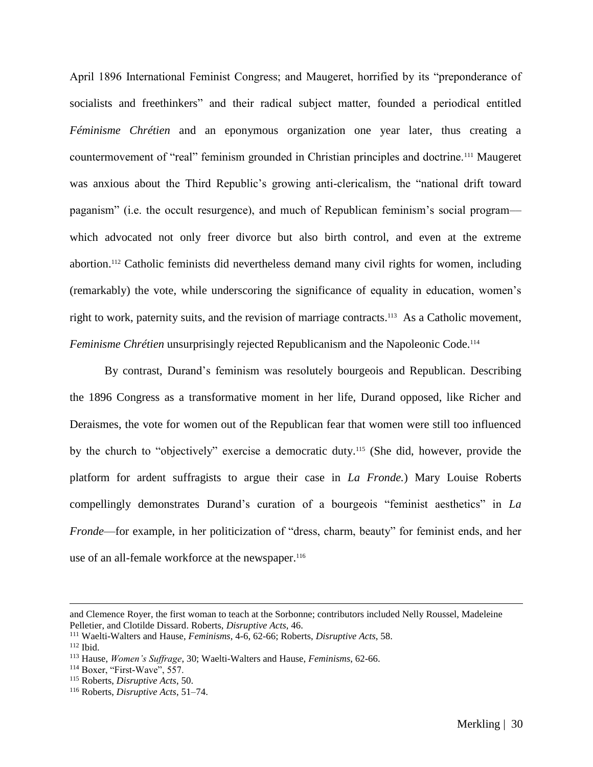April 1896 International Feminist Congress; and Maugeret, horrified by its "preponderance of socialists and freethinkers" and their radical subject matter, founded a periodical entitled *Féminisme Chrétien* and an eponymous organization one year later, thus creating a countermovement of "real" feminism grounded in Christian principles and doctrine.[111] Maugeret was anxious about the Third Republic's growing anti-clericalism, the "national drift toward paganism" (i.e. the occult resurgence), and much of Republican feminism's social program—which advocated not only freer divorce but also birth control, and even at the extreme abortion.[112] Catholic feminists did nevertheless demand many civil rights for women, including (remarkably) the vote, while underscoring the significance of equality in education, women's right to work, paternity suits, and the revision of marriage contracts.[113] As a Catholic movement, *Feminisme Chrétien* unsurprisingly rejected Republicanism and the Napoleonic Code.[114]

By contrast, Durand's feminism was resolutely bourgeois and Republican. Describing the 1896 Congress as a transformative moment in her life, Durand opposed, like Richer and Deraismes, the vote for women out of the Republican fear that women were still too influenced by the church to "objectively" exercise a democratic duty.[115] (She did, however, provide the platform for ardent suffragists to argue their case in *La Fronde.*) Mary Louise Roberts compellingly demonstrates Durand's curation of a bourgeois "feminist aesthetics" in *La Fronde*—for example, in her politicization of "dress, charm, beauty" for feminist ends, and her use of an all-female workforce at the newspaper.[116]

---

and Clemence Royer, the first woman to teach at the Sorbonne; contributors included Nelly Roussel, Madeleine Pelletier, and Clotilde Dissard. Roberts, *Disruptive Acts*, 46.

[111] Waelti-Walters and Hause, *Feminisms*, 4-6, 62-66; Roberts, *Disruptive Acts*, 58.

[112] Ibid.

[113] Hause, *Women's Suffrage*, 30; Waelti-Walters and Hause, *Feminisms*, 62-66.

[114] Boxer, "First-Wave", 557.

[115] Roberts, *Disruptive Acts*, 50.

[116] Roberts, *Disruptive Acts*, 51–74.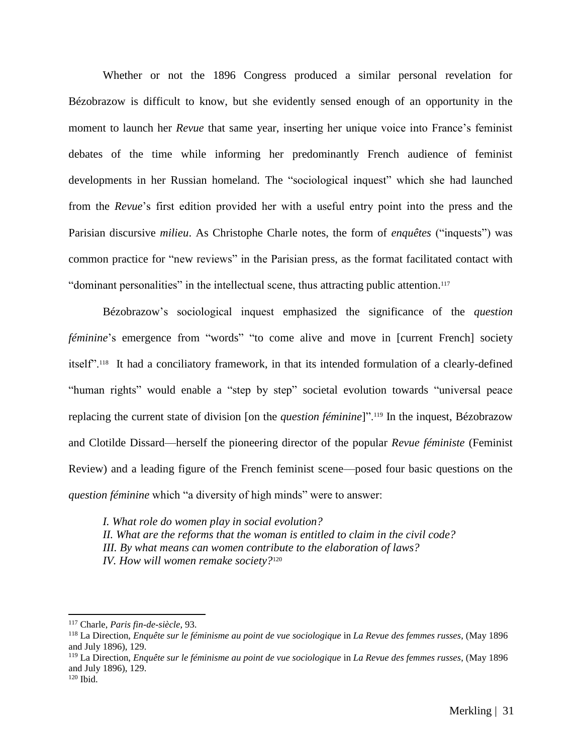Whether or not the 1896 Congress produced a similar personal revelation for Bézobrazow is difficult to know, but she evidently sensed enough of an opportunity in the moment to launch her *Revue* that same year, inserting her unique voice into France's feminist debates of the time while informing her predominantly French audience of feminist developments in her Russian homeland. The "sociological inquest" which she had launched from the *Revue*'s first edition provided her with a useful entry point into the press and the Parisian discursive *milieu*. As Christophe Charle notes, the form of *enquêtes* ("inquests") was common practice for "new reviews" in the Parisian press, as the format facilitated contact with "dominant personalities" in the intellectual scene, thus attracting public attention.[117]

Bézobrazow's sociological inquest emphasized the significance of the *question féminine*'s emergence from "words" "to come alive and move in [current French] society itself".[118] It had a conciliatory framework, in that its intended formulation of a clearly-defined "human rights" would enable a "step by step" societal evolution towards "universal peace replacing the current state of division [on the *question féminine*]".[119] In the inquest, Bézobrazow and Clotilde Dissard—herself the pioneering director of the popular *Revue féministe* (Feminist Review) and a leading figure of the French feminist scene—posed four basic questions on the *question féminine* which "a diversity of high minds" were to answer:

*I. What role do women play in social evolution?*
*II. What are the reforms that the woman is entitled to claim in the civil code?*
*III. By what means can women contribute to the elaboration of laws?*
*IV. How will women remake society?*[120]

---

[117] Charle, *Paris fin-de-siècle*, 93.

[118] La Direction, *Enquête sur le féminisme au point de vue sociologique* in *La Revue des femmes russes*, (May 1896 and July 1896), 129.

[119] La Direction, *Enquête sur le féminisme au point de vue sociologique* in *La Revue des femmes russes*, (May 1896 and July 1896), 129.

[120] Ibid.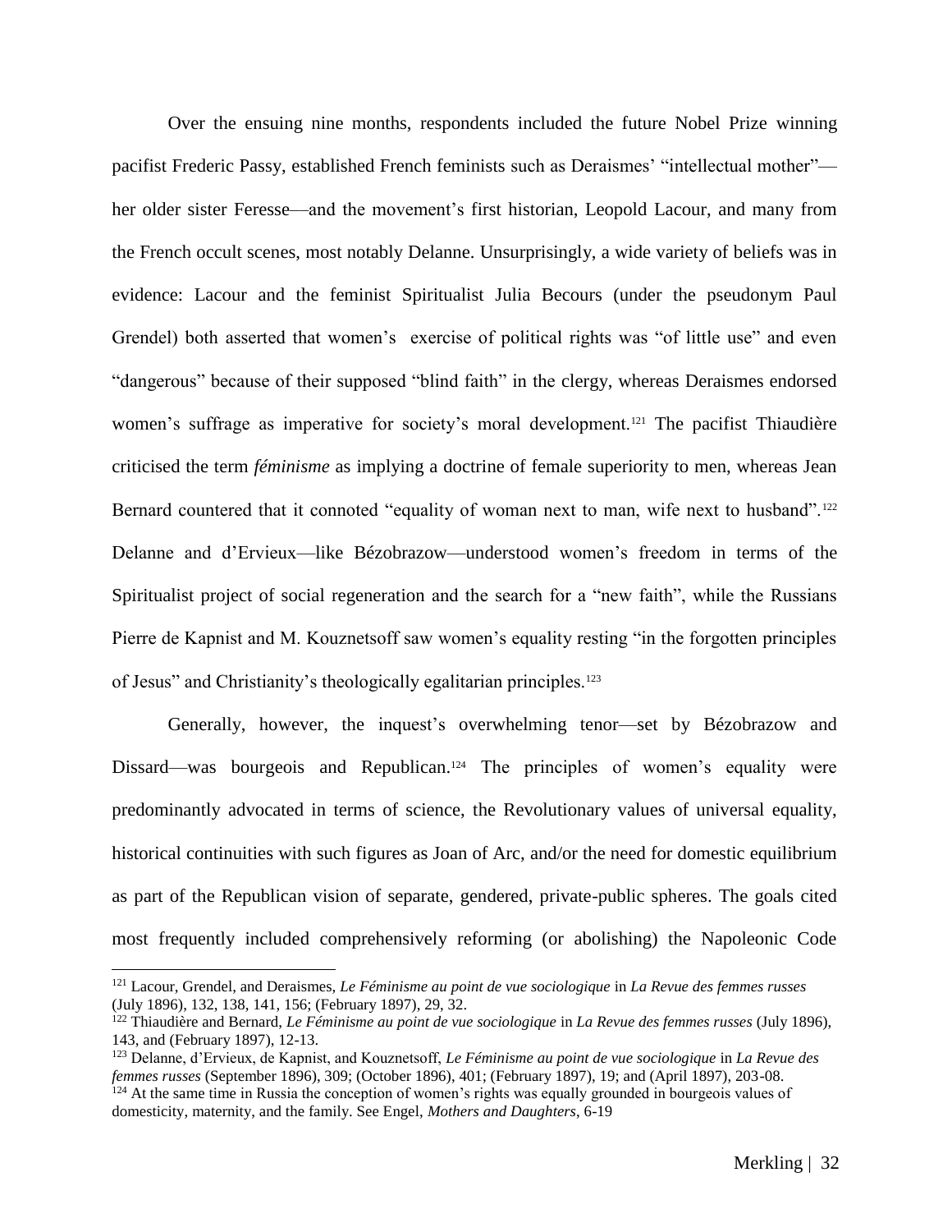Over the ensuing nine months, respondents included the future Nobel Prize winning pacifist Frederic Passy, established French feminists such as Deraismes' "intellectual mother"—her older sister Feresse—and the movement's first historian, Leopold Lacour, and many from the French occult scenes, most notably Delanne. Unsurprisingly, a wide variety of beliefs was in evidence: Lacour and the feminist Spiritualist Julia Becours (under the pseudonym Paul Grendel) both asserted that women's exercise of political rights was "of little use" and even "dangerous" because of their supposed "blind faith" in the clergy, whereas Deraismes endorsed women's suffrage as imperative for society's moral development.[121] The pacifist Thiaudière criticised the term *féminisme* as implying a doctrine of female superiority to men, whereas Jean Bernard countered that it connoted "equality of woman next to man, wife next to husband".[122] Delanne and d'Ervieux—like Bézobrazow—understood women's freedom in terms of the Spiritualist project of social regeneration and the search for a "new faith", while the Russians Pierre de Kapnist and M. Kouznetsoff saw women's equality resting "in the forgotten principles of Jesus" and Christianity's theologically egalitarian principles.[123]

Generally, however, the inquest's overwhelming tenor—set by Bézobrazow and Dissard—was bourgeois and Republican.[124] The principles of women's equality were predominantly advocated in terms of science, the Revolutionary values of universal equality, historical continuities with such figures as Joan of Arc, and/or the need for domestic equilibrium as part of the Republican vision of separate, gendered, private-public spheres. The goals cited most frequently included comprehensively reforming (or abolishing) the Napoleonic Code

---

[121] Lacour, Grendel, and Deraismes, *Le Féminisme au point de vue sociologique* in *La Revue des femmes russes* (July 1896), 132, 138, 141, 156; (February 1897), 29, 32.

[122] Thiaudière and Bernard, *Le Féminisme au point de vue sociologique* in *La Revue des femmes russes* (July 1896), 143, and (February 1897), 12-13.

[123] Delanne, d'Ervieux, de Kapnist, and Kouznetsoff, *Le Féminisme au point de vue sociologique* in *La Revue des femmes russes* (September 1896), 309; (October 1896), 401; (February 1897), 19; and (April 1897), 203-08.

[124] At the same time in Russia the conception of women's rights was equally grounded in bourgeois values of domesticity, maternity, and the family. See Engel, *Mothers and Daughters*, 6-19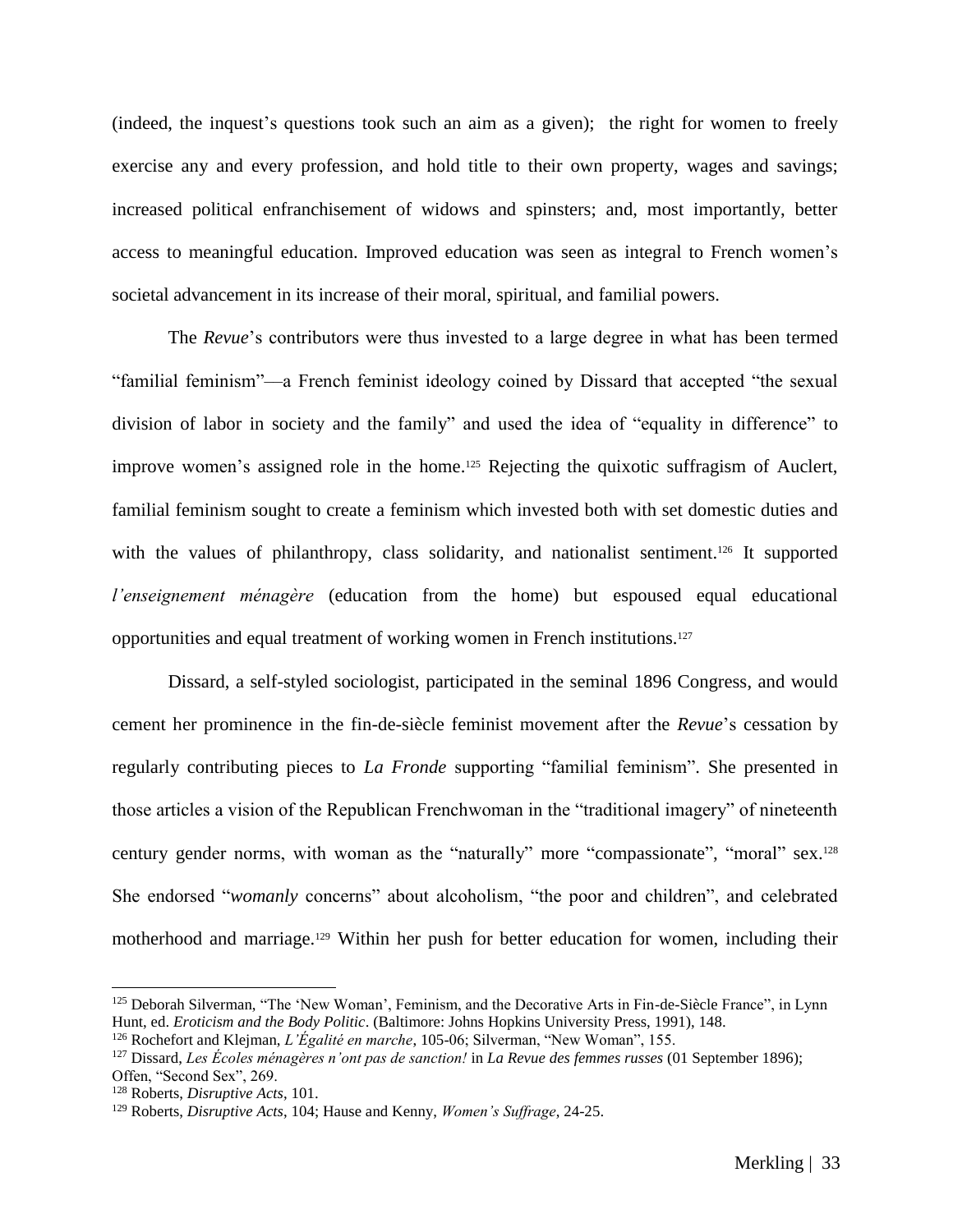(indeed, the inquest's questions took such an aim as a given); the right for women to freely exercise any and every profession, and hold title to their own property, wages and savings; increased political enfranchisement of widows and spinsters; and, most importantly, better access to meaningful education. Improved education was seen as integral to French women's societal advancement in its increase of their moral, spiritual, and familial powers.

The *Revue*'s contributors were thus invested to a large degree in what has been termed "familial feminism"—a French feminist ideology coined by Dissard that accepted "the sexual division of labor in society and the family" and used the idea of "equality in difference" to improve women's assigned role in the home.[125] Rejecting the quixotic suffragism of Auclert, familial feminism sought to create a feminism which invested both with set domestic duties and with the values of philanthropy, class solidarity, and nationalist sentiment.[126] It supported *l'enseignement ménagère* (education from the home) but espoused equal educational opportunities and equal treatment of working women in French institutions.[127]

Dissard, a self-styled sociologist, participated in the seminal 1896 Congress, and would cement her prominence in the fin-de-siècle feminist movement after the *Revue*'s cessation by regularly contributing pieces to *La Fronde* supporting "familial feminism". She presented in those articles a vision of the Republican Frenchwoman in the "traditional imagery" of nineteenth century gender norms, with woman as the "naturally" more "compassionate", "moral" sex.[128] She endorsed "*womanly* concerns" about alcoholism, "the poor and children", and celebrated motherhood and marriage.[129] Within her push for better education for women, including their

---

[125] Deborah Silverman, "The 'New Woman', Feminism, and the Decorative Arts in Fin-de-Siècle France", in Lynn Hunt, ed. *Eroticism and the Body Politic*. (Baltimore: Johns Hopkins University Press, 1991), 148.

[126] Rochefort and Klejman, *L'Égalité en marche*, 105-06; Silverman, "New Woman", 155.

[127] Dissard, *Les Écoles ménagères n'ont pas de sanction!* in *La Revue des femmes russes* (01 September 1896); Offen, "Second Sex", 269.

[128] Roberts, *Disruptive Acts*, 101.

[129] Roberts, *Disruptive Acts*, 104; Hause and Kenny, *Women's Suffrage*, 24-25.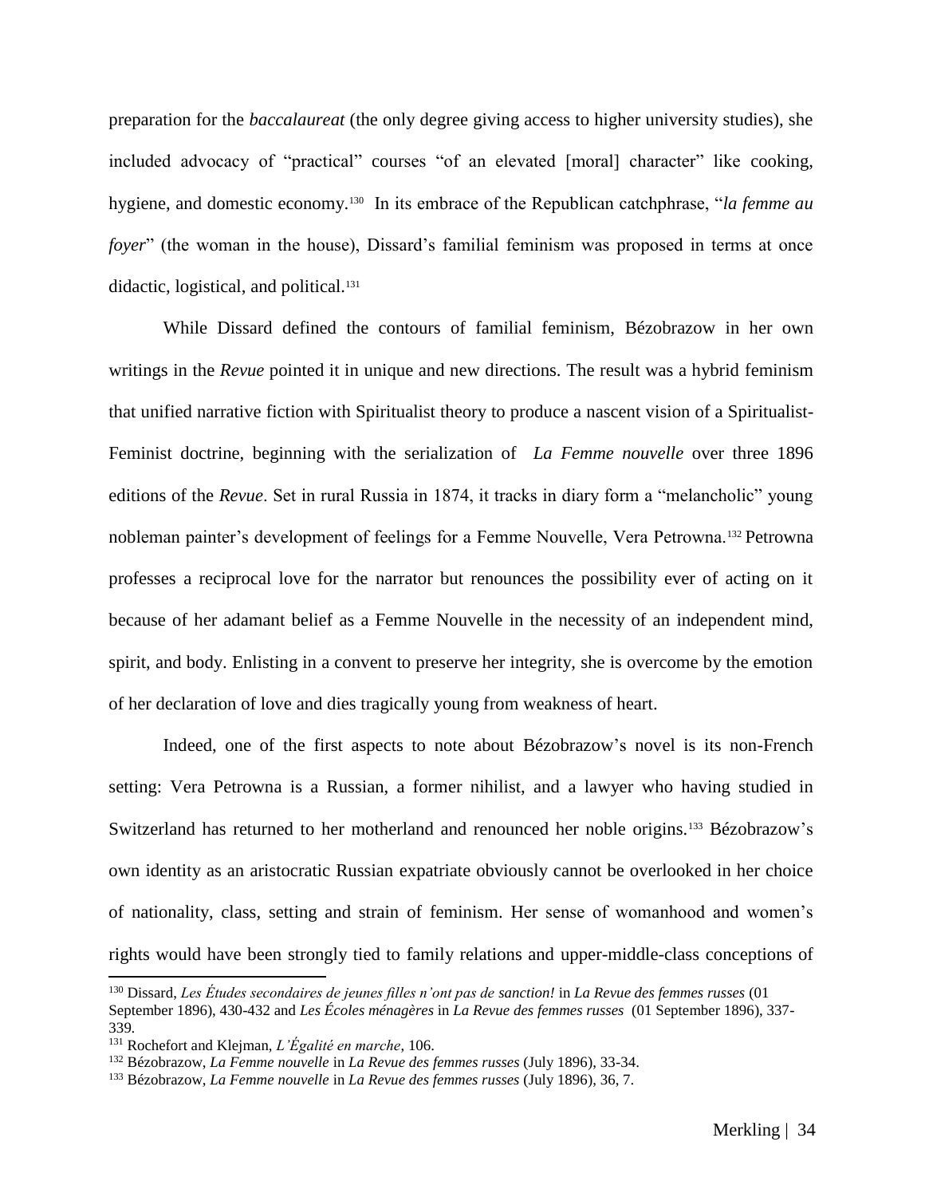preparation for the *baccalaureat* (the only degree giving access to higher university studies), she included advocacy of "practical" courses "of an elevated [moral] character" like cooking, hygiene, and domestic economy.[130] In its embrace of the Republican catchphrase, "*la femme au foyer*" (the woman in the house), Dissard's familial feminism was proposed in terms at once didactic, logistical, and political.[131]

While Dissard defined the contours of familial feminism, Bézobrazow in her own writings in the *Revue* pointed it in unique and new directions. The result was a hybrid feminism that unified narrative fiction with Spiritualist theory to produce a nascent vision of a Spiritualist-Feminist doctrine, beginning with the serialization of *La Femme nouvelle* over three 1896 editions of the *Revue*. Set in rural Russia in 1874, it tracks in diary form a "melancholic" young nobleman painter's development of feelings for a Femme Nouvelle, Vera Petrowna.[132] Petrowna professes a reciprocal love for the narrator but renounces the possibility ever of acting on it because of her adamant belief as a Femme Nouvelle in the necessity of an independent mind, spirit, and body. Enlisting in a convent to preserve her integrity, she is overcome by the emotion of her declaration of love and dies tragically young from weakness of heart.

Indeed, one of the first aspects to note about Bézobrazow's novel is its non-French setting: Vera Petrowna is a Russian, a former nihilist, and a lawyer who having studied in Switzerland has returned to her motherland and renounced her noble origins.[133] Bézobrazow's own identity as an aristocratic Russian expatriate obviously cannot be overlooked in her choice of nationality, class, setting and strain of feminism. Her sense of womanhood and women's rights would have been strongly tied to family relations and upper-middle-class conceptions of

---

[130] Dissard, *Les Études secondaires de jeunes filles n'ont pas de sanction!* in *La Revue des femmes russes* (01 September 1896), 430-432 and *Les Écoles ménagères* in *La Revue des femmes russes* (01 September 1896), 337-339.

[131] Rochefort and Klejman, *L'Égalité en marche*, 106.

[132] Bézobrazow, *La Femme nouvelle* in *La Revue des femmes russes* (July 1896), 33-34.

[133] Bézobrazow, *La Femme nouvelle* in *La Revue des femmes russes* (July 1896), 36, 7.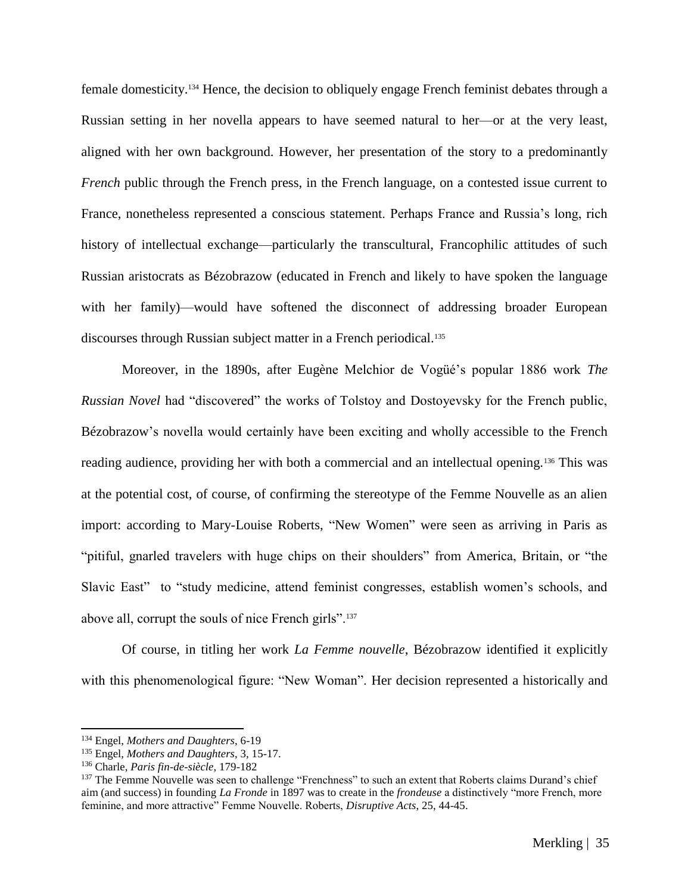female domesticity.[134] Hence, the decision to obliquely engage French feminist debates through a Russian setting in her novella appears to have seemed natural to her—or at the very least, aligned with her own background. However, her presentation of the story to a predominantly *French* public through the French press, in the French language, on a contested issue current to France, nonetheless represented a conscious statement. Perhaps France and Russia's long, rich history of intellectual exchange—particularly the transcultural, Francophilic attitudes of such Russian aristocrats as Bézobrazow (educated in French and likely to have spoken the language with her family)—would have softened the disconnect of addressing broader European discourses through Russian subject matter in a French periodical.[135]

Moreover, in the 1890s, after Eugène Melchior de Vogüé's popular 1886 work *The Russian Novel* had "discovered" the works of Tolstoy and Dostoyevsky for the French public, Bézobrazow's novella would certainly have been exciting and wholly accessible to the French reading audience, providing her with both a commercial and an intellectual opening.[136] This was at the potential cost, of course, of confirming the stereotype of the Femme Nouvelle as an alien import: according to Mary-Louise Roberts, "New Women" were seen as arriving in Paris as "pitiful, gnarled travelers with huge chips on their shoulders" from America, Britain, or "the Slavic East" to "study medicine, attend feminist congresses, establish women's schools, and above all, corrupt the souls of nice French girls".[137]

Of course, in titling her work *La Femme nouvelle,* Bézobrazow identified it explicitly with this phenomenological figure: "New Woman". Her decision represented a historically and

---

[134] Engel, *Mothers and Daughters*, 6-19

[135] Engel, *Mothers and Daughters*, 3, 15-17.

[136] Charle, *Paris fin-de-siècle*, 179-182

[137] The Femme Nouvelle was seen to challenge "Frenchness" to such an extent that Roberts claims Durand's chief aim (and success) in founding *La Fronde* in 1897 was to create in the *frondeuse* a distinctively "more French, more feminine, and more attractive" Femme Nouvelle. Roberts, *Disruptive Acts,* 25, 44-45.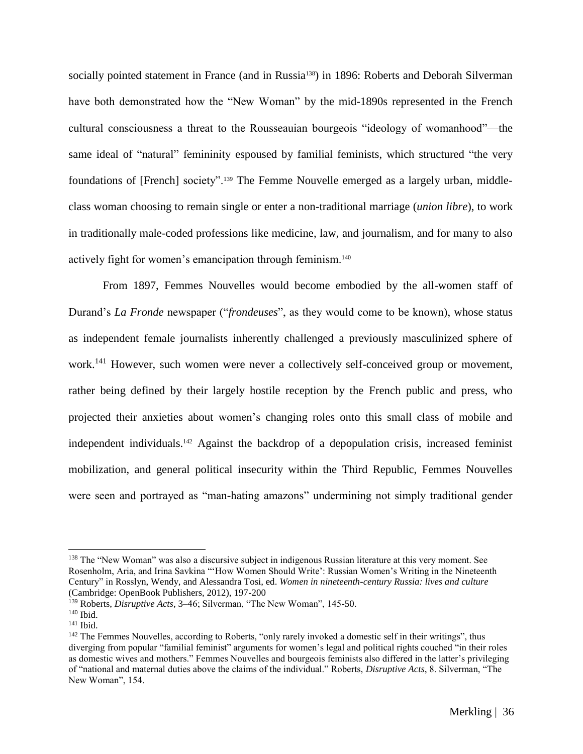socially pointed statement in France (and in Russia[138]) in 1896: Roberts and Deborah Silverman have both demonstrated how the "New Woman" by the mid-1890s represented in the French cultural consciousness a threat to the Rousseauian bourgeois "ideology of womanhood"—the same ideal of "natural" femininity espoused by familial feminists, which structured "the very foundations of [French] society".[139] The Femme Nouvelle emerged as a largely urban, middle-class woman choosing to remain single or enter a non-traditional marriage (*union libre*), to work in traditionally male-coded professions like medicine, law, and journalism, and for many to also actively fight for women's emancipation through feminism.[140]

From 1897, Femmes Nouvelles would become embodied by the all-women staff of Durand's *La Fronde* newspaper ("*frondeuses*", as they would come to be known), whose status as independent female journalists inherently challenged a previously masculinized sphere of work.[141] However, such women were never a collectively self-conceived group or movement, rather being defined by their largely hostile reception by the French public and press, who projected their anxieties about women's changing roles onto this small class of mobile and independent individuals.[142] Against the backdrop of a depopulation crisis, increased feminist mobilization, and general political insecurity within the Third Republic, Femmes Nouvelles were seen and portrayed as "man-hating amazons" undermining not simply traditional gender

---

[138] The "New Woman" was also a discursive subject in indigenous Russian literature at this very moment. See Rosenholm, Aria, and Irina Savkina "'How Women Should Write': Russian Women's Writing in the Nineteenth Century" in Rosslyn, Wendy, and Alessandra Tosi, ed. *Women in nineteenth-century Russia: lives and culture* (Cambridge: OpenBook Publishers, 2012), 197-200

[139] Roberts, *Disruptive Acts*, 3–46; Silverman, "The New Woman", 145-50.

[140] Ibid.

[141] Ibid.

[142] The Femmes Nouvelles, according to Roberts, "only rarely invoked a domestic self in their writings", thus diverging from popular "familial feminist" arguments for women's legal and political rights couched "in their roles as domestic wives and mothers." Femmes Nouvelles and bourgeois feminists also differed in the latter's privileging of "national and maternal duties above the claims of the individual." Roberts, *Disruptive Acts*, 8. Silverman, "The New Woman", 154.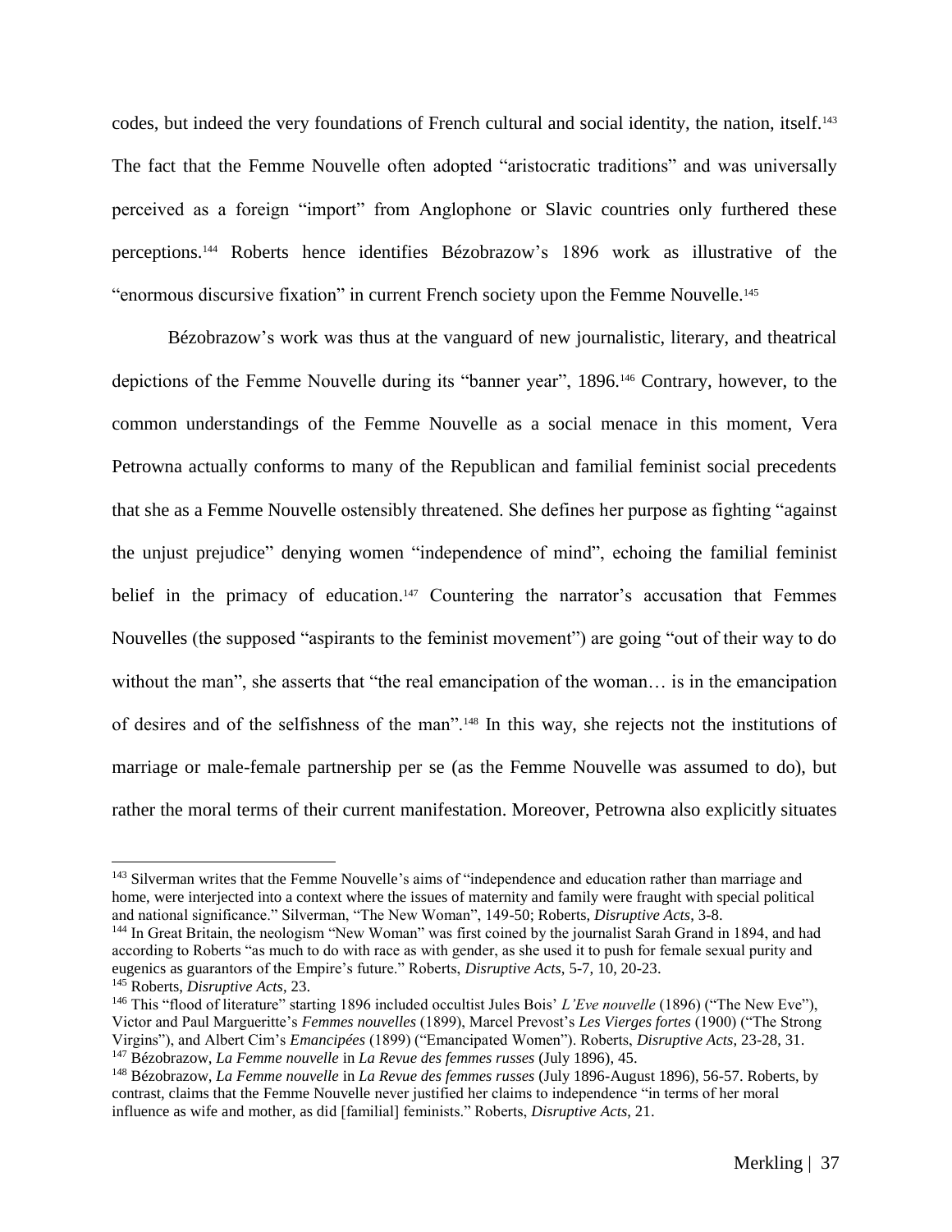codes, but indeed the very foundations of French cultural and social identity, the nation, itself.[143] The fact that the Femme Nouvelle often adopted "aristocratic traditions" and was universally perceived as a foreign "import" from Anglophone or Slavic countries only furthered these perceptions.[144] Roberts hence identifies Bézobrazow's 1896 work as illustrative of the "enormous discursive fixation" in current French society upon the Femme Nouvelle.[145]

Bézobrazow's work was thus at the vanguard of new journalistic, literary, and theatrical depictions of the Femme Nouvelle during its "banner year", 1896.[146] Contrary, however, to the common understandings of the Femme Nouvelle as a social menace in this moment, Vera Petrowna actually conforms to many of the Republican and familial feminist social precedents that she as a Femme Nouvelle ostensibly threatened. She defines her purpose as fighting "against the unjust prejudice" denying women "independence of mind", echoing the familial feminist belief in the primacy of education.[147] Countering the narrator's accusation that Femmes Nouvelles (the supposed "aspirants to the feminist movement") are going "out of their way to do without the man", she asserts that "the real emancipation of the woman… is in the emancipation of desires and of the selfishness of the man".[148] In this way, she rejects not the institutions of marriage or male-female partnership per se (as the Femme Nouvelle was assumed to do), but rather the moral terms of their current manifestation. Moreover, Petrowna also explicitly situates

---

[143] Silverman writes that the Femme Nouvelle's aims of "independence and education rather than marriage and home, were interjected into a context where the issues of maternity and family were fraught with special political and national significance." Silverman, "The New Woman", 149-50; Roberts, *Disruptive Acts*, 3-8.

[144] In Great Britain, the neologism "New Woman" was first coined by the journalist Sarah Grand in 1894, and had according to Roberts "as much to do with race as with gender, as she used it to push for female sexual purity and eugenics as guarantors of the Empire's future." Roberts, *Disruptive Acts*, 5-7, 10, 20-23.

[145] Roberts, *Disruptive Acts*, 23.

[146] This "flood of literature" starting 1896 included occultist Jules Bois' *L'Eve nouvelle* (1896) ("The New Eve"), Victor and Paul Margueritte's *Femmes nouvelles* (1899), Marcel Prevost's *Les Vierges fortes* (1900) ("The Strong Virgins"), and Albert Cim's *Emancipées* (1899) ("Emancipated Women"). Roberts, *Disruptive Acts*, 23-28, 31.

[147] Bézobrazow, *La Femme nouvelle* in *La Revue des femmes russes* (July 1896), 45.

[148] Bézobrazow, *La Femme nouvelle* in *La Revue des femmes russes* (July 1896-August 1896), 56-57. Roberts, by contrast, claims that the Femme Nouvelle never justified her claims to independence "in terms of her moral influence as wife and mother, as did [familial] feminists." Roberts, *Disruptive Acts*, 21.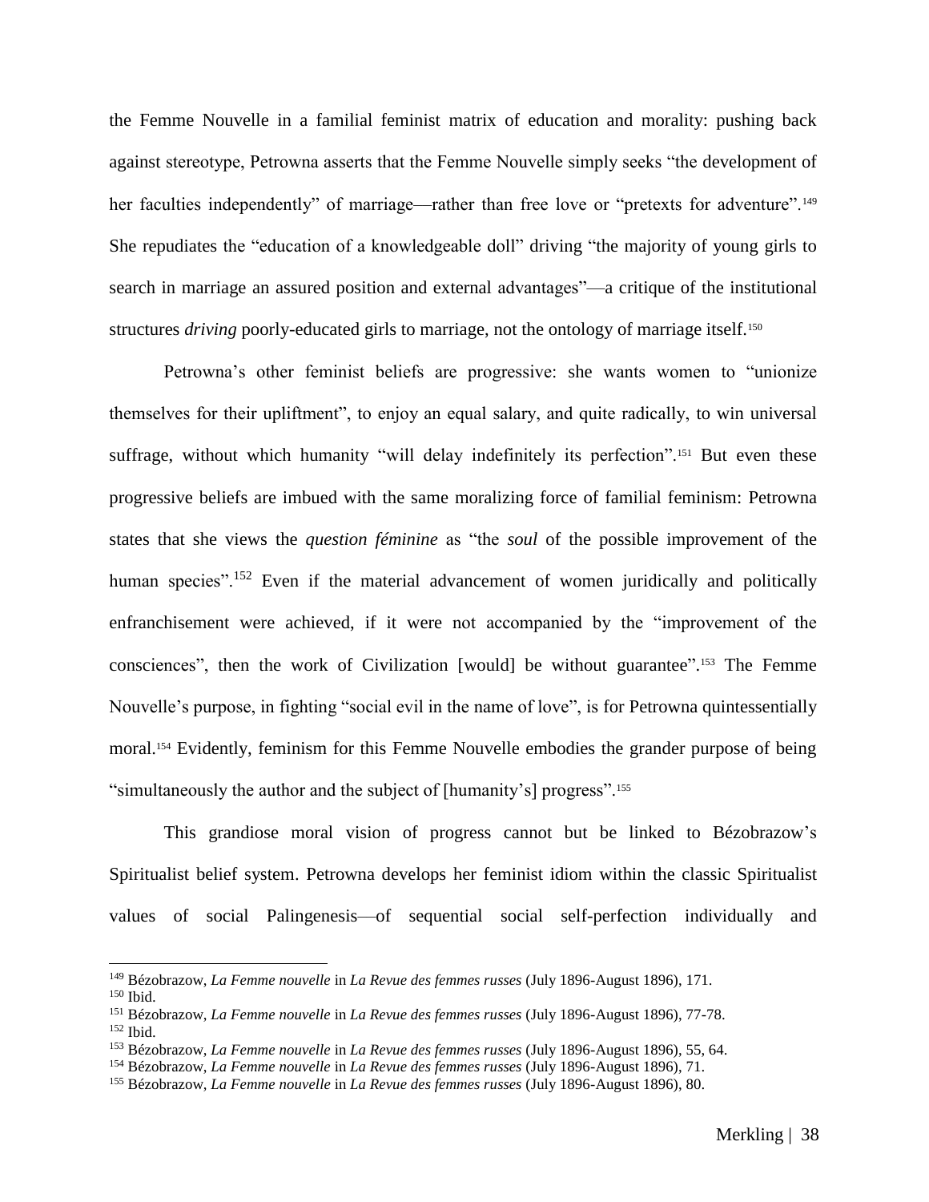the Femme Nouvelle in a familial feminist matrix of education and morality: pushing back against stereotype, Petrowna asserts that the Femme Nouvelle simply seeks "the development of her faculties independently" of marriage—rather than free love or "pretexts for adventure".[149] She repudiates the "education of a knowledgeable doll" driving "the majority of young girls to search in marriage an assured position and external advantages"—a critique of the institutional structures *driving* poorly-educated girls to marriage, not the ontology of marriage itself.[150]

Petrowna's other feminist beliefs are progressive: she wants women to "unionize themselves for their upliftment", to enjoy an equal salary, and quite radically, to win universal suffrage, without which humanity "will delay indefinitely its perfection".[151] But even these progressive beliefs are imbued with the same moralizing force of familial feminism: Petrowna states that she views the *question féminine* as "the *soul* of the possible improvement of the human species".[152] Even if the material advancement of women juridically and politically enfranchisement were achieved, if it were not accompanied by the "improvement of the consciences", then the work of Civilization [would] be without guarantee".[153] The Femme Nouvelle's purpose, in fighting "social evil in the name of love", is for Petrowna quintessentially moral.[154] Evidently, feminism for this Femme Nouvelle embodies the grander purpose of being "simultaneously the author and the subject of [humanity's] progress".[155]

This grandiose moral vision of progress cannot but be linked to Bézobrazow's Spiritualist belief system. Petrowna develops her feminist idiom within the classic Spiritualist values of social Palingenesis—of sequential social self-perfection individually and

---

[149] Bézobrazow, *La Femme nouvelle* in *La Revue des femmes russes* (July 1896-August 1896), 171.
[150] Ibid.
[151] Bézobrazow, *La Femme nouvelle* in *La Revue des femmes russes* (July 1896-August 1896), 77-78.
[152] Ibid.
[153] Bézobrazow, *La Femme nouvelle* in *La Revue des femmes russes* (July 1896-August 1896), 55, 64.
[154] Bézobrazow, *La Femme nouvelle* in *La Revue des femmes russes* (July 1896-August 1896), 71.
[155] Bézobrazow, *La Femme nouvelle* in *La Revue des femmes russes* (July 1896-August 1896), 80.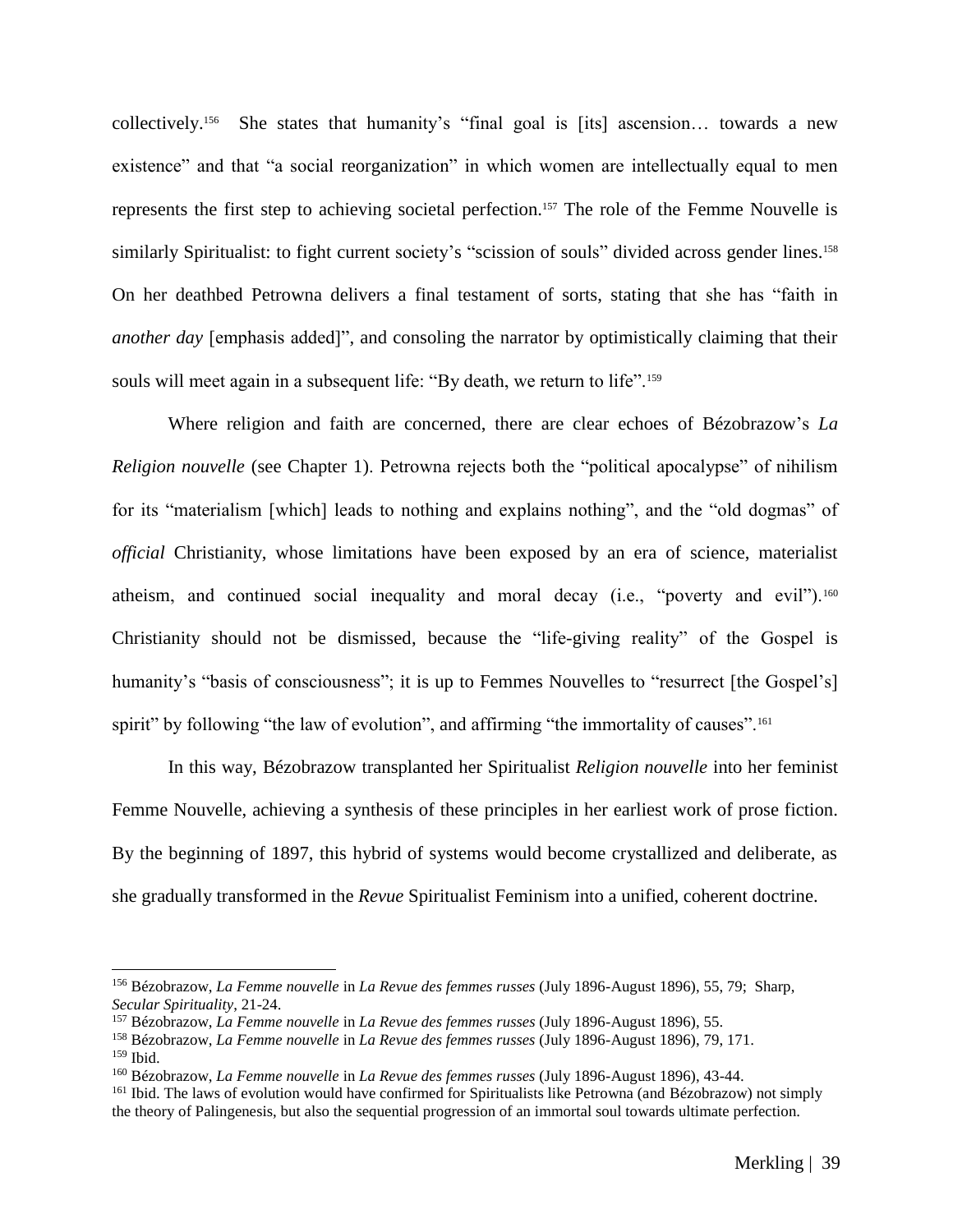collectively.[156] She states that humanity's "final goal is [its] ascension… towards a new existence" and that "a social reorganization" in which women are intellectually equal to men represents the first step to achieving societal perfection.[157] The role of the Femme Nouvelle is similarly Spiritualist: to fight current society's "scission of souls" divided across gender lines.[158] On her deathbed Petrowna delivers a final testament of sorts, stating that she has "faith in *another day* [emphasis added]", and consoling the narrator by optimistically claiming that their souls will meet again in a subsequent life: "By death, we return to life".[159]

Where religion and faith are concerned, there are clear echoes of Bézobrazow's *La Religion nouvelle* (see Chapter 1). Petrowna rejects both the "political apocalypse" of nihilism for its "materialism [which] leads to nothing and explains nothing", and the "old dogmas" of *official* Christianity, whose limitations have been exposed by an era of science, materialist atheism, and continued social inequality and moral decay (i.e., "poverty and evil").[160] Christianity should not be dismissed, because the "life-giving reality" of the Gospel is humanity's "basis of consciousness"; it is up to Femmes Nouvelles to "resurrect [the Gospel's] spirit" by following "the law of evolution", and affirming "the immortality of causes".[161]

In this way, Bézobrazow transplanted her Spiritualist *Religion nouvelle* into her feminist Femme Nouvelle, achieving a synthesis of these principles in her earliest work of prose fiction. By the beginning of 1897, this hybrid of systems would become crystallized and deliberate, as she gradually transformed in the *Revue* Spiritualist Feminism into a unified, coherent doctrine.

---

[156] Bézobrazow, *La Femme nouvelle* in *La Revue des femmes russes* (July 1896-August 1896), 55, 79; Sharp, *Secular Spirituality*, 21-24.

[157] Bézobrazow, *La Femme nouvelle* in *La Revue des femmes russes* (July 1896-August 1896), 55.

[158] Bézobrazow, *La Femme nouvelle* in *La Revue des femmes russes* (July 1896-August 1896), 79, 171.

[159] Ibid.

[160] Bézobrazow, *La Femme nouvelle* in *La Revue des femmes russes* (July 1896-August 1896), 43-44.

[161] Ibid. The laws of evolution would have confirmed for Spiritualists like Petrowna (and Bézobrazow) not simply the theory of Palingenesis, but also the sequential progression of an immortal soul towards ultimate perfection.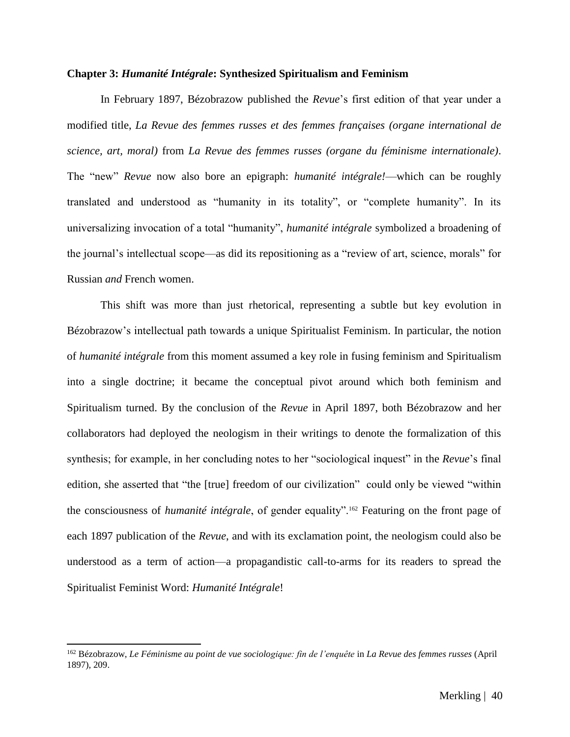### Chapter 3: *Humanité Intégrale*: Synthesized Spiritualism and Feminism

In February 1897, Bézobrazow published the *Revue*'s first edition of that year under a modified title, *La Revue des femmes russes et des femmes françaises (organe international de science, art, moral)* from *La Revue des femmes russes (organe du féminisme internationale)*. The "new" *Revue* now also bore an epigraph: *humanité intégrale!*—which can be roughly translated and understood as "humanity in its totality", or "complete humanity". In its universalizing invocation of a total "humanity", *humanité intégrale* symbolized a broadening of the journal's intellectual scope—as did its repositioning as a "review of art, science, morals" for Russian *and* French women.

This shift was more than just rhetorical, representing a subtle but key evolution in Bézobrazow's intellectual path towards a unique Spiritualist Feminism. In particular, the notion of *humanité intégrale* from this moment assumed a key role in fusing feminism and Spiritualism into a single doctrine; it became the conceptual pivot around which both feminism and Spiritualism turned. By the conclusion of the *Revue* in April 1897, both Bézobrazow and her collaborators had deployed the neologism in their writings to denote the formalization of this synthesis; for example, in her concluding notes to her "sociological inquest" in the *Revue*'s final edition, she asserted that "the [true] freedom of our civilization" could only be viewed "within the consciousness of *humanité intégrale*, of gender equality".[162] Featuring on the front page of each 1897 publication of the *Revue*, and with its exclamation point, the neologism could also be understood as a term of action—a propagandistic call-to-arms for its readers to spread the Spiritualist Feminist Word: *Humanité Intégrale*!

---

[162] Bézobrazow, *Le Féminisme au point de vue sociologique: fin de l'enquête* in *La Revue des femmes russes* (April 1897), 209.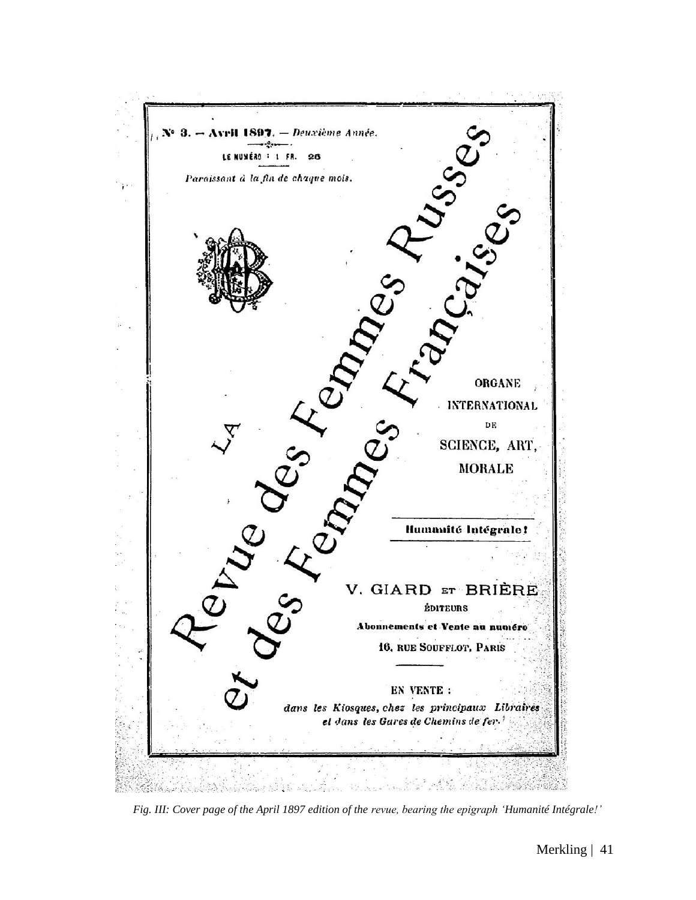N° 3. — Avril 1897. — *Deuxième Année.*

LE NUMÉRO : 1 FR. 25

*Paraissant à la fin de chaque mois.*

LA

Revue des Femmes Russes et des Femmes Françaises

ORGANE INTERNATIONAL DE SCIENCE, ART, MORALE

**Humanité Intégrale!**

V. GIARD ET BRIÈRE

ÉDITEURS

**Abonnements et Vente au numéro**

**16, RUE SOUFFLOT, PARIS**

EN VENTE :

*dans les Kiosques, chez les principaux Libraires et dans les Gares de Chemins de fer.*

*Fig. III: Cover page of the April 1897 edition of the revue, bearing the epigraph 'Humanité Intégrale!'*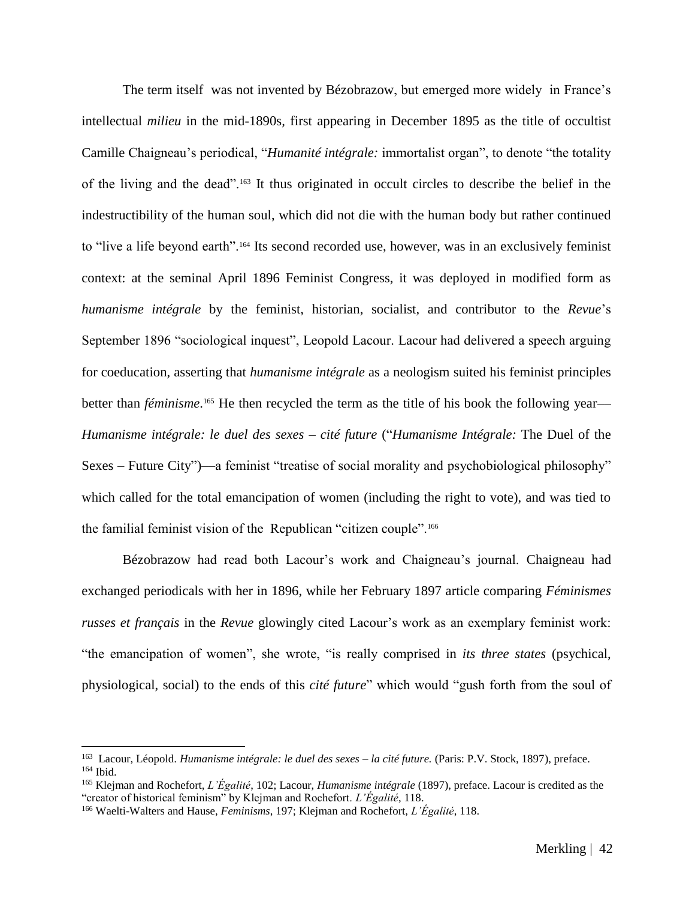The term itself was not invented by Bézobrazow, but emerged more widely in France's intellectual *milieu* in the mid-1890s, first appearing in December 1895 as the title of occultist Camille Chaigneau's periodical, "*Humanité intégrale:* immortalist organ", to denote "the totality of the living and the dead".[163] It thus originated in occult circles to describe the belief in the indestructibility of the human soul, which did not die with the human body but rather continued to "live a life beyond earth".[164] Its second recorded use, however, was in an exclusively feminist context: at the seminal April 1896 Feminist Congress, it was deployed in modified form as *humanisme intégrale* by the feminist, historian, socialist, and contributor to the *Revue*'s September 1896 "sociological inquest", Leopold Lacour. Lacour had delivered a speech arguing for coeducation, asserting that *humanisme intégrale* as a neologism suited his feminist principles better than *féminisme*.[165] He then recycled the term as the title of his book the following year—*Humanisme intégrale: le duel des sexes – cité future* ("*Humanisme Intégrale:* The Duel of the Sexes – Future City")—a feminist "treatise of social morality and psychobiological philosophy" which called for the total emancipation of women (including the right to vote), and was tied to the familial feminist vision of the Republican "citizen couple".[166]

Bézobrazow had read both Lacour's work and Chaigneau's journal. Chaigneau had exchanged periodicals with her in 1896, while her February 1897 article comparing *Féminismes russes et français* in the *Revue* glowingly cited Lacour's work as an exemplary feminist work: "the emancipation of women", she wrote, "is really comprised in *its three states* (psychical, physiological, social) to the ends of this *cité future*" which would "gush forth from the soul of

---

[163] Lacour, Léopold. *Humanisme intégrale: le duel des sexes – la cité future.* (Paris: P.V. Stock, 1897), preface.
[164] Ibid.
[165] Klejman and Rochefort, *L'Égalité*, 102; Lacour, *Humanisme intégrale* (1897), preface. Lacour is credited as the "creator of historical feminism" by Klejman and Rochefort. *L'Égalité*, 118.
[166] Waelti-Walters and Hause, *Feminisms*, 197; Klejman and Rochefort, *L'Égalité*, 118.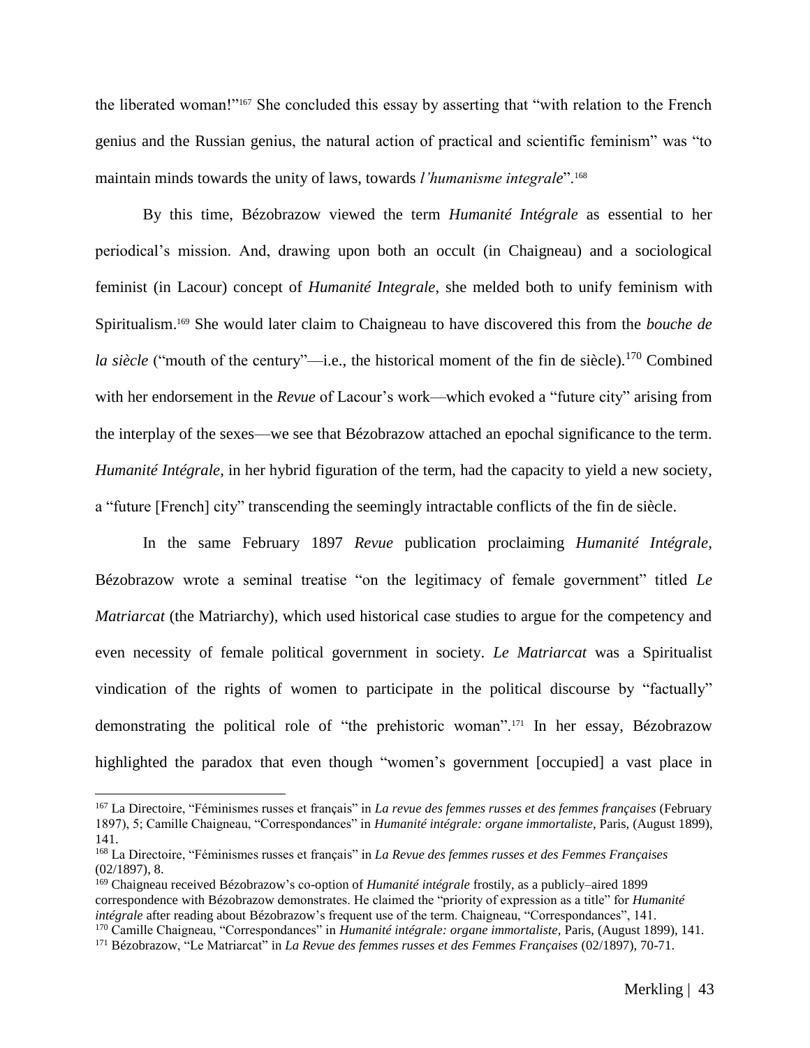the liberated woman!"[167] She concluded this essay by asserting that "with relation to the French genius and the Russian genius, the natural action of practical and scientific feminism" was "to maintain minds towards the unity of laws, towards *l'humanisme integrale*".[168]

By this time, Bézobrazow viewed the term *Humanité Intégrale* as essential to her periodical's mission. And, drawing upon both an occult (in Chaigneau) and a sociological feminist (in Lacour) concept of *Humanité Integrale*, she melded both to unify feminism with Spiritualism.[169] She would later claim to Chaigneau to have discovered this from the *bouche de la siècle* ("mouth of the century"—i.e., the historical moment of the fin de siècle).[170] Combined with her endorsement in the *Revue* of Lacour's work—which evoked a "future city" arising from the interplay of the sexes—we see that Bézobrazow attached an epochal significance to the term. *Humanité Intégrale,* in her hybrid figuration of the term, had the capacity to yield a new society, a "future [French] city" transcending the seemingly intractable conflicts of the fin de siècle.

In the same February 1897 *Revue* publication proclaiming *Humanité Intégrale*, Bézobrazow wrote a seminal treatise "on the legitimacy of female government" titled *Le Matriarcat* (the Matriarchy), which used historical case studies to argue for the competency and even necessity of female political government in society. *Le Matriarcat* was a Spiritualist vindication of the rights of women to participate in the political discourse by "factually" demonstrating the political role of "the prehistoric woman".[171] In her essay, Bézobrazow highlighted the paradox that even though "women's government [occupied] a vast place in

---

[167] La Directoire, "Féminismes russes et français" in *La revue des femmes russes et des femmes françaises* (February 1897), 5; Camille Chaigneau, "Correspondances" in *Humanité intégrale: organe immortaliste*, Paris, (August 1899), 141.

[168] La Directoire, "Féminismes russes et français" in *La Revue des femmes russes et des Femmes Françaises* (02/1897), 8.

[169] Chaigneau received Bézobrazow's co-option of *Humanité intégrale* frostily, as a publicly–aired 1899 correspondence with Bézobrazow demonstrates. He claimed the "priority of expression as a title" for *Humanité intégrale* after reading about Bézobrazow's frequent use of the term. Chaigneau, "Correspondances", 141.

[170] Camille Chaigneau, "Correspondances" in *Humanité intégrale: organe immortaliste*, Paris, (August 1899), 141.

[171] Bézobrazow, "Le Matriarcat" in *La Revue des femmes russes et des Femmes Françaises* (02/1897), 70-71.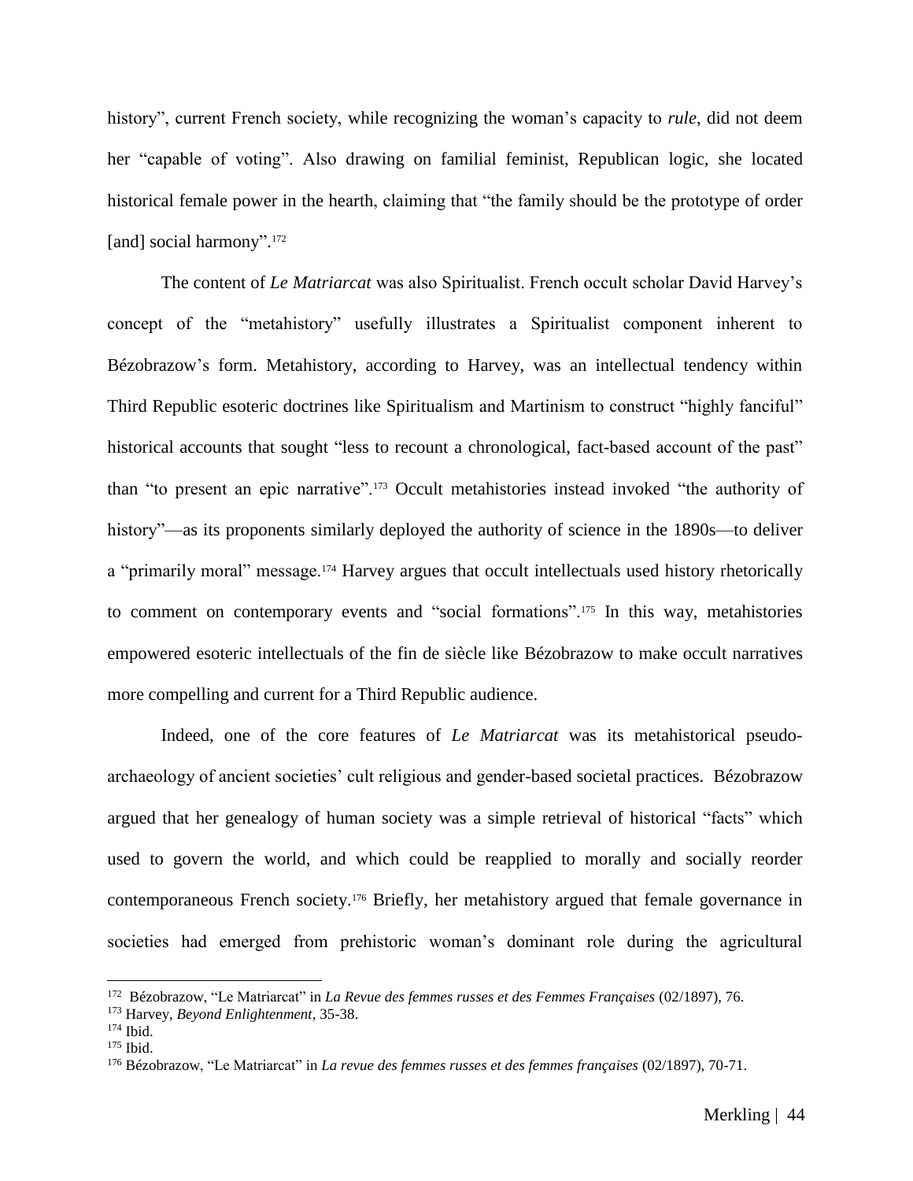history", current French society, while recognizing the woman's capacity to *rule*, did not deem her "capable of voting". Also drawing on familial feminist, Republican logic, she located historical female power in the hearth, claiming that "the family should be the prototype of order [and] social harmony".[172]

The content of *Le Matriarcat* was also Spiritualist. French occult scholar David Harvey's concept of the "metahistory" usefully illustrates a Spiritualist component inherent to Bézobrazow's form. Metahistory, according to Harvey, was an intellectual tendency within Third Republic esoteric doctrines like Spiritualism and Martinism to construct "highly fanciful" historical accounts that sought "less to recount a chronological, fact-based account of the past" than "to present an epic narrative".[173] Occult metahistories instead invoked "the authority of history"—as its proponents similarly deployed the authority of science in the 1890s—to deliver a "primarily moral" message.[174] Harvey argues that occult intellectuals used history rhetorically to comment on contemporary events and "social formations".[175] In this way, metahistories empowered esoteric intellectuals of the fin de siècle like Bézobrazow to make occult narratives more compelling and current for a Third Republic audience.

Indeed, one of the core features of *Le Matriarcat* was its metahistorical pseudo-archaeology of ancient societies' cult religious and gender-based societal practices. Bézobrazow argued that her genealogy of human society was a simple retrieval of historical "facts" which used to govern the world, and which could be reapplied to morally and socially reorder contemporaneous French society.[176] Briefly, her metahistory argued that female governance in societies had emerged from prehistoric woman's dominant role during the agricultural

---

[172] Bézobrazow, "Le Matriarcat" in *La Revue des femmes russes et des Femmes Françaises* (02/1897), 76.

[173] Harvey, *Beyond Enlightenment*, 35-38.

[174] Ibid.

[175] Ibid.

[176] Bézobrazow, "Le Matriarcat" in *La revue des femmes russes et des femmes françaises* (02/1897), 70-71.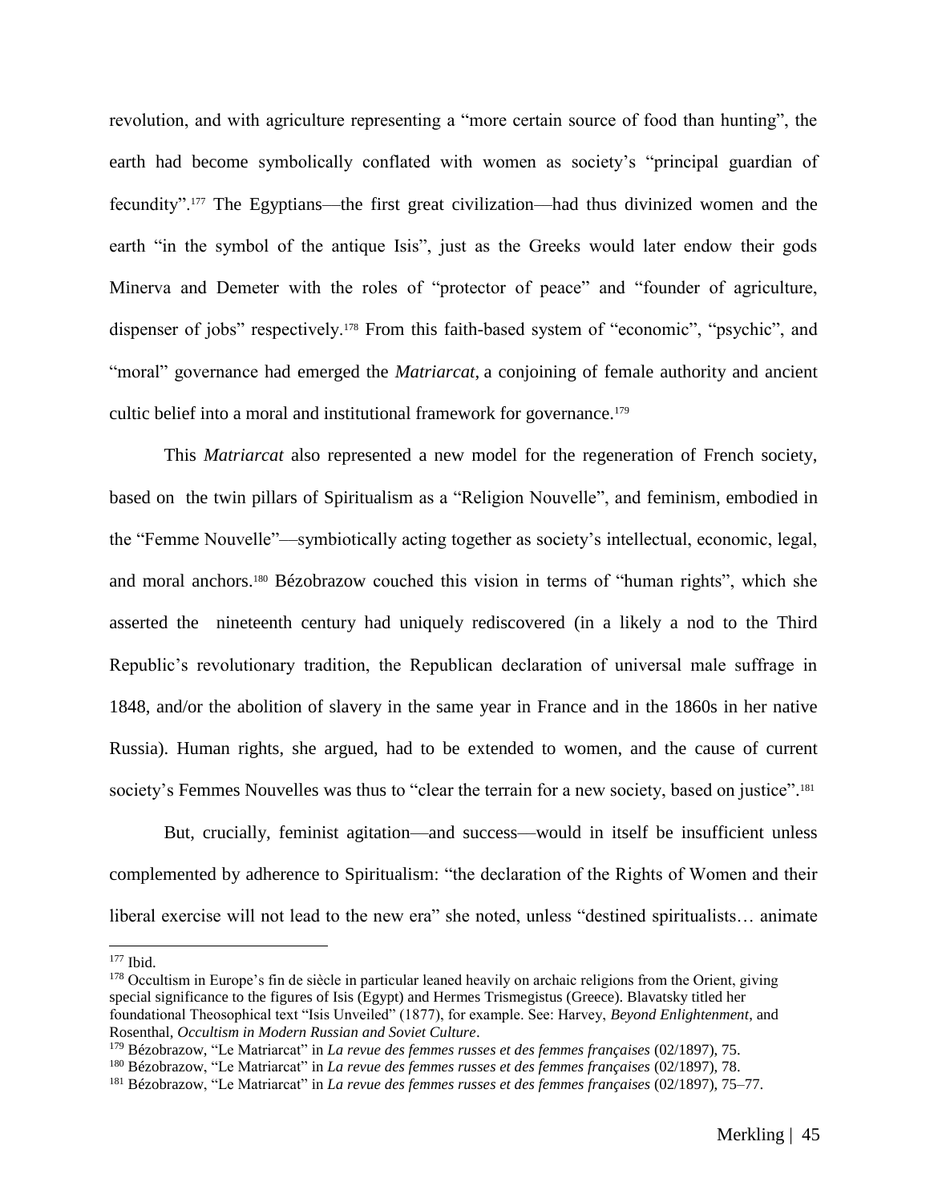revolution, and with agriculture representing a "more certain source of food than hunting", the earth had become symbolically conflated with women as society's "principal guardian of fecundity".[177] The Egyptians—the first great civilization—had thus divinized women and the earth "in the symbol of the antique Isis", just as the Greeks would later endow their gods Minerva and Demeter with the roles of "protector of peace" and "founder of agriculture, dispenser of jobs" respectively.[178] From this faith-based system of "economic", "psychic", and "moral" governance had emerged the *Matriarcat*, a conjoining of female authority and ancient cultic belief into a moral and institutional framework for governance.[179]

This *Matriarcat* also represented a new model for the regeneration of French society, based on the twin pillars of Spiritualism as a "Religion Nouvelle", and feminism, embodied in the "Femme Nouvelle"—symbiotically acting together as society's intellectual, economic, legal, and moral anchors.[180] Bézobrazow couched this vision in terms of "human rights", which she asserted the nineteenth century had uniquely rediscovered (in a likely a nod to the Third Republic's revolutionary tradition, the Republican declaration of universal male suffrage in 1848, and/or the abolition of slavery in the same year in France and in the 1860s in her native Russia). Human rights, she argued, had to be extended to women, and the cause of current society's Femmes Nouvelles was thus to "clear the terrain for a new society, based on justice".[181]

But, crucially, feminist agitation—and success—would in itself be insufficient unless complemented by adherence to Spiritualism: "the declaration of the Rights of Women and their liberal exercise will not lead to the new era" she noted, unless "destined spiritualists… animate

---

[177] Ibid.

[178] Occultism in Europe's fin de siècle in particular leaned heavily on archaic religions from the Orient, giving special significance to the figures of Isis (Egypt) and Hermes Trismegistus (Greece). Blavatsky titled her foundational Theosophical text "Isis Unveiled" (1877), for example. See: Harvey, *Beyond Enlightenment*, and Rosenthal, *Occultism in Modern Russian and Soviet Culture*.

[179] Bézobrazow, "Le Matriarcat" in *La revue des femmes russes et des femmes françaises* (02/1897), 75.

[180] Bézobrazow, "Le Matriarcat" in *La revue des femmes russes et des femmes françaises* (02/1897), 78.

[181] Bézobrazow, "Le Matriarcat" in *La revue des femmes russes et des femmes françaises* (02/1897), 75–77.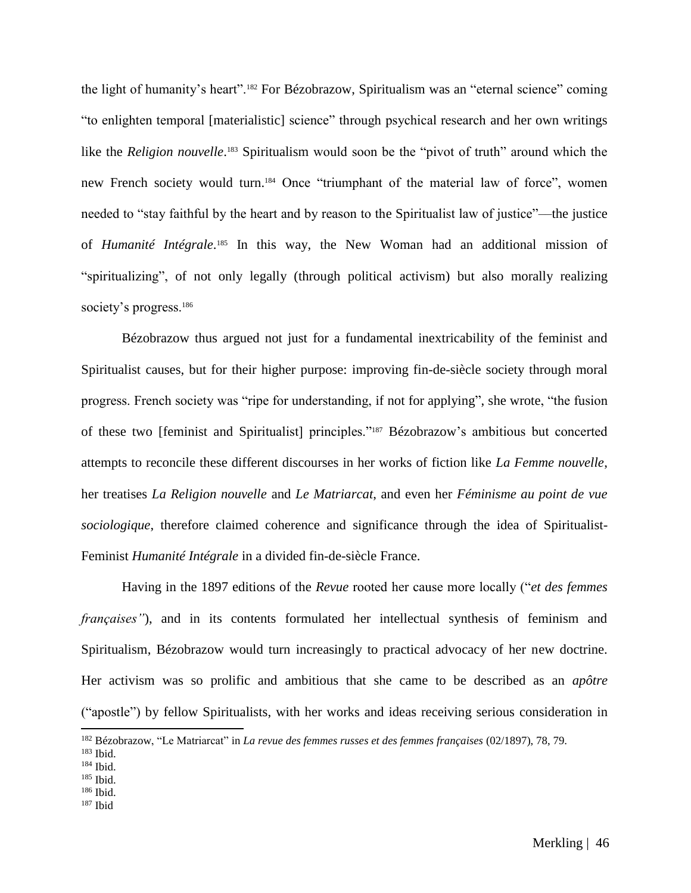the light of humanity's heart".[182] For Bézobrazow, Spiritualism was an "eternal science" coming "to enlighten temporal [materialistic] science" through psychical research and her own writings like the *Religion nouvelle*.[183] Spiritualism would soon be the "pivot of truth" around which the new French society would turn.[184] Once "triumphant of the material law of force", women needed to "stay faithful by the heart and by reason to the Spiritualist law of justice"—the justice of *Humanité Intégrale*.[185] In this way, the New Woman had an additional mission of "spiritualizing", of not only legally (through political activism) but also morally realizing society's progress.[186]

Bézobrazow thus argued not just for a fundamental inextricability of the feminist and Spiritualist causes, but for their higher purpose: improving fin-de-siècle society through moral progress. French society was "ripe for understanding, if not for applying", she wrote, "the fusion of these two [feminist and Spiritualist] principles."[187] Bézobrazow's ambitious but concerted attempts to reconcile these different discourses in her works of fiction like *La Femme nouvelle*, her treatises *La Religion nouvelle* and *Le Matriarcat*, and even her *Féminisme au point de vue sociologique*, therefore claimed coherence and significance through the idea of Spiritualist-Feminist *Humanité Intégrale* in a divided fin-de-siècle France.

Having in the 1897 editions of the *Revue* rooted her cause more locally ("*et des femmes françaises"*), and in its contents formulated her intellectual synthesis of feminism and Spiritualism, Bézobrazow would turn increasingly to practical advocacy of her new doctrine. Her activism was so prolific and ambitious that she came to be described as an *apôtre* ("apostle") by fellow Spiritualists, with her works and ideas receiving serious consideration in

[182] Bézobrazow, "Le Matriarcat" in *La revue des femmes russes et des femmes françaises* (02/1897), 78, 79.
[183] Ibid.
[184] Ibid.
[185] Ibid.
[186] Ibid.
[187] Ibid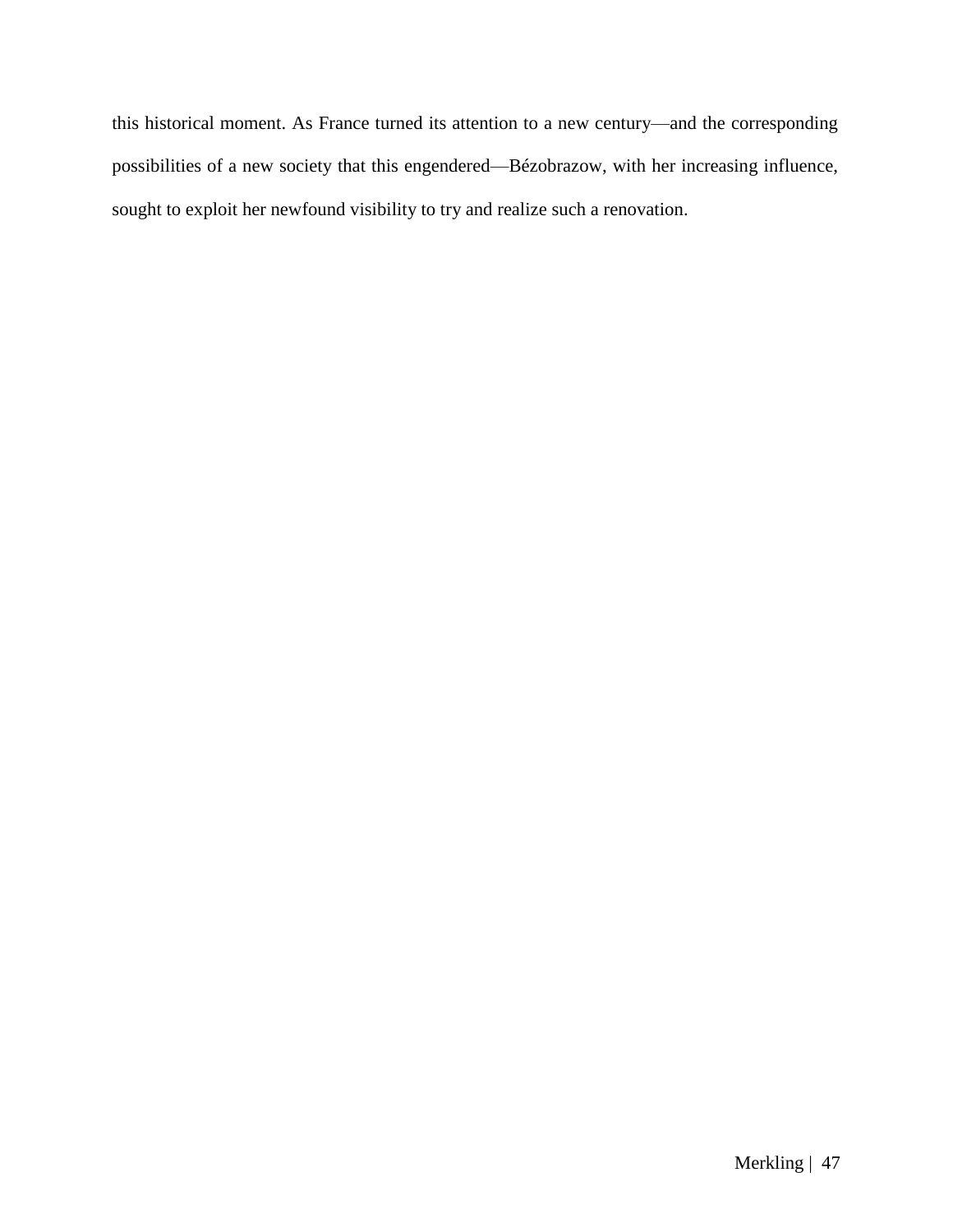this historical moment. As France turned its attention to a new century—and the corresponding possibilities of a new society that this engendered—Bézobrazow, with her increasing influence, sought to exploit her newfound visibility to try and realize such a renovation.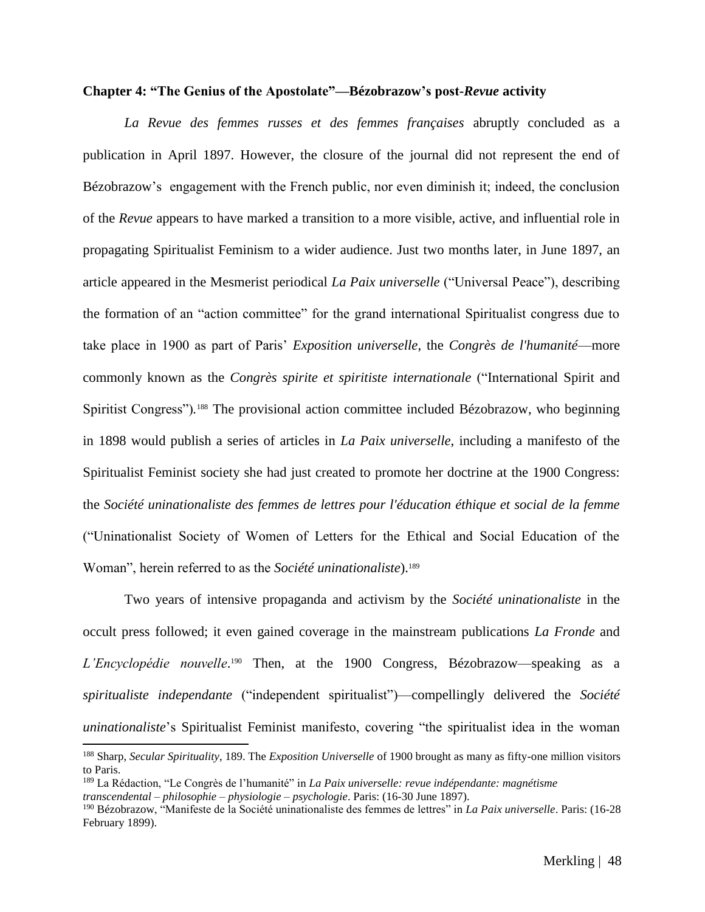**Chapter 4: "The Genius of the Apostolate"—Bézobrazow's post-*Revue* activity**

*La Revue des femmes russes et des femmes françaises* abruptly concluded as a publication in April 1897. However, the closure of the journal did not represent the end of Bézobrazow's engagement with the French public, nor even diminish it; indeed, the conclusion of the *Revue* appears to have marked a transition to a more visible, active, and influential role in propagating Spiritualist Feminism to a wider audience. Just two months later, in June 1897, an article appeared in the Mesmerist periodical *La Paix universelle* ("Universal Peace"), describing the formation of an "action committee" for the grand international Spiritualist congress due to take place in 1900 as part of Paris' *Exposition universelle*, the *Congrès de l'humanité*—more commonly known as the *Congrès spirite et spiritiste internationale* ("International Spirit and Spiritist Congress").[188] The provisional action committee included Bézobrazow, who beginning in 1898 would publish a series of articles in *La Paix universelle*, including a manifesto of the Spiritualist Feminist society she had just created to promote her doctrine at the 1900 Congress: the *Société uninationaliste des femmes de lettres pour l'éducation éthique et social de la femme* ("Uninationalist Society of Women of Letters for the Ethical and Social Education of the Woman", herein referred to as the *Société uninationaliste*).[189]

Two years of intensive propaganda and activism by the *Société uninationaliste* in the occult press followed; it even gained coverage in the mainstream publications *La Fronde* and *L'Encyclopédie nouvelle*.[190] Then, at the 1900 Congress, Bézobrazow—speaking as a *spiritualiste independante* ("independent spiritualist")—compellingly delivered the *Société uninationaliste*'s Spiritualist Feminist manifesto, covering "the spiritualist idea in the woman

---

[188] Sharp, *Secular Spirituality*, 189. The *Exposition Universelle* of 1900 brought as many as fifty-one million visitors to Paris.

[189] La Rédaction, "Le Congrès de l'humanité" in *La Paix universelle: revue indépendante: magnétisme transcendental – philosophie – physiologie – psychologie*. Paris: (16-30 June 1897).

[190] Bézobrazow, "Manifeste de la Société uninationaliste des femmes de lettres" in *La Paix universelle*. Paris: (16-28 February 1899).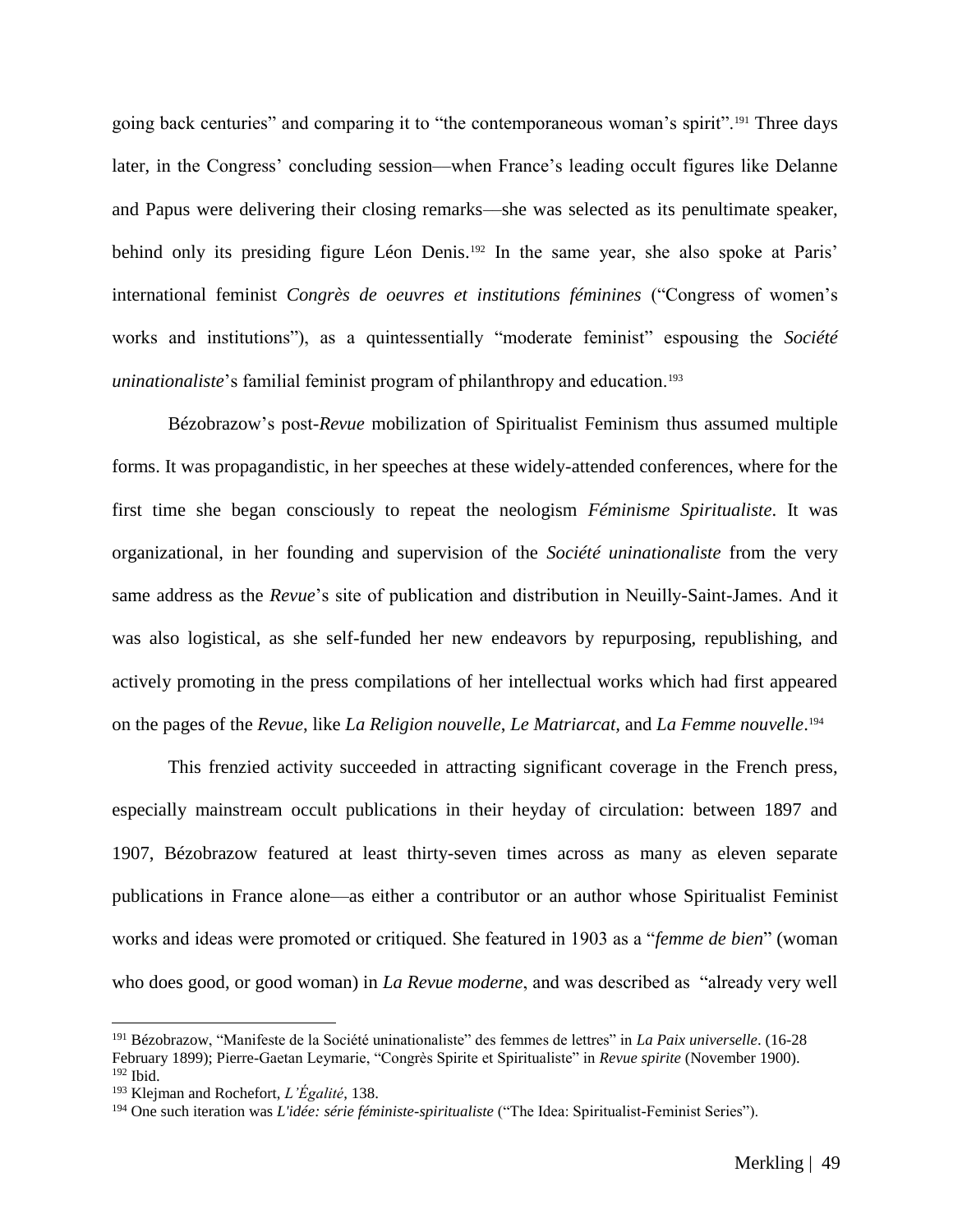going back centuries" and comparing it to "the contemporaneous woman's spirit".[191] Three days later, in the Congress' concluding session—when France's leading occult figures like Delanne and Papus were delivering their closing remarks—she was selected as its penultimate speaker, behind only its presiding figure Léon Denis.[192] In the same year, she also spoke at Paris' international feminist *Congrès de oeuvres et institutions féminines* ("Congress of women's works and institutions"), as a quintessentially "moderate feminist" espousing the *Société uninationaliste*'s familial feminist program of philanthropy and education.[193]

Bézobrazow's post-*Revue* mobilization of Spiritualist Feminism thus assumed multiple forms. It was propagandistic, in her speeches at these widely-attended conferences, where for the first time she began consciously to repeat the neologism *Féminisme Spiritualiste*. It was organizational, in her founding and supervision of the *Société uninationaliste* from the very same address as the *Revue*'s site of publication and distribution in Neuilly-Saint-James. And it was also logistical, as she self-funded her new endeavors by repurposing, republishing, and actively promoting in the press compilations of her intellectual works which had first appeared on the pages of the *Revue*, like *La Religion nouvelle*, *Le Matriarcat*, and *La Femme nouvelle*.[194]

This frenzied activity succeeded in attracting significant coverage in the French press, especially mainstream occult publications in their heyday of circulation: between 1897 and 1907, Bézobrazow featured at least thirty-seven times across as many as eleven separate publications in France alone—as either a contributor or an author whose Spiritualist Feminist works and ideas were promoted or critiqued. She featured in 1903 as a "*femme de bien*" (woman who does good, or good woman) in *La Revue moderne*, and was described as "already very well

---

[191] Bézobrazow, "Manifeste de la Société uninationaliste" des femmes de lettres" in *La Paix universelle*. (16-28 February 1899); Pierre-Gaetan Leymarie, "Congrès Spirite et Spiritualiste" in *Revue spirite* (November 1900).
[192] Ibid.
[193] Klejman and Rochefort, *L'Égalité*, 138.
[194] One such iteration was *L'idée: série féministe-spiritualiste* ("The Idea: Spiritualist-Feminist Series").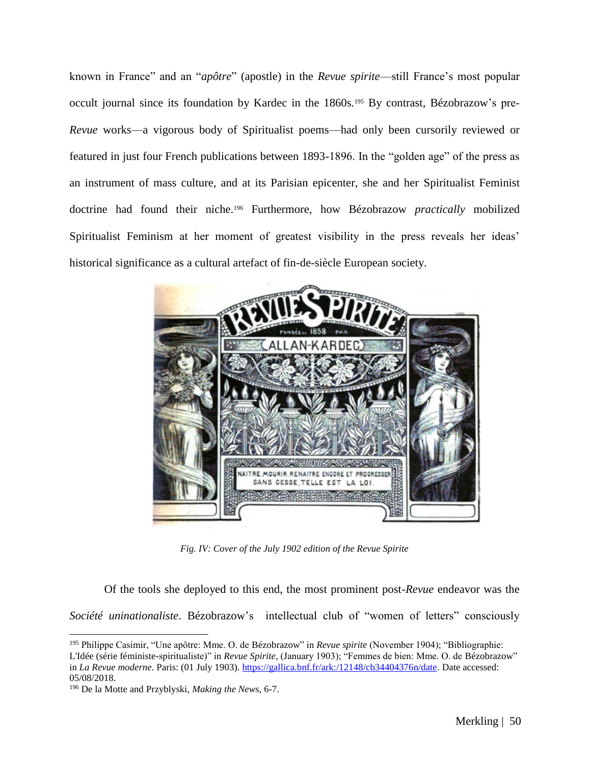known in France" and an "*apôtre*" (apostle) in the *Revue spirite*—still France's most popular occult journal since its foundation by Kardec in the 1860s.[195] By contrast, Bézobrazow's pre-*Revue* works—a vigorous body of Spiritualist poems—had only been cursorily reviewed or featured in just four French publications between 1893-1896. In the "golden age" of the press as an instrument of mass culture, and at its Parisian epicenter, she and her Spiritualist Feminist doctrine had found their niche.[196] Furthermore, how Bézobrazow *practically* mobilized Spiritualist Feminism at her moment of greatest visibility in the press reveals her ideas' historical significance as a cultural artefact of fin-de-siècle European society.

*Fig. IV: Cover of the July 1902 edition of the Revue Spirite*

Of the tools she deployed to this end, the most prominent post-*Revue* endeavor was the *Société uninationaliste*. Bézobrazow's intellectual club of "women of letters" consciously

---

[195] Philippe Casimir, "Une apôtre: Mme. O. de Bézobrazow" in *Revue spirite* (November 1904); "Bibliographie: L'Idée (série féministe-spiritualiste)" in *Revue Spirite*, (January 1903); "Femmes de bien: Mme. O. de Bézobrazow" in *La Revue moderne*. Paris: (01 July 1903). https://gallica.bnf.fr/ark:/12148/cb34404376n/date. Date accessed: 05/08/2018.

[196] De la Motte and Przyblyski, *Making the News*, 6-7.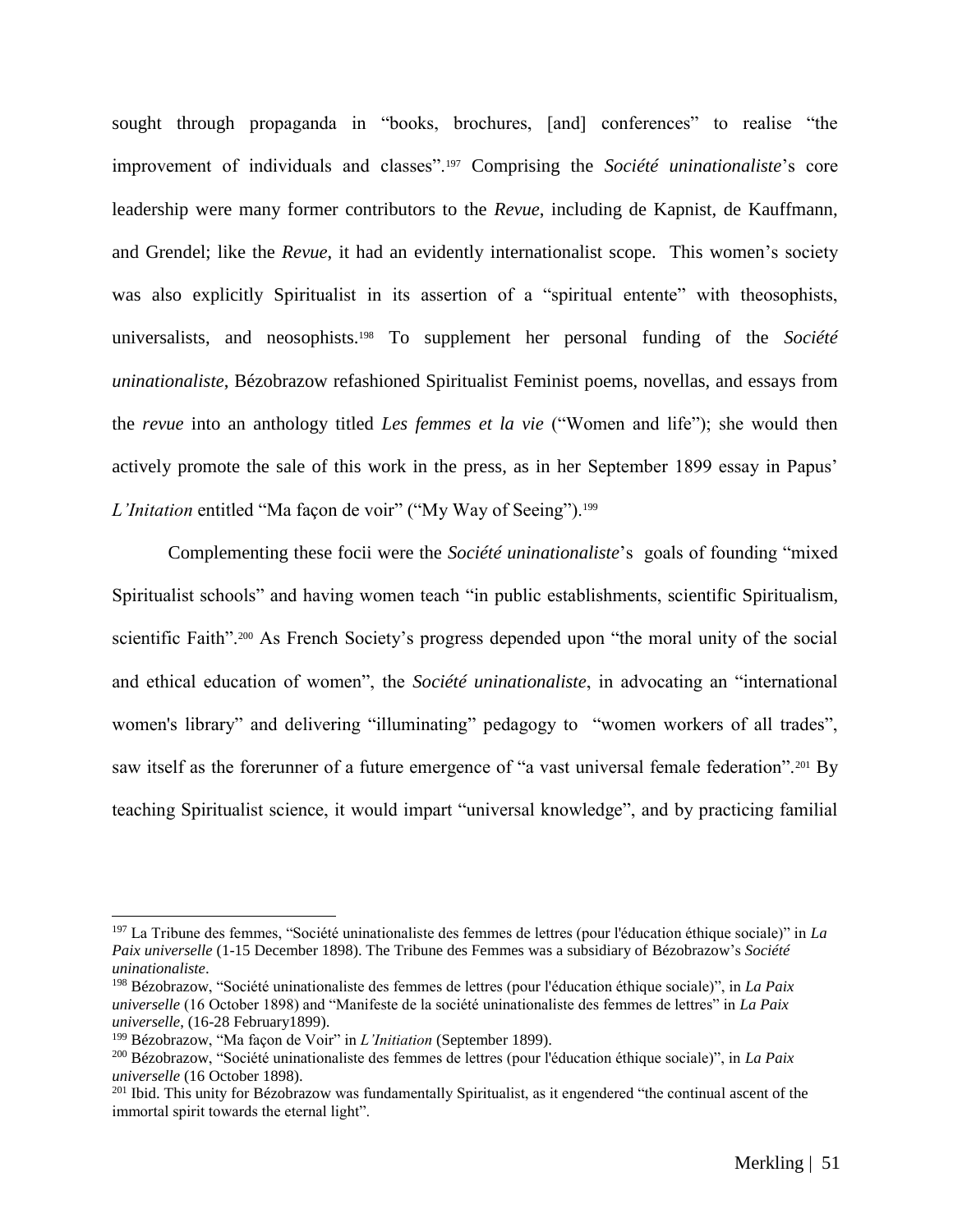sought through propaganda in "books, brochures, [and] conferences" to realise "the improvement of individuals and classes".[197] Comprising the *Société uninationaliste*'s core leadership were many former contributors to the *Revue*, including de Kapnist, de Kauffmann, and Grendel; like the *Revue*, it had an evidently internationalist scope. This women's society was also explicitly Spiritualist in its assertion of a "spiritual entente" with theosophists, universalists, and neosophists.[198] To supplement her personal funding of the *Société uninationaliste*, Bézobrazow refashioned Spiritualist Feminist poems, novellas, and essays from the *revue* into an anthology titled *Les femmes et la vie* ("Women and life"); she would then actively promote the sale of this work in the press, as in her September 1899 essay in Papus' *L'Initation* entitled "Ma façon de voir" ("My Way of Seeing").[199]

Complementing these focii were the *Société uninationaliste*'s goals of founding "mixed Spiritualist schools" and having women teach "in public establishments, scientific Spiritualism, scientific Faith".[200] As French Society's progress depended upon "the moral unity of the social and ethical education of women", the *Société uninationaliste*, in advocating an "international women's library" and delivering "illuminating" pedagogy to "women workers of all trades", saw itself as the forerunner of a future emergence of "a vast universal female federation".[201] By teaching Spiritualist science, it would impart "universal knowledge", and by practicing familial

---

[197] La Tribune des femmes, "Société uninationaliste des femmes de lettres (pour l'éducation éthique sociale)" in *La Paix universelle* (1-15 December 1898). The Tribune des Femmes was a subsidiary of Bézobrazow's *Société uninationaliste*.

[198] Bézobrazow, "Société uninationaliste des femmes de lettres (pour l'éducation éthique sociale)", in *La Paix universelle* (16 October 1898) and "Manifeste de la société uninationaliste des femmes de lettres" in *La Paix universelle*, (16-28 February1899).

[199] Bézobrazow, "Ma façon de Voir" in *L'Initiation* (September 1899).

[200] Bézobrazow, "Société uninationaliste des femmes de lettres (pour l'éducation éthique sociale)", in *La Paix universelle* (16 October 1898).

[201] Ibid. This unity for Bézobrazow was fundamentally Spiritualist, as it engendered "the continual ascent of the immortal spirit towards the eternal light".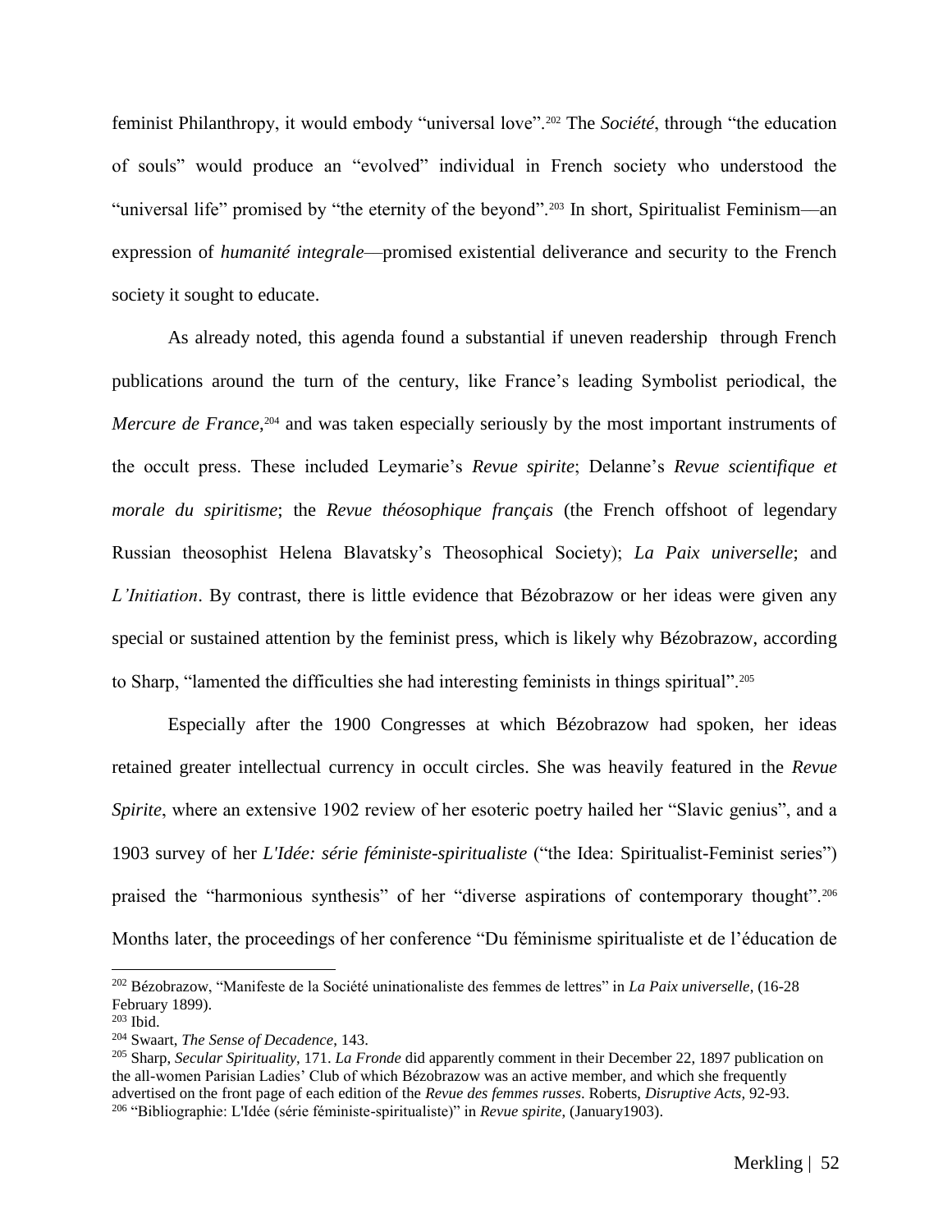feminist Philanthropy, it would embody "universal love".[202] The *Société*, through "the education of souls" would produce an "evolved" individual in French society who understood the "universal life" promised by "the eternity of the beyond".[203] In short, Spiritualist Feminism—an expression of *humanité integrale*—promised existential deliverance and security to the French society it sought to educate.

As already noted, this agenda found a substantial if uneven readership through French publications around the turn of the century, like France's leading Symbolist periodical, the *Mercure de France*,[204] and was taken especially seriously by the most important instruments of the occult press. These included Leymarie's *Revue spirite*; Delanne's *Revue scientifique et morale du spiritisme*; the *Revue théosophique français* (the French offshoot of legendary Russian theosophist Helena Blavatsky's Theosophical Society); *La Paix universelle*; and *L'Initiation*. By contrast, there is little evidence that Bézobrazow or her ideas were given any special or sustained attention by the feminist press, which is likely why Bézobrazow, according to Sharp, "lamented the difficulties she had interesting feminists in things spiritual".[205]

Especially after the 1900 Congresses at which Bézobrazow had spoken, her ideas retained greater intellectual currency in occult circles. She was heavily featured in the *Revue Spirite*, where an extensive 1902 review of her esoteric poetry hailed her "Slavic genius", and a 1903 survey of her *L'Idée: série féministe-spiritualiste* ("the Idea: Spiritualist-Feminist series") praised the "harmonious synthesis" of her "diverse aspirations of contemporary thought".[206] Months later, the proceedings of her conference "Du féminisme spiritualiste et de l'éducation de

---

[202] Bézobrazow, "Manifeste de la Société uninationaliste des femmes de lettres" in *La Paix universelle*, (16-28 February 1899).

[203] Ibid.

[204] Swaart, *The Sense of Decadence*, 143.

[205] Sharp, *Secular Spirituality*, 171. *La Fronde* did apparently comment in their December 22, 1897 publication on the all-women Parisian Ladies' Club of which Bézobrazow was an active member, and which she frequently advertised on the front page of each edition of the *Revue des femmes russes*. Roberts, *Disruptive Acts*, 92-93.

[206] "Bibliographie: L'Idée (série féministe-spiritualiste)" in *Revue spirite*, (January1903).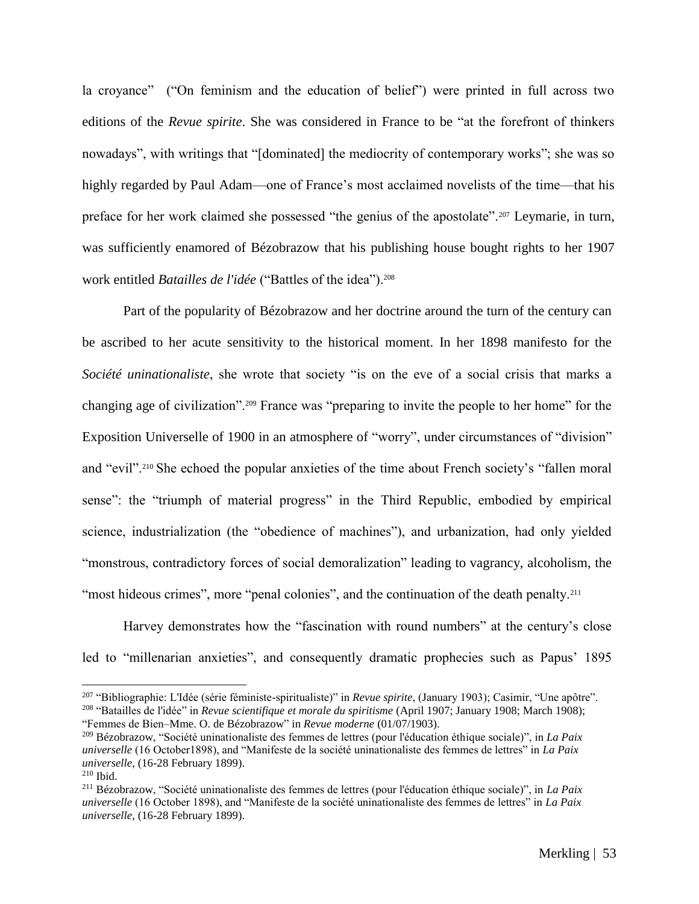la croyance" ("On feminism and the education of belief") were printed in full across two editions of the *Revue spirite*. She was considered in France to be "at the forefront of thinkers nowadays", with writings that "[dominated] the mediocrity of contemporary works"; she was so highly regarded by Paul Adam—one of France's most acclaimed novelists of the time—that his preface for her work claimed she possessed "the genius of the apostolate".[207] Leymarie, in turn, was sufficiently enamored of Bézobrazow that his publishing house bought rights to her 1907 work entitled *Batailles de l'idée* ("Battles of the idea").[208]

Part of the popularity of Bézobrazow and her doctrine around the turn of the century can be ascribed to her acute sensitivity to the historical moment. In her 1898 manifesto for the *Société uninationaliste*, she wrote that society "is on the eve of a social crisis that marks a changing age of civilization".[209] France was "preparing to invite the people to her home" for the Exposition Universelle of 1900 in an atmosphere of "worry", under circumstances of "division" and "evil".[210] She echoed the popular anxieties of the time about French society's "fallen moral sense": the "triumph of material progress" in the Third Republic, embodied by empirical science, industrialization (the "obedience of machines"), and urbanization, had only yielded "monstrous, contradictory forces of social demoralization" leading to vagrancy, alcoholism, the "most hideous crimes", more "penal colonies", and the continuation of the death penalty.[211]

Harvey demonstrates how the "fascination with round numbers" at the century's close led to "millenarian anxieties", and consequently dramatic prophecies such as Papus' 1895

---

[207] "Bibliographie: L'Idée (série féministe-spiritualiste)" in *Revue spirite*, (January 1903); Casimir, "Une apôtre".

[208] "Batailles de l'idée" in *Revue scientifique et morale du spiritisme* (April 1907; January 1908; March 1908); "Femmes de Bien–Mme. O. de Bézobrazow" in *Revue moderne* (01/07/1903).

[209] Bézobrazow, "Société uninationaliste des femmes de lettres (pour l'éducation éthique sociale)", in *La Paix universelle* (16 October1898), and "Manifeste de la société uninationaliste des femmes de lettres" in *La Paix universelle*, (16-28 February 1899).

[210] Ibid.

[211] Bézobrazow, "Société uninationaliste des femmes de lettres (pour l'éducation éthique sociale)", in *La Paix universelle* (16 October 1898), and "Manifeste de la société uninationaliste des femmes de lettres" in *La Paix universelle*, (16-28 February 1899).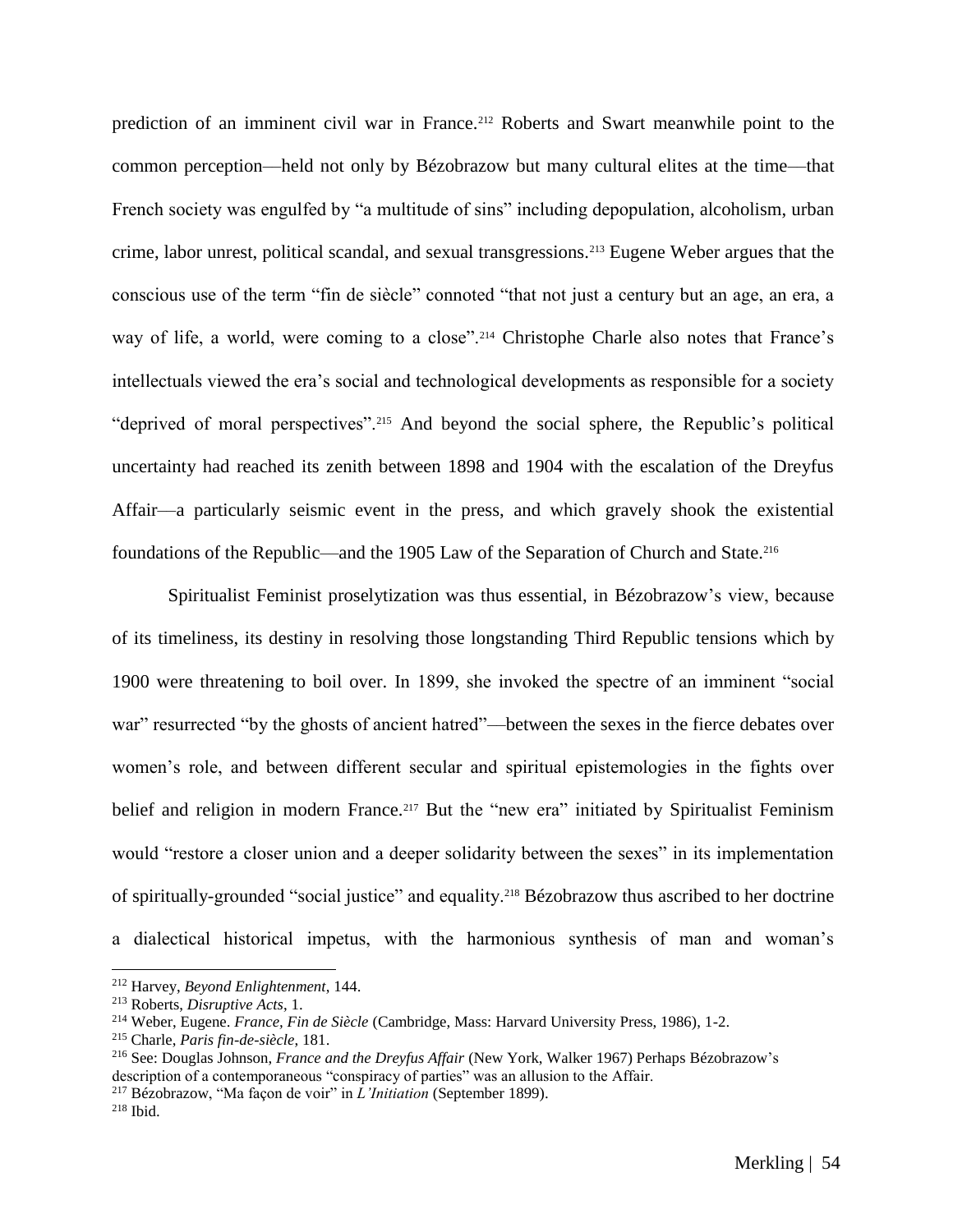prediction of an imminent civil war in France.[212] Roberts and Swart meanwhile point to the common perception—held not only by Bézobrazow but many cultural elites at the time—that French society was engulfed by "a multitude of sins" including depopulation, alcoholism, urban crime, labor unrest, political scandal, and sexual transgressions.[213] Eugene Weber argues that the conscious use of the term "fin de siècle" connoted "that not just a century but an age, an era, a way of life, a world, were coming to a close".[214] Christophe Charle also notes that France's intellectuals viewed the era's social and technological developments as responsible for a society "deprived of moral perspectives".[215] And beyond the social sphere, the Republic's political uncertainty had reached its zenith between 1898 and 1904 with the escalation of the Dreyfus Affair—a particularly seismic event in the press, and which gravely shook the existential foundations of the Republic—and the 1905 Law of the Separation of Church and State.[216]

Spiritualist Feminist proselytization was thus essential, in Bézobrazow's view, because of its timeliness, its destiny in resolving those longstanding Third Republic tensions which by 1900 were threatening to boil over. In 1899, she invoked the spectre of an imminent "social war" resurrected "by the ghosts of ancient hatred"—between the sexes in the fierce debates over women's role, and between different secular and spiritual epistemologies in the fights over belief and religion in modern France.[217] But the "new era" initiated by Spiritualist Feminism would "restore a closer union and a deeper solidarity between the sexes" in its implementation of spiritually-grounded "social justice" and equality.[218] Bézobrazow thus ascribed to her doctrine a dialectical historical impetus, with the harmonious synthesis of man and woman's

---

[212] Harvey, *Beyond Enlightenment*, 144.

[213] Roberts, *Disruptive Acts*, 1.

[214] Weber, Eugene. *France, Fin de Siècle* (Cambridge, Mass: Harvard University Press, 1986), 1-2.

[215] Charle, *Paris fin-de-siècle*, 181.

[216] See: Douglas Johnson, *France and the Dreyfus Affair* (New York, Walker 1967) Perhaps Bézobrazow's description of a contemporaneous "conspiracy of parties" was an allusion to the Affair.

[217] Bézobrazow, "Ma façon de voir" in *L'Initiation* (September 1899).

[218] Ibid.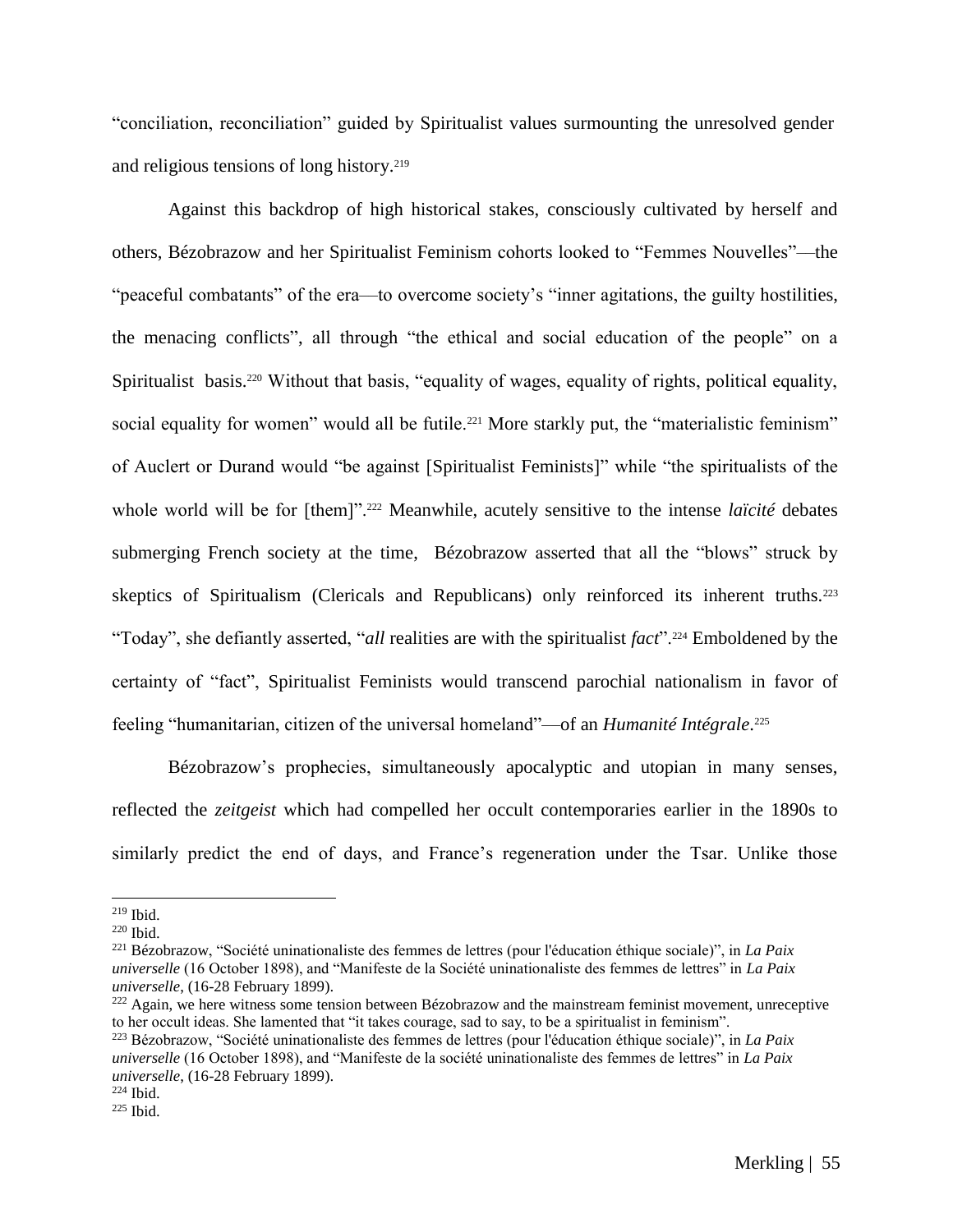"conciliation, reconciliation" guided by Spiritualist values surmounting the unresolved gender and religious tensions of long history.[219]

Against this backdrop of high historical stakes, consciously cultivated by herself and others, Bézobrazow and her Spiritualist Feminism cohorts looked to "Femmes Nouvelles"—the "peaceful combatants" of the era—to overcome society's "inner agitations, the guilty hostilities, the menacing conflicts", all through "the ethical and social education of the people" on a Spiritualist basis.[220] Without that basis, "equality of wages, equality of rights, political equality, social equality for women" would all be futile.[221] More starkly put, the "materialistic feminism" of Auclert or Durand would "be against [Spiritualist Feminists]" while "the spiritualists of the whole world will be for [them]".[222] Meanwhile, acutely sensitive to the intense *laïcité* debates submerging French society at the time, Bézobrazow asserted that all the "blows" struck by skeptics of Spiritualism (Clericals and Republicans) only reinforced its inherent truths.[223] "Today", she defiantly asserted, "*all* realities are with the spiritualist *fact*".[224] Emboldened by the certainty of "fact", Spiritualist Feminists would transcend parochial nationalism in favor of feeling "humanitarian, citizen of the universal homeland"—of an ***Humanité Intégrale***.[225]

Bézobrazow's prophecies, simultaneously apocalyptic and utopian in many senses, reflected the *zeitgeist* which had compelled her occult contemporaries earlier in the 1890s to similarly predict the end of days, and France's regeneration under the Tsar. Unlike those

---

[219] Ibid.

[220] Ibid.

[221] Bézobrazow, "Société uninationaliste des femmes de lettres (pour l'éducation éthique sociale)", in *La Paix universelle* (16 October 1898), and "Manifeste de la Société uninationaliste des femmes de lettres" in *La Paix universelle*, (16-28 February 1899).

[222] Again, we here witness some tension between Bézobrazow and the mainstream feminist movement, unreceptive to her occult ideas. She lamented that "it takes courage, sad to say, to be a spiritualist in feminism".

[223] Bézobrazow, "Société uninationaliste des femmes de lettres (pour l'éducation éthique sociale)", in *La Paix universelle* (16 October 1898), and "Manifeste de la société uninationaliste des femmes de lettres" in *La Paix universelle*, (16-28 February 1899).

[224] Ibid.

[225] Ibid.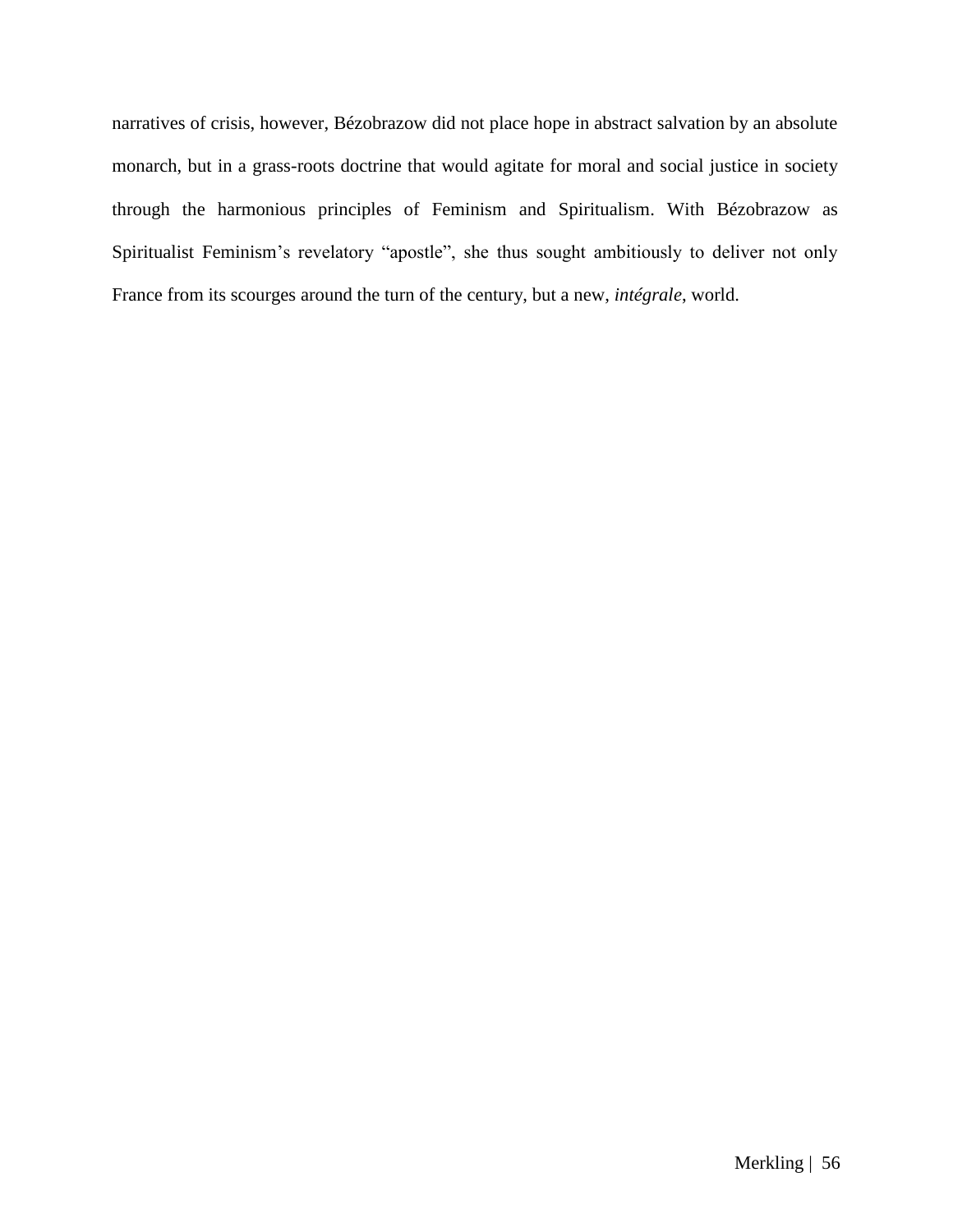narratives of crisis, however, Bézobrazow did not place hope in abstract salvation by an absolute monarch, but in a grass-roots doctrine that would agitate for moral and social justice in society through the harmonious principles of Feminism and Spiritualism. With Bézobrazow as Spiritualist Feminism's revelatory "apostle", she thus sought ambitiously to deliver not only France from its scourges around the turn of the century, but a new, *intégrale*, world.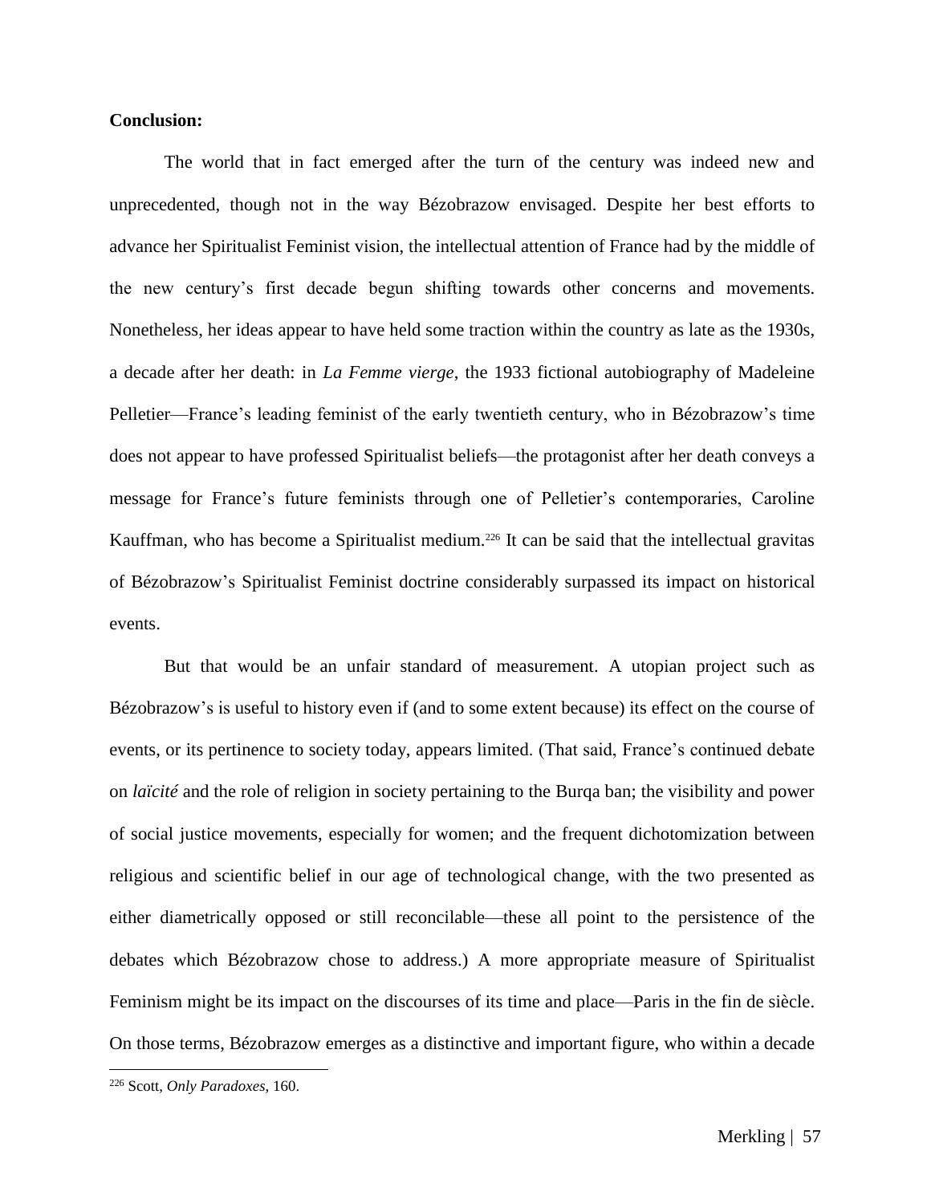**Conclusion:**

The world that in fact emerged after the turn of the century was indeed new and unprecedented, though not in the way Bézobrazow envisaged. Despite her best efforts to advance her Spiritualist Feminist vision, the intellectual attention of France had by the middle of the new century's first decade begun shifting towards other concerns and movements. Nonetheless, her ideas appear to have held some traction within the country as late as the 1930s, a decade after her death: in *La Femme vierge*, the 1933 fictional autobiography of Madeleine Pelletier—France's leading feminist of the early twentieth century, who in Bézobrazow's time does not appear to have professed Spiritualist beliefs—the protagonist after her death conveys a message for France's future feminists through one of Pelletier's contemporaries, Caroline Kauffman, who has become a Spiritualist medium.[226] It can be said that the intellectual gravitas of Bézobrazow's Spiritualist Feminist doctrine considerably surpassed its impact on historical events.

But that would be an unfair standard of measurement. A utopian project such as Bézobrazow's is useful to history even if (and to some extent because) its effect on the course of events, or its pertinence to society today, appears limited. (That said, France's continued debate on *laïcité* and the role of religion in society pertaining to the Burqa ban; the visibility and power of social justice movements, especially for women; and the frequent dichotomization between religious and scientific belief in our age of technological change, with the two presented as either diametrically opposed or still reconcilable—these all point to the persistence of the debates which Bézobrazow chose to address.) A more appropriate measure of Spiritualist Feminism might be its impact on the discourses of its time and place—Paris in the fin de siècle. On those terms, Bézobrazow emerges as a distinctive and important figure, who within a decade

---

[226] Scott, *Only Paradoxes*, 160.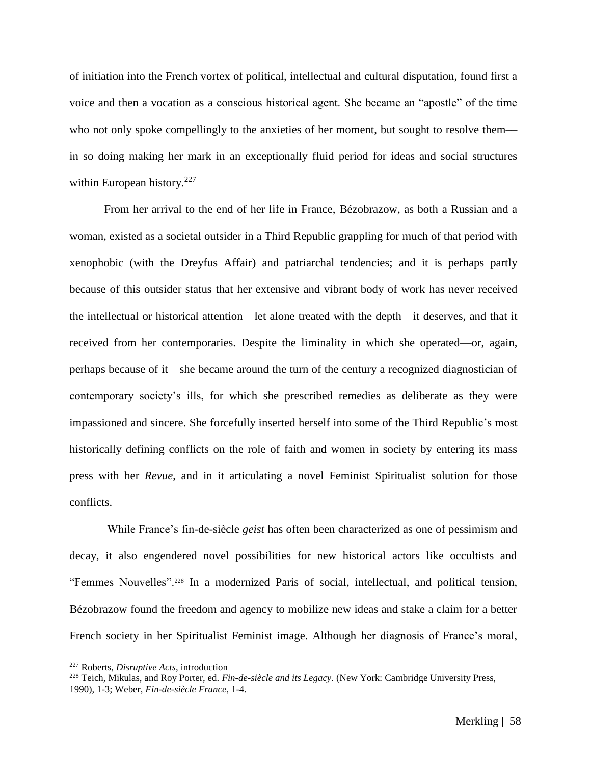of initiation into the French vortex of political, intellectual and cultural disputation, found first a voice and then a vocation as a conscious historical agent. She became an "apostle" of the time who not only spoke compellingly to the anxieties of her moment, but sought to resolve them—in so doing making her mark in an exceptionally fluid period for ideas and social structures within European history.[227]

From her arrival to the end of her life in France, Bézobrazow, as both a Russian and a woman, existed as a societal outsider in a Third Republic grappling for much of that period with xenophobic (with the Dreyfus Affair) and patriarchal tendencies; and it is perhaps partly because of this outsider status that her extensive and vibrant body of work has never received the intellectual or historical attention—let alone treated with the depth—it deserves, and that it received from her contemporaries. Despite the liminality in which she operated—or, again, perhaps because of it—she became around the turn of the century a recognized diagnostician of contemporary society's ills, for which she prescribed remedies as deliberate as they were impassioned and sincere. She forcefully inserted herself into some of the Third Republic's most historically defining conflicts on the role of faith and women in society by entering its mass press with her *Revue*, and in it articulating a novel Feminist Spiritualist solution for those conflicts.

While France's fin-de-siècle *geist* has often been characterized as one of pessimism and decay, it also engendered novel possibilities for new historical actors like occultists and "Femmes Nouvelles".[228] In a modernized Paris of social, intellectual, and political tension, Bézobrazow found the freedom and agency to mobilize new ideas and stake a claim for a better French society in her Spiritualist Feminist image. Although her diagnosis of France's moral,

---

[227] Roberts, *Disruptive Acts*, introduction

[228] Teich, Mikulas, and Roy Porter, ed. *Fin-de-siècle and its Legacy*. (New York: Cambridge University Press, 1990), 1-3; Weber, *Fin-de-siècle France*, 1-4.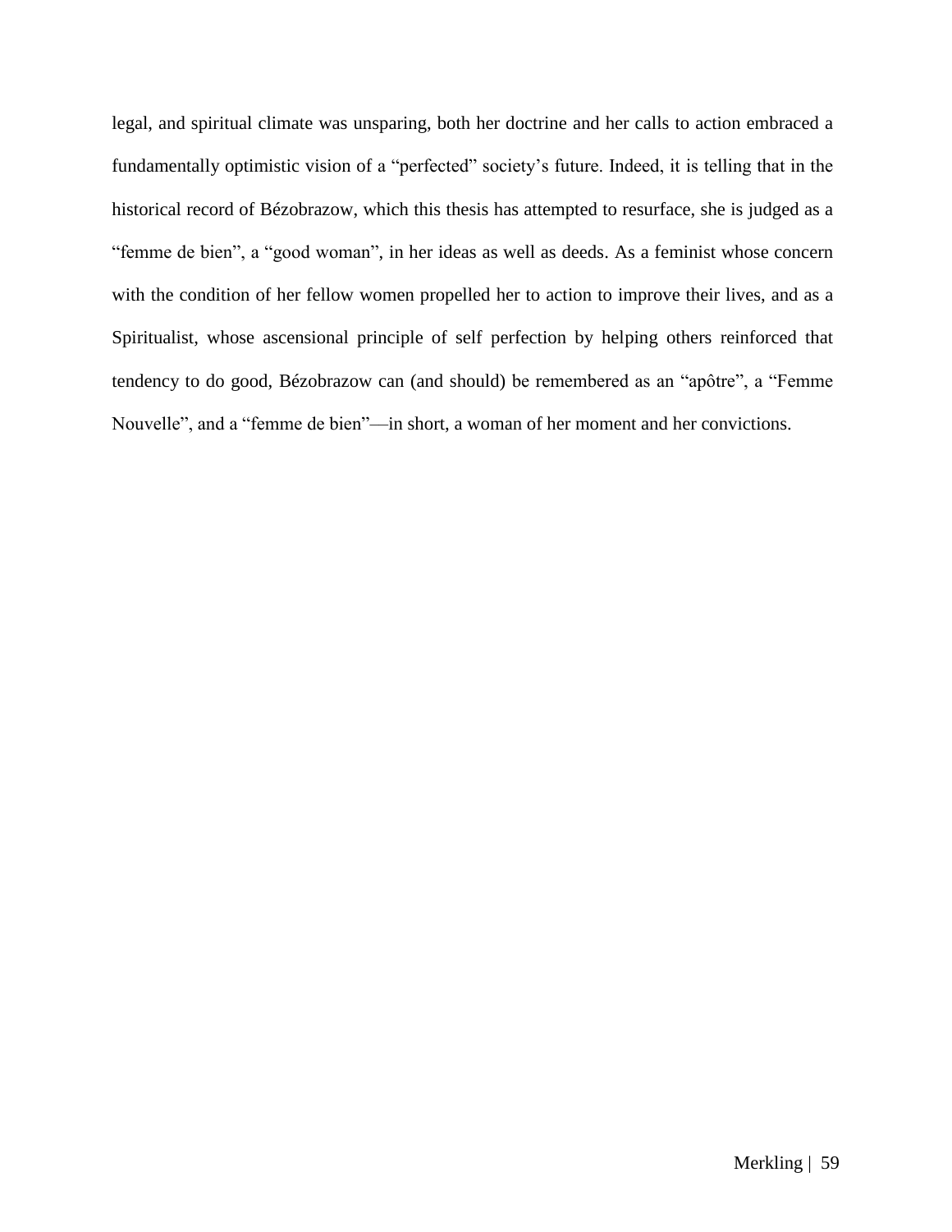legal, and spiritual climate was unsparing, both her doctrine and her calls to action embraced a fundamentally optimistic vision of a "perfected" society's future. Indeed, it is telling that in the historical record of Bézobrazow, which this thesis has attempted to resurface, she is judged as a "femme de bien", a "good woman", in her ideas as well as deeds. As a feminist whose concern with the condition of her fellow women propelled her to action to improve their lives, and as a Spiritualist, whose ascensional principle of self perfection by helping others reinforced that tendency to do good, Bézobrazow can (and should) be remembered as an "apôtre", a "Femme Nouvelle", and a "femme de bien"—in short, a woman of her moment and her convictions.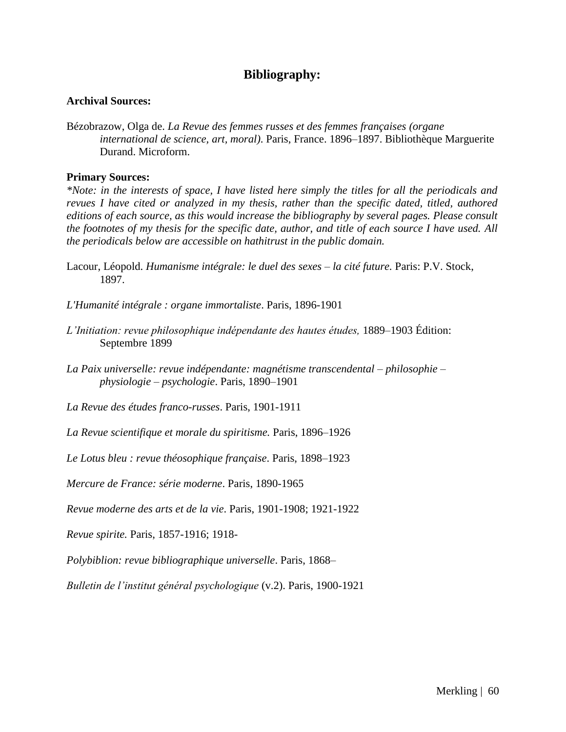# Bibliography:

**Archival Sources:**

Bézobrazow, Olga de. *La Revue des femmes russes et des femmes françaises (organe international de science, art, moral).* Paris, France. 1896–1897. Bibliothèque Marguerite Durand. Microform.

**Primary Sources:**

*\*Note: in the interests of space, I have listed here simply the titles for all the periodicals and revues I have cited or analyzed in my thesis, rather than the specific dated, titled, authored editions of each source, as this would increase the bibliography by several pages. Please consult the footnotes of my thesis for the specific date, author, and title of each source I have used. All the periodicals below are accessible on hathitrust in the public domain.*

Lacour, Léopold. *Humanisme intégrale: le duel des sexes – la cité future*. Paris: P.V. Stock, 1897.

*L'Humanité intégrale : organe immortaliste*. Paris, 1896-1901

*L'Initiation: revue philosophique indépendante des hautes études,* 1889–1903 Édition: Septembre 1899

*La Paix universelle: revue indépendante: magnétisme transcendental – philosophie – physiologie – psychologie*. Paris, 1890–1901

*La Revue des études franco-russes*. Paris, 1901-1911

*La Revue scientifique et morale du spiritisme.* Paris, 1896–1926

*Le Lotus bleu : revue théosophique française*. Paris, 1898–1923

*Mercure de France: série moderne*. Paris, 1890-1965

*Revue moderne des arts et de la vie*. Paris, 1901-1908; 1921-1922

*Revue spirite.* Paris, 1857-1916; 1918-

*Polybiblion: revue bibliographique universelle*. Paris, 1868–

*Bulletin de l'institut général psychologique* (v.2). Paris, 1900-1921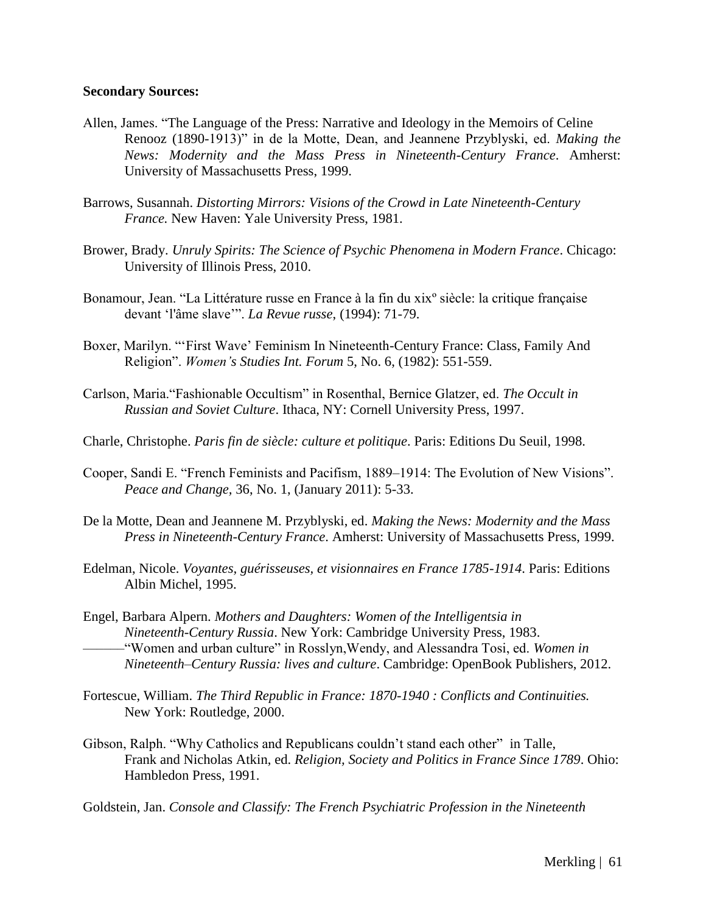**Secondary Sources:**

Allen, James. "The Language of the Press: Narrative and Ideology in the Memoirs of Celine Renooz (1890-1913)" in de la Motte, Dean, and Jeannene Przyblyski, ed. *Making the News: Modernity and the Mass Press in Nineteenth-Century France*. Amherst: University of Massachusetts Press, 1999.

Barrows, Susannah. *Distorting Mirrors: Visions of the Crowd in Late Nineteenth-Century France.* New Haven: Yale University Press, 1981.

Brower, Brady. *Unruly Spirits: The Science of Psychic Phenomena in Modern France*. Chicago: University of Illinois Press, 2010.

Bonamour, Jean. "La Littérature russe en France à la fin du xixº siècle: la critique française devant 'l'âme slave'". *La Revue russe*, (1994): 71-79.

Boxer, Marilyn. "'First Wave' Feminism In Nineteenth-Century France: Class, Family And Religion". *Women's Studies Int. Forum* 5, No. 6, (1982): 551-559.

Carlson, Maria."Fashionable Occultism" in Rosenthal, Bernice Glatzer, ed. *The Occult in Russian and Soviet Culture*. Ithaca, NY: Cornell University Press, 1997.

Charle, Christophe. *Paris fin de siècle: culture et politique*. Paris: Editions Du Seuil, 1998.

Cooper, Sandi E. "French Feminists and Pacifism, 1889–1914: The Evolution of New Visions". *Peace and Change*, 36, No. 1, (January 2011): 5-33.

De la Motte, Dean and Jeannene M. Przyblyski, ed. *Making the News: Modernity and the Mass Press in Nineteenth-Century France*. Amherst: University of Massachusetts Press, 1999.

Edelman, Nicole. *Voyantes, guérisseuses, et visionnaires en France 1785-1914*. Paris: Editions Albin Michel, 1995.

Engel, Barbara Alpern. *Mothers and Daughters: Women of the Intelligentsia in Nineteenth-Century Russia*. New York: Cambridge University Press, 1983.
———"Women and urban culture" in Rosslyn,Wendy, and Alessandra Tosi, ed. *Women in Nineteenth–Century Russia: lives and culture*. Cambridge: OpenBook Publishers, 2012.

Fortescue, William. *The Third Republic in France: 1870-1940 : Conflicts and Continuities.* New York: Routledge, 2000.

Gibson, Ralph. "Why Catholics and Republicans couldn't stand each other" in Talle, Frank and Nicholas Atkin, ed. *Religion, Society and Politics in France Since 1789*. Ohio: Hambledon Press, 1991.

Goldstein, Jan. *Console and Classify: The French Psychiatric Profession in the Nineteenth*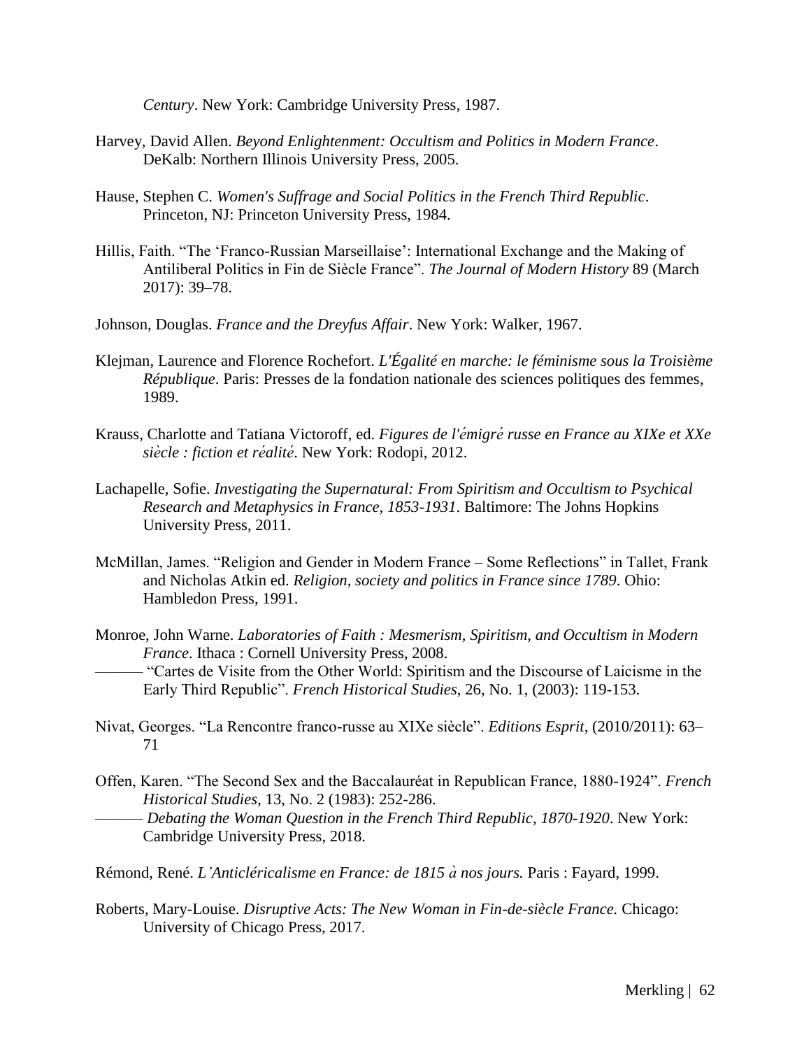*Century*. New York: Cambridge University Press, 1987.

Harvey, David Allen. *Beyond Enlightenment: Occultism and Politics in Modern France*. DeKalb: Northern Illinois University Press, 2005.

Hause, Stephen C. *Women's Suffrage and Social Politics in the French Third Republic*. Princeton, NJ: Princeton University Press, 1984.

Hillis, Faith. "The 'Franco-Russian Marseillaise': International Exchange and the Making of Antiliberal Politics in Fin de Siècle France". *The Journal of Modern History* 89 (March 2017): 39–78.

Johnson, Douglas. *France and the Dreyfus Affair*. New York: Walker, 1967.

Klejman, Laurence and Florence Rochefort. *L'Égalité en marche: le féminisme sous la Troisième République*. Paris: Presses de la fondation nationale des sciences politiques des femmes, 1989.

Krauss, Charlotte and Tatiana Victoroff, ed. *Figures de l'émigré russe en France au XIXe et XXe siècle : fiction et réalité*. New York: Rodopi, 2012.

Lachapelle, Sofie. *Investigating the Supernatural: From Spiritism and Occultism to Psychical Research and Metaphysics in France, 1853-1931*. Baltimore: The Johns Hopkins University Press, 2011.

McMillan, James. "Religion and Gender in Modern France – Some Reflections" in Tallet, Frank and Nicholas Atkin ed. *Religion, society and politics in France since 1789*. Ohio: Hambledon Press, 1991.

Monroe, John Warne. *Laboratories of Faith : Mesmerism, Spiritism, and Occultism in Modern France*. Ithaca : Cornell University Press, 2008.
——— "Cartes de Visite from the Other World: Spiritism and the Discourse of Laicisme in the Early Third Republic". *French Historical Studies*, 26, No. 1, (2003): 119-153.

Nivat, Georges. "La Rencontre franco-russe au XIXe siècle". *Editions Esprit*, (2010/2011): 63–71

Offen, Karen. "The Second Sex and the Baccalauréat in Republican France, 1880-1924". *French Historical Studies*, 13, No. 2 (1983): 252-286.
——— *Debating the Woman Question in the French Third Republic, 1870-1920*. New York: Cambridge University Press, 2018.

Rémond, René. *L'Anticléricalisme en France: de 1815 à nos jours.* Paris : Fayard, 1999.

Roberts, Mary-Louise. *Disruptive Acts: The New Woman in Fin-de-siècle France.* Chicago: University of Chicago Press, 2017.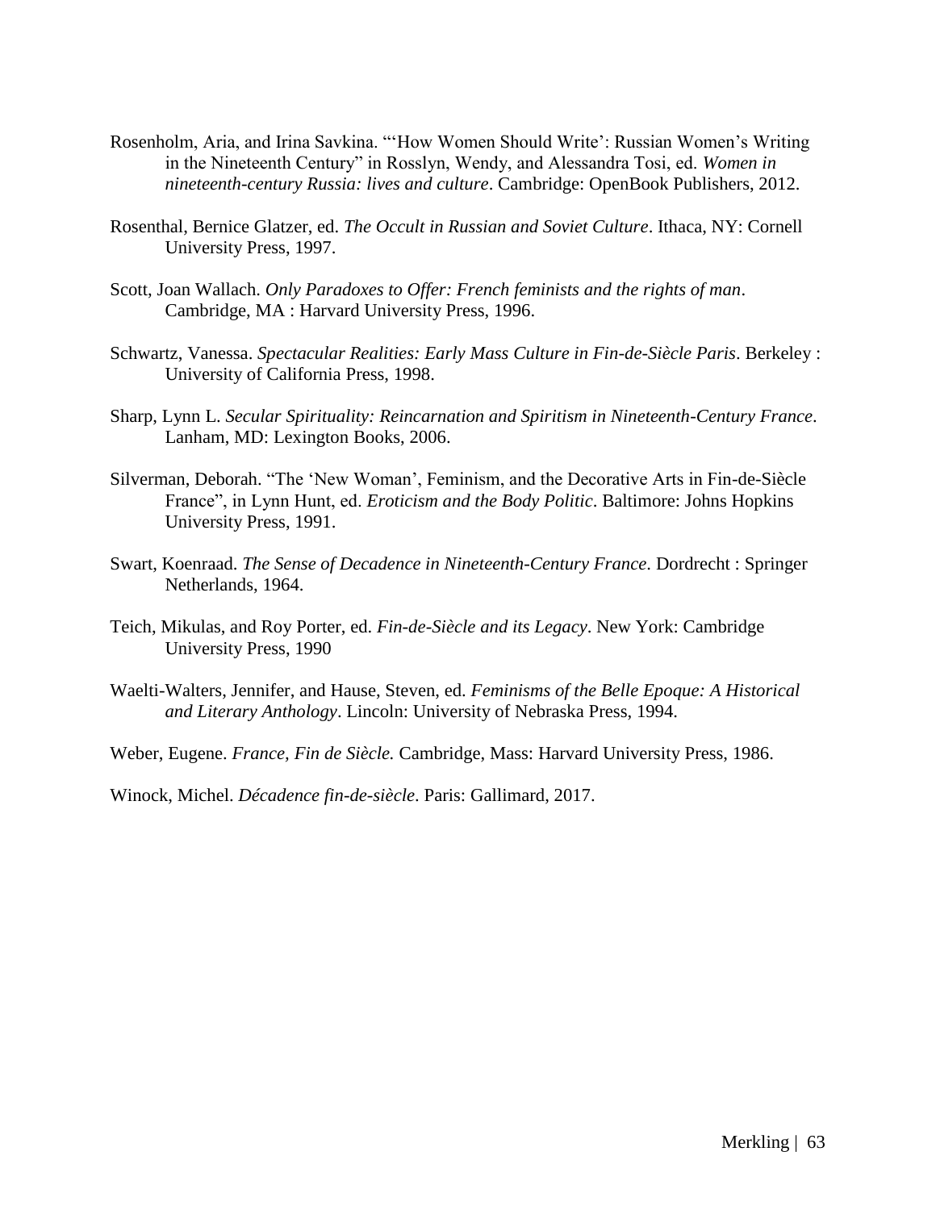Rosenholm, Aria, and Irina Savkina. "'How Women Should Write': Russian Women's Writing in the Nineteenth Century" in Rosslyn, Wendy, and Alessandra Tosi, ed. *Women in nineteenth-century Russia: lives and culture*. Cambridge: OpenBook Publishers, 2012.

Rosenthal, Bernice Glatzer, ed. *The Occult in Russian and Soviet Culture*. Ithaca, NY: Cornell University Press, 1997.

Scott, Joan Wallach. *Only Paradoxes to Offer: French feminists and the rights of man*. Cambridge, MA : Harvard University Press, 1996.

Schwartz, Vanessa. *Spectacular Realities: Early Mass Culture in Fin-de-Siècle Paris*. Berkeley : University of California Press, 1998.

Sharp, Lynn L. *Secular Spirituality: Reincarnation and Spiritism in Nineteenth-Century France*. Lanham, MD: Lexington Books, 2006.

Silverman, Deborah. "The 'New Woman', Feminism, and the Decorative Arts in Fin-de-Siècle France", in Lynn Hunt, ed. *Eroticism and the Body Politic*. Baltimore: Johns Hopkins University Press, 1991.

Swart, Koenraad. *The Sense of Decadence in Nineteenth-Century France*. Dordrecht : Springer Netherlands, 1964.

Teich, Mikulas, and Roy Porter, ed. *Fin-de-Siècle and its Legacy*. New York: Cambridge University Press, 1990

Waelti-Walters, Jennifer, and Hause, Steven, ed. *Feminisms of the Belle Epoque: A Historical and Literary Anthology*. Lincoln: University of Nebraska Press, 1994.

Weber, Eugene. *France, Fin de Siècle.* Cambridge, Mass: Harvard University Press, 1986.

Winock, Michel. *Décadence fin-de-siècle*. Paris: Gallimard, 2017.